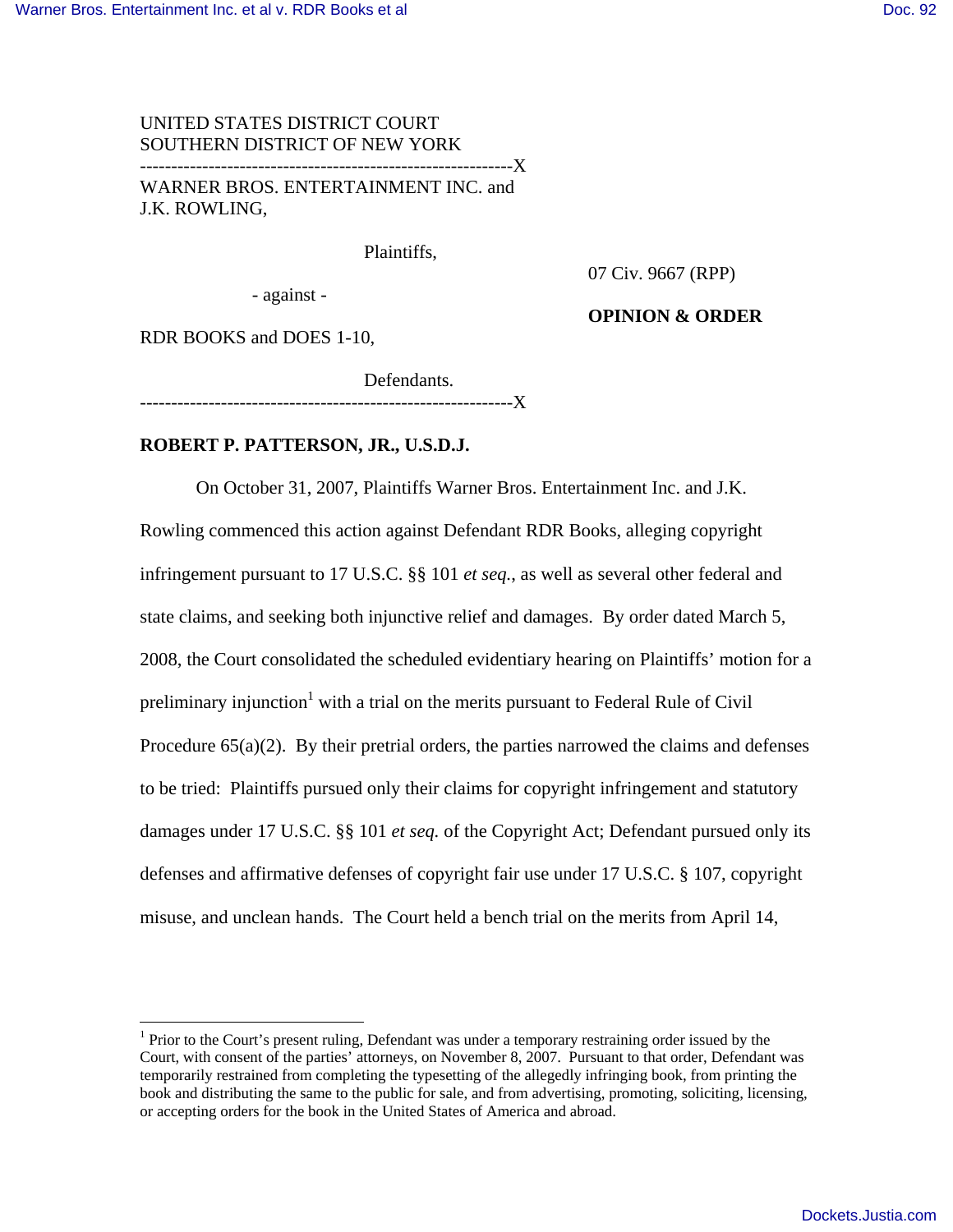UNITED STATES DISTRICT COURT
SOUTHERN DISTRICT OF NEW YORK

-----------------------------------------------------------X

WARNER BROS. ENTERTAINMENT INC. and J.K. ROWLING,

Plaintiffs,

- against -

RDR BOOKS and DOES 1-10,

Defendants.

-----------------------------------------------------------X

07 Civ. 9667 (RPP)

**OPINION & ORDER**

**ROBERT P. PATTERSON, JR., U.S.D.J.**

On October 31, 2007, Plaintiffs Warner Bros. Entertainment Inc. and J.K. Rowling commenced this action against Defendant RDR Books, alleging copyright infringement pursuant to 17 U.S.C. §§ 101 *et seq.*, as well as several other federal and state claims, and seeking both injunctive relief and damages. By order dated March 5, 2008, the Court consolidated the scheduled evidentiary hearing on Plaintiffs' motion for a preliminary injunction[1] with a trial on the merits pursuant to Federal Rule of Civil Procedure 65(a)(2). By their pretrial orders, the parties narrowed the claims and defenses to be tried: Plaintiffs pursued only their claims for copyright infringement and statutory damages under 17 U.S.C. §§ 101 *et seq.* of the Copyright Act; Defendant pursued only its defenses and affirmative defenses of copyright fair use under 17 U.S.C. § 107, copyright misuse, and unclean hands. The Court held a bench trial on the merits from April 14,

---

[1] Prior to the Court's present ruling, Defendant was under a temporary restraining order issued by the Court, with consent of the parties' attorneys, on November 8, 2007. Pursuant to that order, Defendant was temporarily restrained from completing the typesetting of the allegedly infringing book, from printing the book and distributing the same to the public for sale, and from advertising, promoting, soliciting, licensing, or accepting orders for the book in the United States of America and abroad.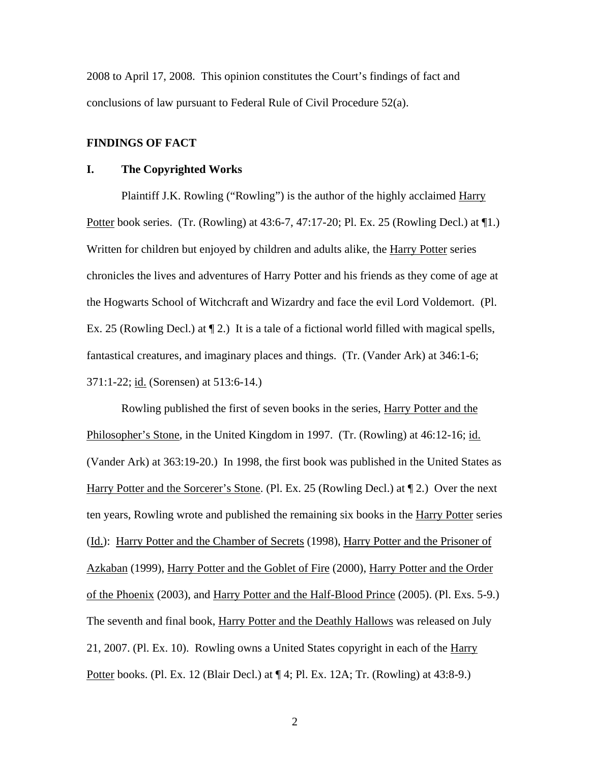2008 to April 17, 2008. This opinion constitutes the Court's findings of fact and conclusions of law pursuant to Federal Rule of Civil Procedure 52(a).

## FINDINGS OF FACT

### I. The Copyrighted Works

Plaintiff J.K. Rowling ("Rowling") is the author of the highly acclaimed Harry Potter book series. (Tr. (Rowling) at 43:6-7, 47:17-20; Pl. Ex. 25 (Rowling Decl.) at ¶1.) Written for children but enjoyed by children and adults alike, the Harry Potter series chronicles the lives and adventures of Harry Potter and his friends as they come of age at the Hogwarts School of Witchcraft and Wizardry and face the evil Lord Voldemort. (Pl. Ex. 25 (Rowling Decl.) at ¶ 2.) It is a tale of a fictional world filled with magical spells, fantastical creatures, and imaginary places and things. (Tr. (Vander Ark) at 346:1-6; 371:1-22; id. (Sorensen) at 513:6-14.)

Rowling published the first of seven books in the series, Harry Potter and the Philosopher's Stone, in the United Kingdom in 1997. (Tr. (Rowling) at 46:12-16; id. (Vander Ark) at 363:19-20.) In 1998, the first book was published in the United States as Harry Potter and the Sorcerer's Stone. (Pl. Ex. 25 (Rowling Decl.) at ¶ 2.) Over the next ten years, Rowling wrote and published the remaining six books in the Harry Potter series (Id.): Harry Potter and the Chamber of Secrets (1998), Harry Potter and the Prisoner of Azkaban (1999), Harry Potter and the Goblet of Fire (2000), Harry Potter and the Order of the Phoenix (2003), and Harry Potter and the Half-Blood Prince (2005). (Pl. Exs. 5-9.) The seventh and final book, Harry Potter and the Deathly Hallows was released on July 21, 2007. (Pl. Ex. 10). Rowling owns a United States copyright in each of the Harry Potter books. (Pl. Ex. 12 (Blair Decl.) at ¶ 4; Pl. Ex. 12A; Tr. (Rowling) at 43:8-9.)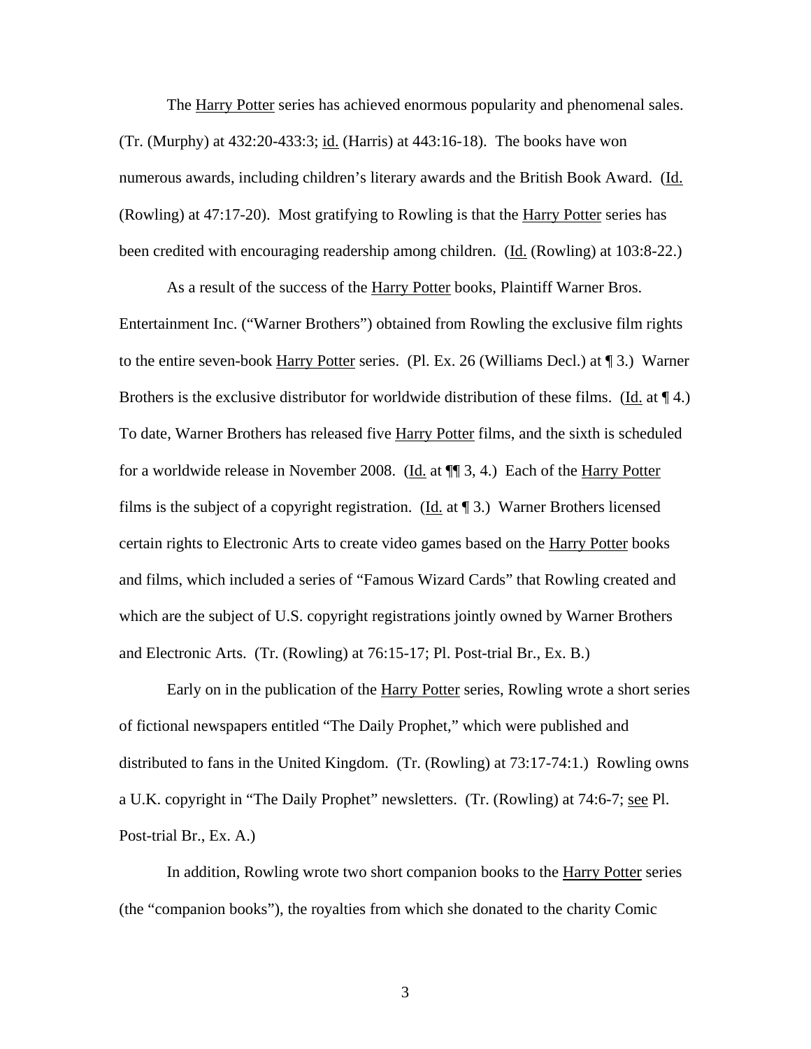The Harry Potter series has achieved enormous popularity and phenomenal sales. (Tr. (Murphy) at 432:20-433:3; id. (Harris) at 443:16-18). The books have won numerous awards, including children's literary awards and the British Book Award. (Id. (Rowling) at 47:17-20). Most gratifying to Rowling is that the Harry Potter series has been credited with encouraging readership among children. (Id. (Rowling) at 103:8-22.)

As a result of the success of the Harry Potter books, Plaintiff Warner Bros. Entertainment Inc. ("Warner Brothers") obtained from Rowling the exclusive film rights to the entire seven-book Harry Potter series. (Pl. Ex. 26 (Williams Decl.) at ¶ 3.) Warner Brothers is the exclusive distributor for worldwide distribution of these films. (Id. at ¶ 4.) To date, Warner Brothers has released five Harry Potter films, and the sixth is scheduled for a worldwide release in November 2008. (Id. at ¶¶ 3, 4.) Each of the Harry Potter films is the subject of a copyright registration. (Id. at ¶ 3.) Warner Brothers licensed certain rights to Electronic Arts to create video games based on the Harry Potter books and films, which included a series of "Famous Wizard Cards" that Rowling created and which are the subject of U.S. copyright registrations jointly owned by Warner Brothers and Electronic Arts. (Tr. (Rowling) at 76:15-17; Pl. Post-trial Br., Ex. B.)

Early on in the publication of the Harry Potter series, Rowling wrote a short series of fictional newspapers entitled "The Daily Prophet," which were published and distributed to fans in the United Kingdom. (Tr. (Rowling) at 73:17-74:1.) Rowling owns a U.K. copyright in "The Daily Prophet" newsletters. (Tr. (Rowling) at 74:6-7; see Pl. Post-trial Br., Ex. A.)

In addition, Rowling wrote two short companion books to the Harry Potter series (the "companion books"), the royalties from which she donated to the charity Comic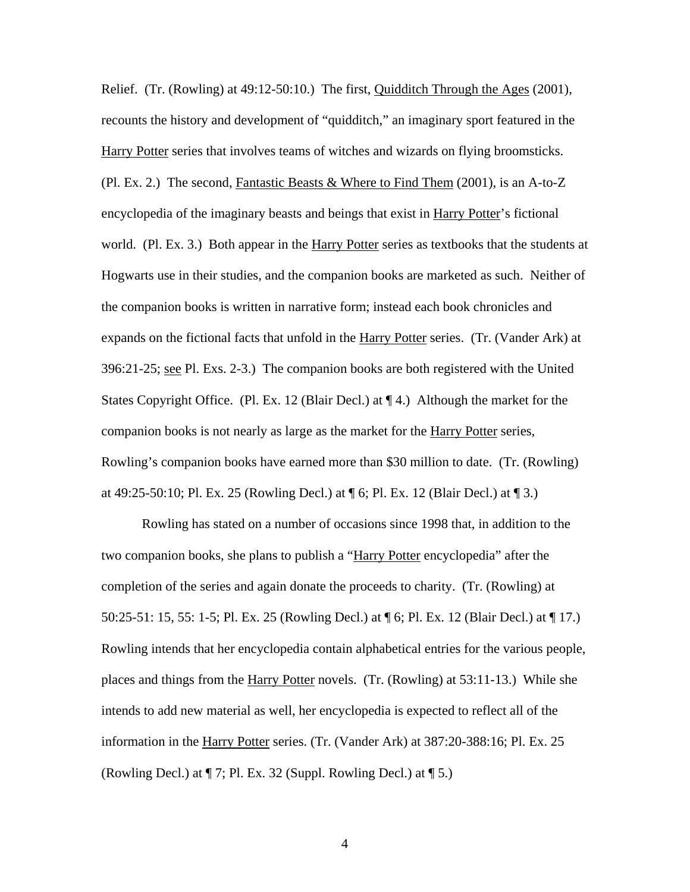Relief. (Tr. (Rowling) at 49:12-50:10.) The first, Quidditch Through the Ages (2001), recounts the history and development of "quidditch," an imaginary sport featured in the Harry Potter series that involves teams of witches and wizards on flying broomsticks. (Pl. Ex. 2.) The second, Fantastic Beasts & Where to Find Them (2001), is an A-to-Z encyclopedia of the imaginary beasts and beings that exist in Harry Potter's fictional world. (Pl. Ex. 3.) Both appear in the Harry Potter series as textbooks that the students at Hogwarts use in their studies, and the companion books are marketed as such. Neither of the companion books is written in narrative form; instead each book chronicles and expands on the fictional facts that unfold in the Harry Potter series. (Tr. (Vander Ark) at 396:21-25; see Pl. Exs. 2-3.) The companion books are both registered with the United States Copyright Office. (Pl. Ex. 12 (Blair Decl.) at ¶ 4.) Although the market for the companion books is not nearly as large as the market for the Harry Potter series, Rowling's companion books have earned more than $30 million to date. (Tr. (Rowling) at 49:25-50:10; Pl. Ex. 25 (Rowling Decl.) at ¶ 6; Pl. Ex. 12 (Blair Decl.) at ¶ 3.)

Rowling has stated on a number of occasions since 1998 that, in addition to the two companion books, she plans to publish a "Harry Potter encyclopedia" after the completion of the series and again donate the proceeds to charity. (Tr. (Rowling) at 50:25-51: 15, 55: 1-5; Pl. Ex. 25 (Rowling Decl.) at ¶ 6; Pl. Ex. 12 (Blair Decl.) at ¶ 17.) Rowling intends that her encyclopedia contain alphabetical entries for the various people, places and things from the Harry Potter novels. (Tr. (Rowling) at 53:11-13.) While she intends to add new material as well, her encyclopedia is expected to reflect all of the information in the Harry Potter series. (Tr. (Vander Ark) at 387:20-388:16; Pl. Ex. 25 (Rowling Decl.) at ¶ 7; Pl. Ex. 32 (Suppl. Rowling Decl.) at ¶ 5.)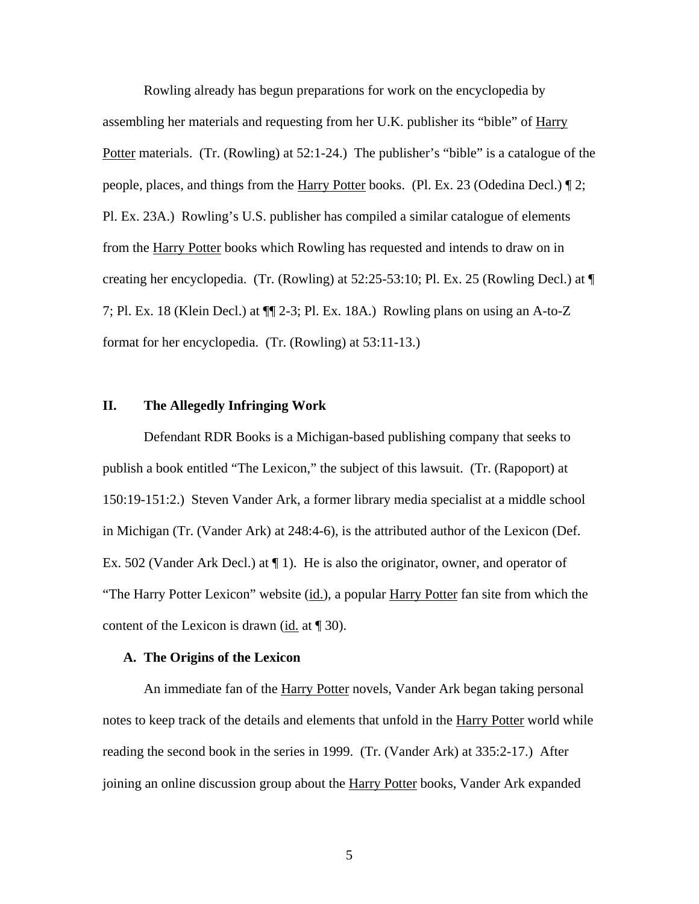Rowling already has begun preparations for work on the encyclopedia by assembling her materials and requesting from her U.K. publisher its "bible" of Harry Potter materials. (Tr. (Rowling) at 52:1-24.) The publisher's "bible" is a catalogue of the people, places, and things from the Harry Potter books. (Pl. Ex. 23 (Odedina Decl.) ¶ 2; Pl. Ex. 23A.) Rowling's U.S. publisher has compiled a similar catalogue of elements from the Harry Potter books which Rowling has requested and intends to draw on in creating her encyclopedia. (Tr. (Rowling) at 52:25-53:10; Pl. Ex. 25 (Rowling Decl.) at ¶ 7; Pl. Ex. 18 (Klein Decl.) at ¶¶ 2-3; Pl. Ex. 18A.) Rowling plans on using an A-to-Z format for her encyclopedia. (Tr. (Rowling) at 53:11-13.)

## II. The Allegedly Infringing Work

Defendant RDR Books is a Michigan-based publishing company that seeks to publish a book entitled "The Lexicon," the subject of this lawsuit. (Tr. (Rapoport) at 150:19-151:2.) Steven Vander Ark, a former library media specialist at a middle school in Michigan (Tr. (Vander Ark) at 248:4-6), is the attributed author of the Lexicon (Def. Ex. 502 (Vander Ark Decl.) at ¶ 1). He is also the originator, owner, and operator of "The Harry Potter Lexicon" website (id.), a popular Harry Potter fan site from which the content of the Lexicon is drawn (id. at ¶ 30).

### A. The Origins of the Lexicon

An immediate fan of the Harry Potter novels, Vander Ark began taking personal notes to keep track of the details and elements that unfold in the Harry Potter world while reading the second book in the series in 1999. (Tr. (Vander Ark) at 335:2-17.) After joining an online discussion group about the Harry Potter books, Vander Ark expanded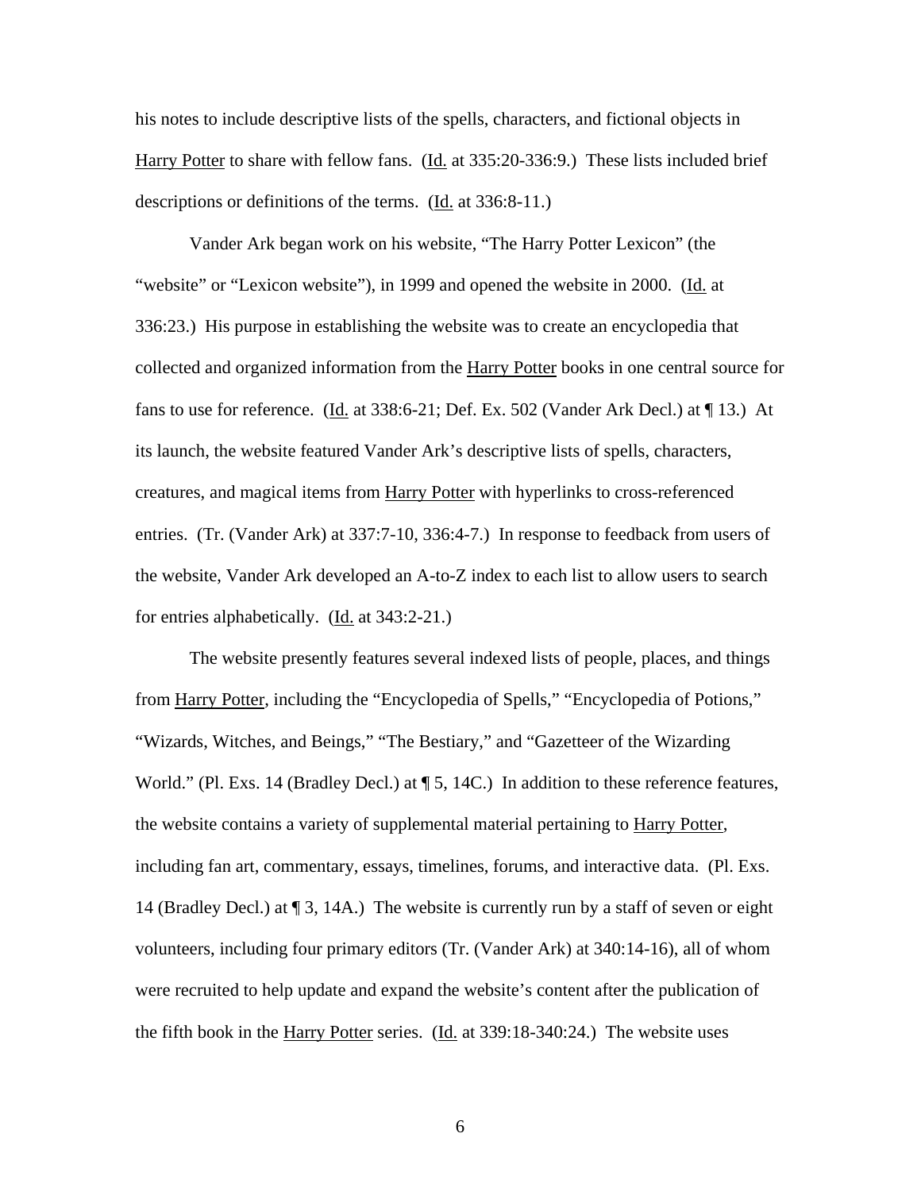his notes to include descriptive lists of the spells, characters, and fictional objects in Harry Potter to share with fellow fans. (Id. at 335:20-336:9.) These lists included brief descriptions or definitions of the terms. (Id. at 336:8-11.)

Vander Ark began work on his website, "The Harry Potter Lexicon" (the "website" or "Lexicon website"), in 1999 and opened the website in 2000. (Id. at 336:23.) His purpose in establishing the website was to create an encyclopedia that collected and organized information from the Harry Potter books in one central source for fans to use for reference. (Id. at 338:6-21; Def. Ex. 502 (Vander Ark Decl.) at ¶ 13.) At its launch, the website featured Vander Ark's descriptive lists of spells, characters, creatures, and magical items from Harry Potter with hyperlinks to cross-referenced entries. (Tr. (Vander Ark) at 337:7-10, 336:4-7.) In response to feedback from users of the website, Vander Ark developed an A-to-Z index to each list to allow users to search for entries alphabetically. (Id. at 343:2-21.)

The website presently features several indexed lists of people, places, and things from Harry Potter, including the "Encyclopedia of Spells," "Encyclopedia of Potions," "Wizards, Witches, and Beings," "The Bestiary," and "Gazetteer of the Wizarding World." (Pl. Exs. 14 (Bradley Decl.) at ¶ 5, 14C.) In addition to these reference features, the website contains a variety of supplemental material pertaining to Harry Potter, including fan art, commentary, essays, timelines, forums, and interactive data. (Pl. Exs. 14 (Bradley Decl.) at ¶ 3, 14A.) The website is currently run by a staff of seven or eight volunteers, including four primary editors (Tr. (Vander Ark) at 340:14-16), all of whom were recruited to help update and expand the website's content after the publication of the fifth book in the Harry Potter series. (Id. at 339:18-340:24.) The website uses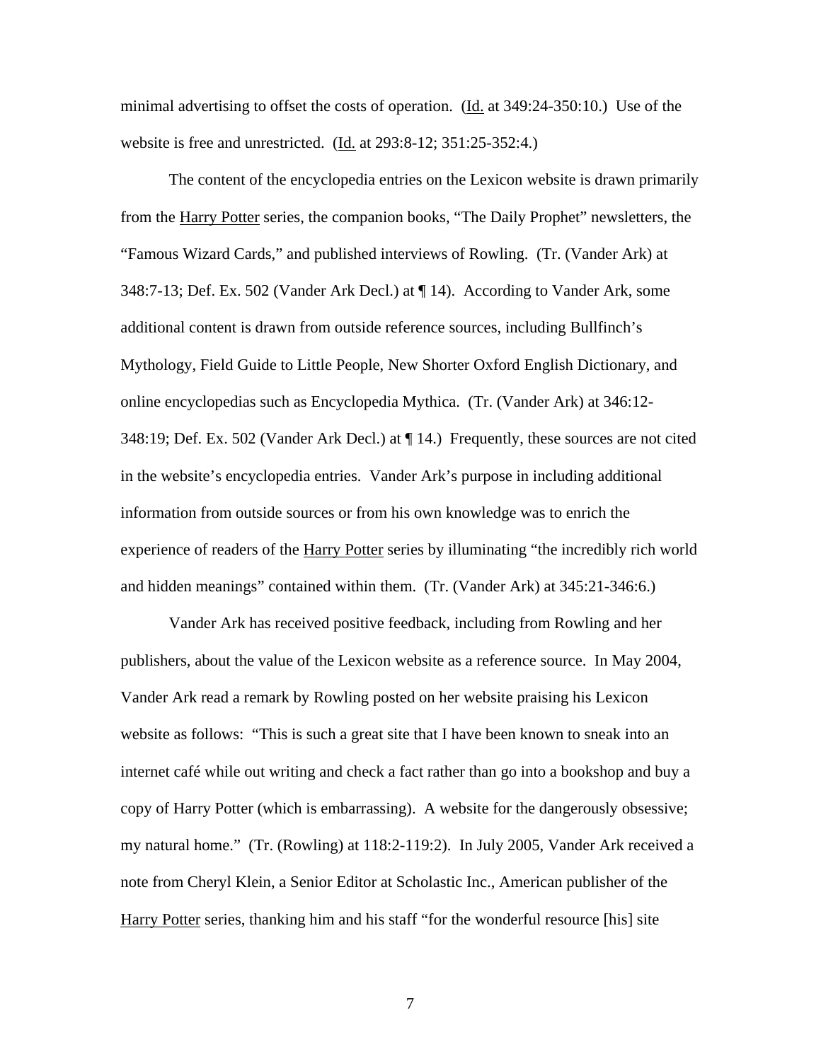minimal advertising to offset the costs of operation. (Id. at 349:24-350:10.) Use of the website is free and unrestricted. (Id. at 293:8-12; 351:25-352:4.)

The content of the encyclopedia entries on the Lexicon website is drawn primarily from the Harry Potter series, the companion books, "The Daily Prophet" newsletters, the "Famous Wizard Cards," and published interviews of Rowling. (Tr. (Vander Ark) at 348:7-13; Def. Ex. 502 (Vander Ark Decl.) at ¶ 14). According to Vander Ark, some additional content is drawn from outside reference sources, including Bullfinch's Mythology, Field Guide to Little People, New Shorter Oxford English Dictionary, and online encyclopedias such as Encyclopedia Mythica. (Tr. (Vander Ark) at 346:12-348:19; Def. Ex. 502 (Vander Ark Decl.) at ¶ 14.) Frequently, these sources are not cited in the website's encyclopedia entries. Vander Ark's purpose in including additional information from outside sources or from his own knowledge was to enrich the experience of readers of the Harry Potter series by illuminating "the incredibly rich world and hidden meanings" contained within them. (Tr. (Vander Ark) at 345:21-346:6.)

Vander Ark has received positive feedback, including from Rowling and her publishers, about the value of the Lexicon website as a reference source. In May 2004, Vander Ark read a remark by Rowling posted on her website praising his Lexicon website as follows: "This is such a great site that I have been known to sneak into an internet café while out writing and check a fact rather than go into a bookshop and buy a copy of Harry Potter (which is embarrassing). A website for the dangerously obsessive; my natural home." (Tr. (Rowling) at 118:2-119:2). In July 2005, Vander Ark received a note from Cheryl Klein, a Senior Editor at Scholastic Inc., American publisher of the Harry Potter series, thanking him and his staff "for the wonderful resource [his] site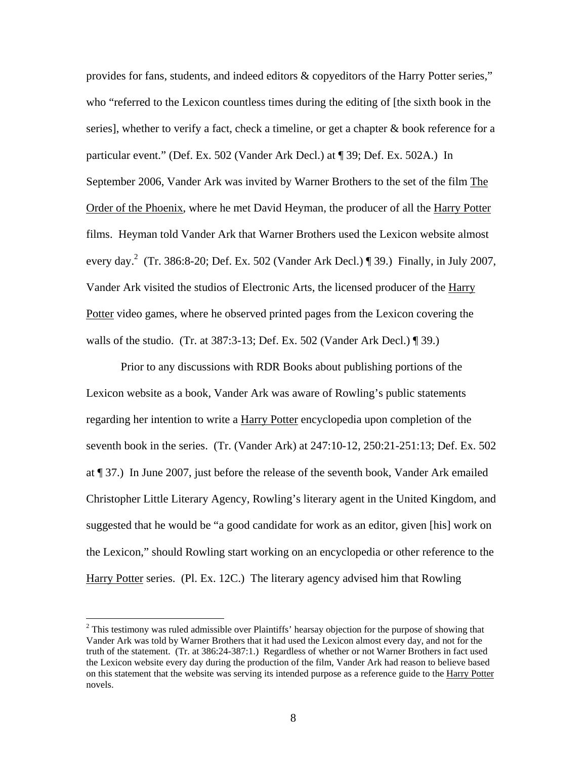provides for fans, students, and indeed editors & copyeditors of the Harry Potter series," who "referred to the Lexicon countless times during the editing of [the sixth book in the series], whether to verify a fact, check a timeline, or get a chapter & book reference for a particular event." (Def. Ex. 502 (Vander Ark Decl.) at ¶ 39; Def. Ex. 502A.) In September 2006, Vander Ark was invited by Warner Brothers to the set of the film The Order of the Phoenix, where he met David Heyman, the producer of all the Harry Potter films. Heyman told Vander Ark that Warner Brothers used the Lexicon website almost every day.[2] (Tr. 386:8-20; Def. Ex. 502 (Vander Ark Decl.) ¶ 39.) Finally, in July 2007, Vander Ark visited the studios of Electronic Arts, the licensed producer of the Harry Potter video games, where he observed printed pages from the Lexicon covering the walls of the studio. (Tr. at 387:3-13; Def. Ex. 502 (Vander Ark Decl.) ¶ 39.)

Prior to any discussions with RDR Books about publishing portions of the Lexicon website as a book, Vander Ark was aware of Rowling's public statements regarding her intention to write a Harry Potter encyclopedia upon completion of the seventh book in the series. (Tr. (Vander Ark) at 247:10-12, 250:21-251:13; Def. Ex. 502 at ¶ 37.) In June 2007, just before the release of the seventh book, Vander Ark emailed Christopher Little Literary Agency, Rowling's literary agent in the United Kingdom, and suggested that he would be "a good candidate for work as an editor, given [his] work on the Lexicon," should Rowling start working on an encyclopedia or other reference to the Harry Potter series. (Pl. Ex. 12C.) The literary agency advised him that Rowling

[2] This testimony was ruled admissible over Plaintiffs' hearsay objection for the purpose of showing that Vander Ark was told by Warner Brothers that it had used the Lexicon almost every day, and not for the truth of the statement. (Tr. at 386:24-387:1.) Regardless of whether or not Warner Brothers in fact used the Lexicon website every day during the production of the film, Vander Ark had reason to believe based on this statement that the website was serving its intended purpose as a reference guide to the Harry Potter novels.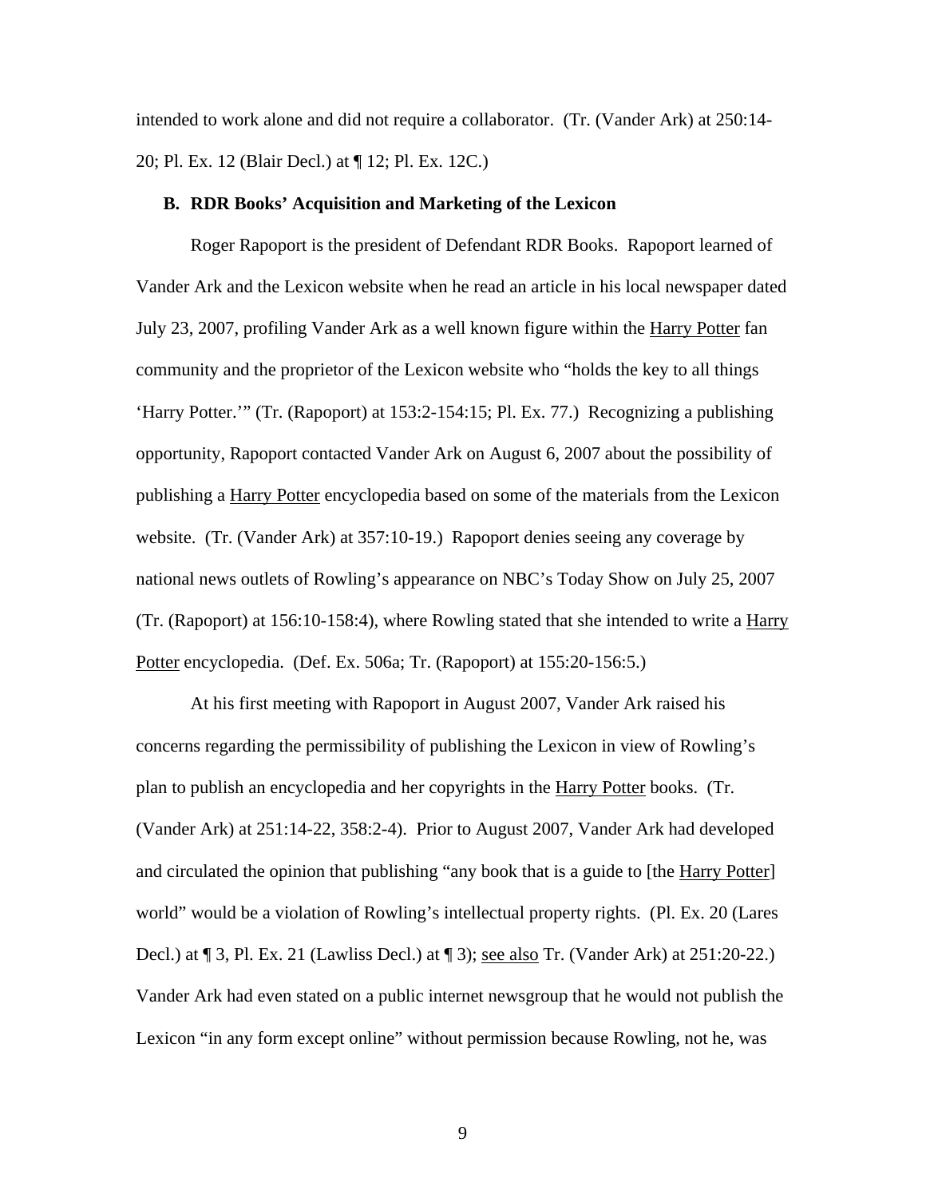intended to work alone and did not require a collaborator. (Tr. (Vander Ark) at 250:14-20; Pl. Ex. 12 (Blair Decl.) at ¶ 12; Pl. Ex. 12C.)

### B. RDR Books' Acquisition and Marketing of the Lexicon

Roger Rapoport is the president of Defendant RDR Books. Rapoport learned of Vander Ark and the Lexicon website when he read an article in his local newspaper dated July 23, 2007, profiling Vander Ark as a well known figure within the Harry Potter fan community and the proprietor of the Lexicon website who "holds the key to all things 'Harry Potter.'" (Tr. (Rapoport) at 153:2-154:15; Pl. Ex. 77.) Recognizing a publishing opportunity, Rapoport contacted Vander Ark on August 6, 2007 about the possibility of publishing a Harry Potter encyclopedia based on some of the materials from the Lexicon website. (Tr. (Vander Ark) at 357:10-19.) Rapoport denies seeing any coverage by national news outlets of Rowling's appearance on NBC's Today Show on July 25, 2007 (Tr. (Rapoport) at 156:10-158:4), where Rowling stated that she intended to write a Harry Potter encyclopedia. (Def. Ex. 506a; Tr. (Rapoport) at 155:20-156:5.)

At his first meeting with Rapoport in August 2007, Vander Ark raised his concerns regarding the permissibility of publishing the Lexicon in view of Rowling's plan to publish an encyclopedia and her copyrights in the Harry Potter books. (Tr. (Vander Ark) at 251:14-22, 358:2-4). Prior to August 2007, Vander Ark had developed and circulated the opinion that publishing "any book that is a guide to [the Harry Potter] world" would be a violation of Rowling's intellectual property rights. (Pl. Ex. 20 (Lares Decl.) at ¶ 3, Pl. Ex. 21 (Lawliss Decl.) at ¶ 3); see also Tr. (Vander Ark) at 251:20-22.) Vander Ark had even stated on a public internet newsgroup that he would not publish the Lexicon "in any form except online" without permission because Rowling, not he, was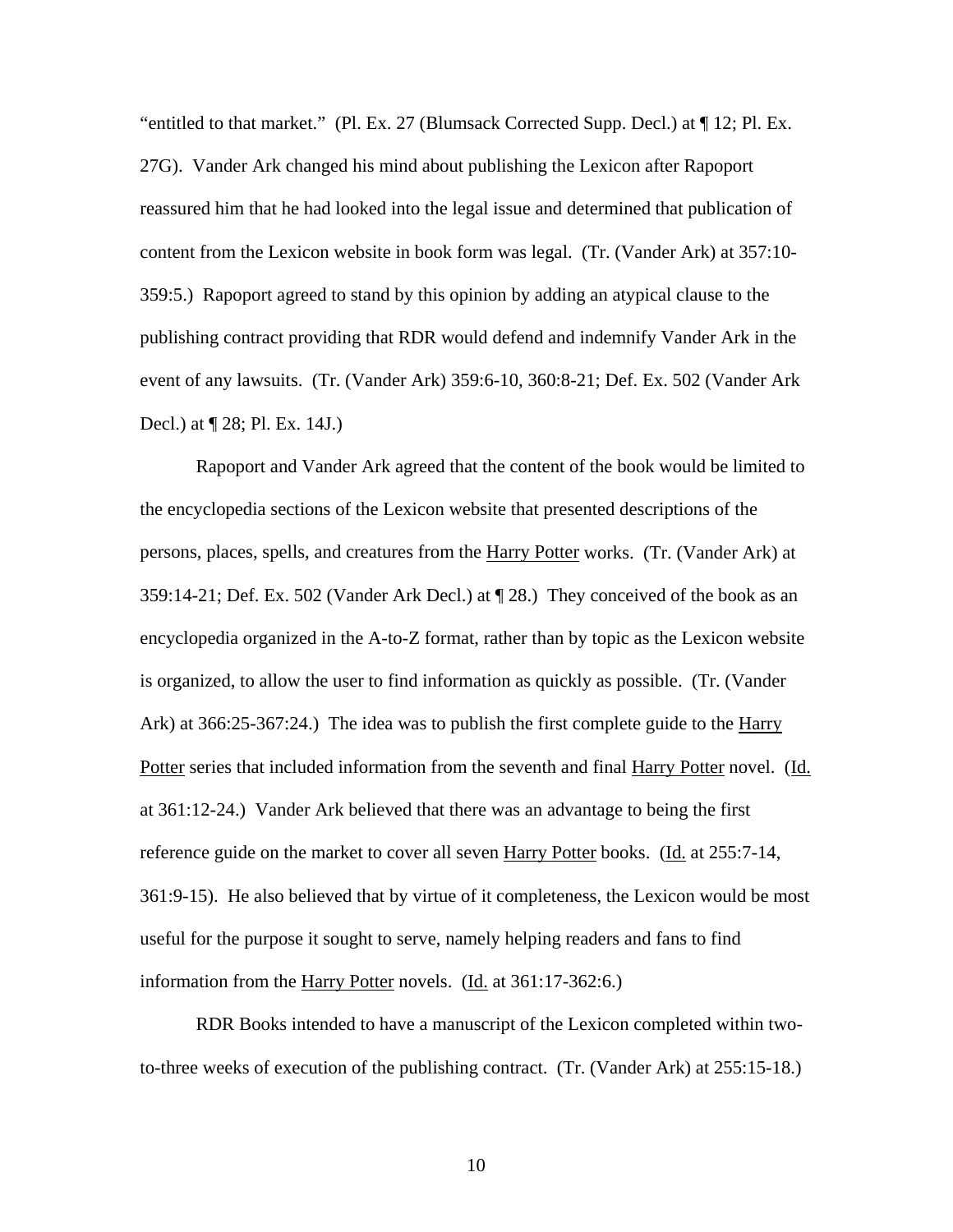"entitled to that market." (Pl. Ex. 27 (Blumsack Corrected Supp. Decl.) at ¶ 12; Pl. Ex. 27G). Vander Ark changed his mind about publishing the Lexicon after Rapoport reassured him that he had looked into the legal issue and determined that publication of content from the Lexicon website in book form was legal. (Tr. (Vander Ark) at 357:10-359:5.) Rapoport agreed to stand by this opinion by adding an atypical clause to the publishing contract providing that RDR would defend and indemnify Vander Ark in the event of any lawsuits. (Tr. (Vander Ark) 359:6-10, 360:8-21; Def. Ex. 502 (Vander Ark Decl.) at ¶ 28; Pl. Ex. 14J.)

Rapoport and Vander Ark agreed that the content of the book would be limited to the encyclopedia sections of the Lexicon website that presented descriptions of the persons, places, spells, and creatures from the Harry Potter works. (Tr. (Vander Ark) at 359:14-21; Def. Ex. 502 (Vander Ark Decl.) at ¶ 28.) They conceived of the book as an encyclopedia organized in the A-to-Z format, rather than by topic as the Lexicon website is organized, to allow the user to find information as quickly as possible. (Tr. (Vander Ark) at 366:25-367:24.) The idea was to publish the first complete guide to the Harry Potter series that included information from the seventh and final Harry Potter novel. (Id. at 361:12-24.) Vander Ark believed that there was an advantage to being the first reference guide on the market to cover all seven Harry Potter books. (Id. at 255:7-14, 361:9-15). He also believed that by virtue of it completeness, the Lexicon would be most useful for the purpose it sought to serve, namely helping readers and fans to find information from the Harry Potter novels. (Id. at 361:17-362:6.)

RDR Books intended to have a manuscript of the Lexicon completed within two-to-three weeks of execution of the publishing contract. (Tr. (Vander Ark) at 255:15-18.)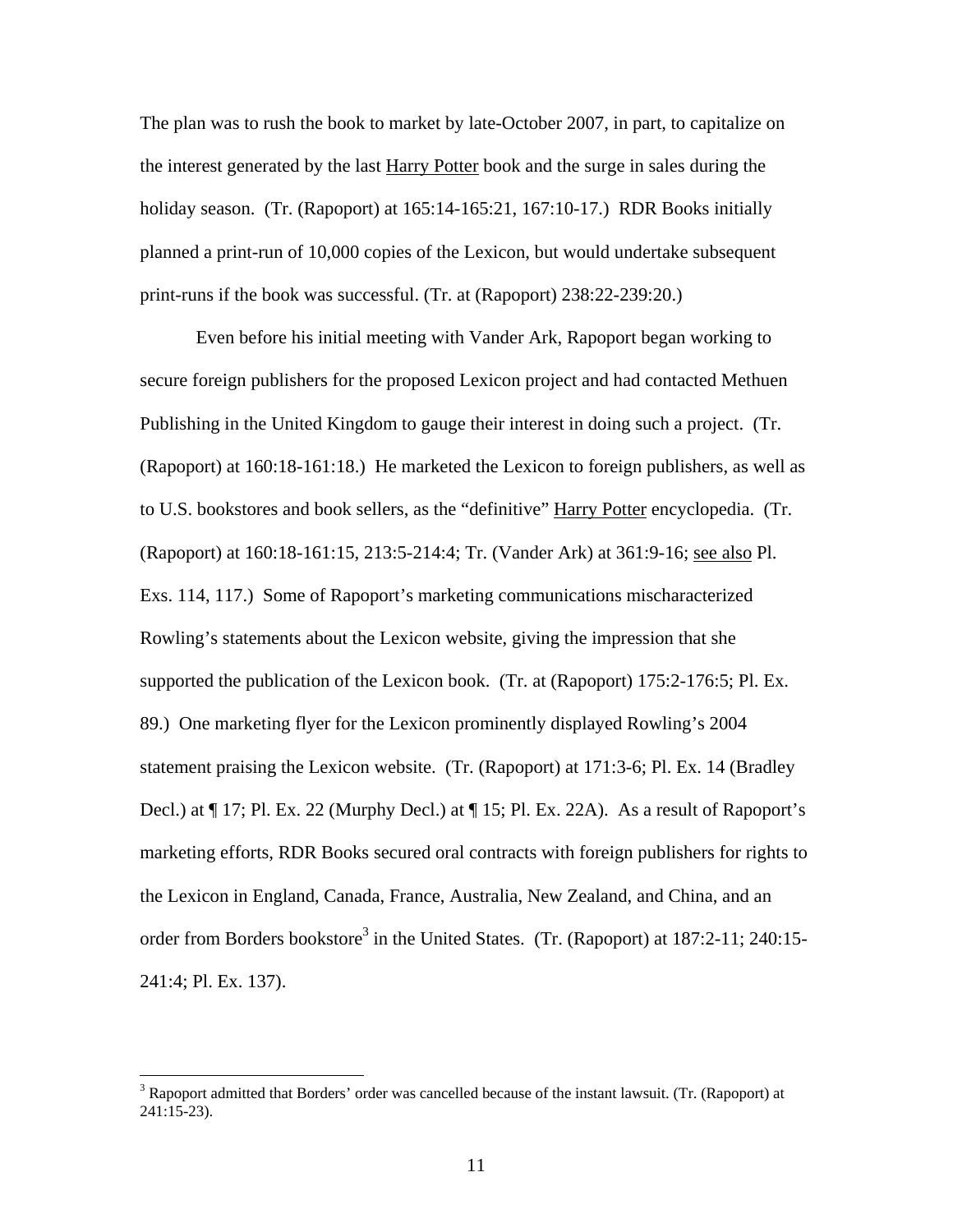The plan was to rush the book to market by late-October 2007, in part, to capitalize on the interest generated by the last Harry Potter book and the surge in sales during the holiday season. (Tr. (Rapoport) at 165:14-165:21, 167:10-17.) RDR Books initially planned a print-run of 10,000 copies of the Lexicon, but would undertake subsequent print-runs if the book was successful. (Tr. at (Rapoport) 238:22-239:20.)

Even before his initial meeting with Vander Ark, Rapoport began working to secure foreign publishers for the proposed Lexicon project and had contacted Methuen Publishing in the United Kingdom to gauge their interest in doing such a project. (Tr. (Rapoport) at 160:18-161:18.) He marketed the Lexicon to foreign publishers, as well as to U.S. bookstores and book sellers, as the "definitive" Harry Potter encyclopedia. (Tr. (Rapoport) at 160:18-161:15, 213:5-214:4; Tr. (Vander Ark) at 361:9-16; see also Pl. Exs. 114, 117.) Some of Rapoport's marketing communications mischaracterized Rowling's statements about the Lexicon website, giving the impression that she supported the publication of the Lexicon book. (Tr. at (Rapoport) 175:2-176:5; Pl. Ex. 89.) One marketing flyer for the Lexicon prominently displayed Rowling's 2004 statement praising the Lexicon website. (Tr. (Rapoport) at 171:3-6; Pl. Ex. 14 (Bradley Decl.) at ¶ 17; Pl. Ex. 22 (Murphy Decl.) at ¶ 15; Pl. Ex. 22A). As a result of Rapoport's marketing efforts, RDR Books secured oral contracts with foreign publishers for rights to the Lexicon in England, Canada, France, Australia, New Zealand, and China, and an order from Borders bookstore[3] in the United States. (Tr. (Rapoport) at 187:2-11; 240:15-241:4; Pl. Ex. 137).

[3] Rapoport admitted that Borders' order was cancelled because of the instant lawsuit. (Tr. (Rapoport) at 241:15-23).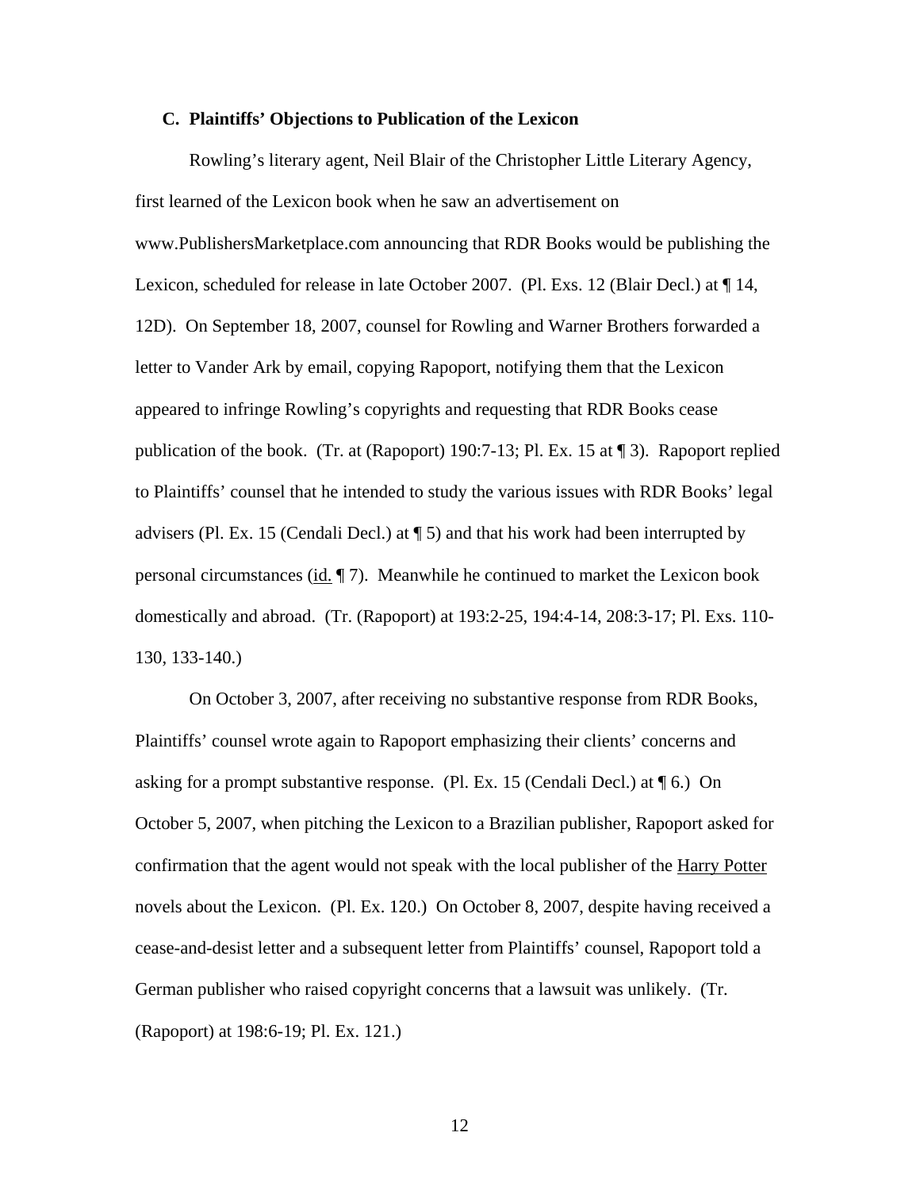### C. Plaintiffs' Objections to Publication of the Lexicon

Rowling's literary agent, Neil Blair of the Christopher Little Literary Agency, first learned of the Lexicon book when he saw an advertisement on www.PublishersMarketplace.com announcing that RDR Books would be publishing the Lexicon, scheduled for release in late October 2007. (Pl. Exs. 12 (Blair Decl.) at ¶ 14, 12D). On September 18, 2007, counsel for Rowling and Warner Brothers forwarded a letter to Vander Ark by email, copying Rapoport, notifying them that the Lexicon appeared to infringe Rowling's copyrights and requesting that RDR Books cease publication of the book. (Tr. at (Rapoport) 190:7-13; Pl. Ex. 15 at ¶ 3). Rapoport replied to Plaintiffs' counsel that he intended to study the various issues with RDR Books' legal advisers (Pl. Ex. 15 (Cendali Decl.) at ¶ 5) and that his work had been interrupted by personal circumstances (id. ¶ 7). Meanwhile he continued to market the Lexicon book domestically and abroad. (Tr. (Rapoport) at 193:2-25, 194:4-14, 208:3-17; Pl. Exs. 110-130, 133-140.)

On October 3, 2007, after receiving no substantive response from RDR Books, Plaintiffs' counsel wrote again to Rapoport emphasizing their clients' concerns and asking for a prompt substantive response. (Pl. Ex. 15 (Cendali Decl.) at ¶ 6.) On October 5, 2007, when pitching the Lexicon to a Brazilian publisher, Rapoport asked for confirmation that the agent would not speak with the local publisher of the Harry Potter novels about the Lexicon. (Pl. Ex. 120.) On October 8, 2007, despite having received a cease-and-desist letter and a subsequent letter from Plaintiffs' counsel, Rapoport told a German publisher who raised copyright concerns that a lawsuit was unlikely. (Tr. (Rapoport) at 198:6-19; Pl. Ex. 121.)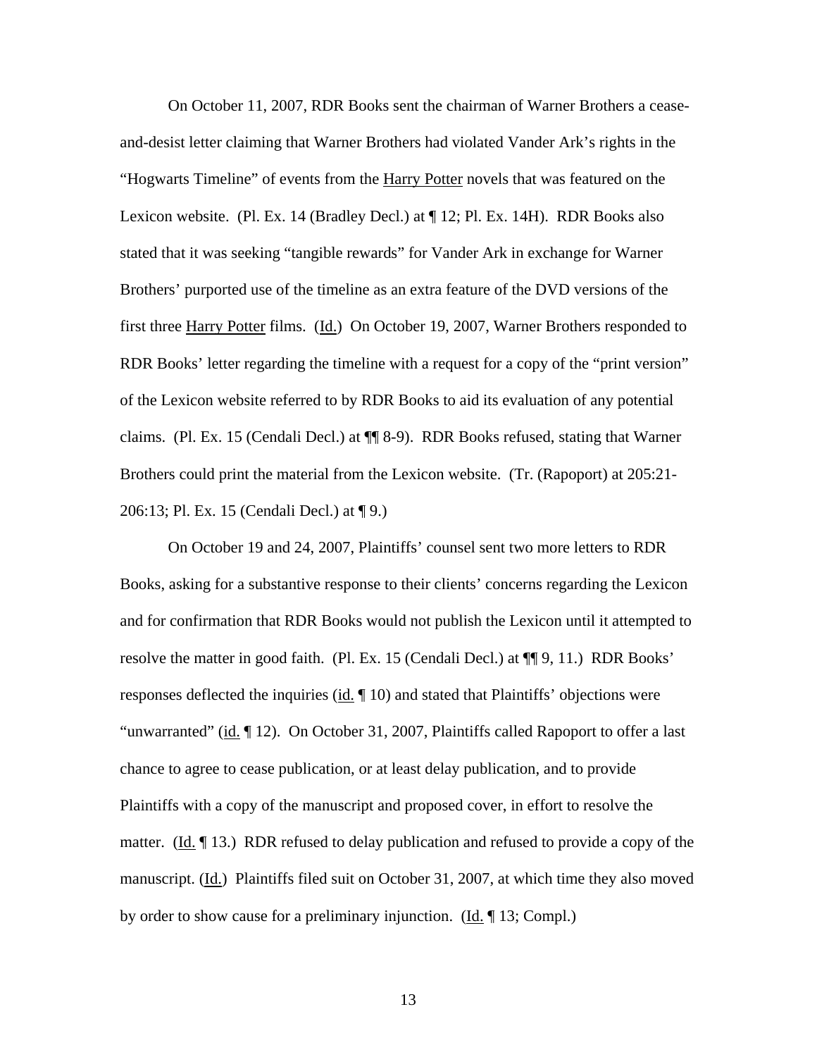On October 11, 2007, RDR Books sent the chairman of Warner Brothers a cease-and-desist letter claiming that Warner Brothers had violated Vander Ark's rights in the "Hogwarts Timeline" of events from the Harry Potter novels that was featured on the Lexicon website. (Pl. Ex. 14 (Bradley Decl.) at ¶ 12; Pl. Ex. 14H). RDR Books also stated that it was seeking "tangible rewards" for Vander Ark in exchange for Warner Brothers' purported use of the timeline as an extra feature of the DVD versions of the first three Harry Potter films. (Id.) On October 19, 2007, Warner Brothers responded to RDR Books' letter regarding the timeline with a request for a copy of the "print version" of the Lexicon website referred to by RDR Books to aid its evaluation of any potential claims. (Pl. Ex. 15 (Cendali Decl.) at ¶¶ 8-9). RDR Books refused, stating that Warner Brothers could print the material from the Lexicon website. (Tr. (Rapoport) at 205:21-206:13; Pl. Ex. 15 (Cendali Decl.) at ¶ 9.)

On October 19 and 24, 2007, Plaintiffs' counsel sent two more letters to RDR Books, asking for a substantive response to their clients' concerns regarding the Lexicon and for confirmation that RDR Books would not publish the Lexicon until it attempted to resolve the matter in good faith. (Pl. Ex. 15 (Cendali Decl.) at ¶¶ 9, 11.) RDR Books' responses deflected the inquiries (id. ¶ 10) and stated that Plaintiffs' objections were "unwarranted" (id. ¶ 12). On October 31, 2007, Plaintiffs called Rapoport to offer a last chance to agree to cease publication, or at least delay publication, and to provide Plaintiffs with a copy of the manuscript and proposed cover, in effort to resolve the matter. (Id. ¶ 13.) RDR refused to delay publication and refused to provide a copy of the manuscript. (Id.) Plaintiffs filed suit on October 31, 2007, at which time they also moved by order to show cause for a preliminary injunction. (Id. ¶ 13; Compl.)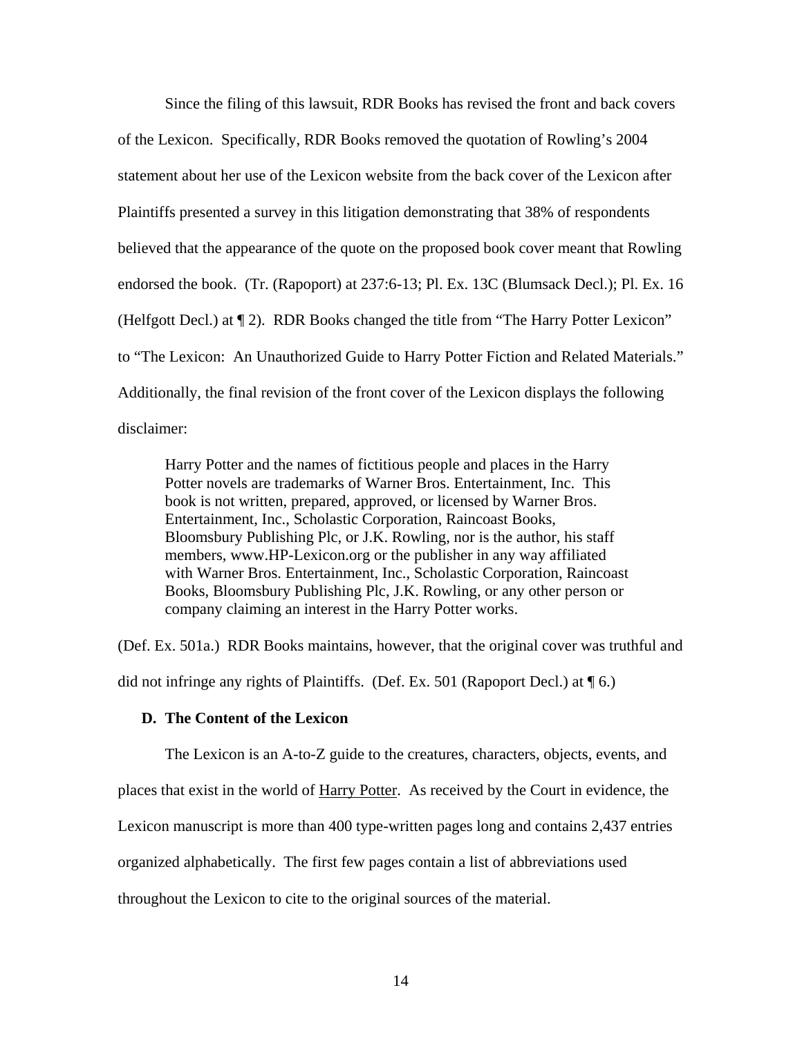Since the filing of this lawsuit, RDR Books has revised the front and back covers of the Lexicon. Specifically, RDR Books removed the quotation of Rowling's 2004 statement about her use of the Lexicon website from the back cover of the Lexicon after Plaintiffs presented a survey in this litigation demonstrating that 38% of respondents believed that the appearance of the quote on the proposed book cover meant that Rowling endorsed the book. (Tr. (Rapoport) at 237:6-13; Pl. Ex. 13C (Blumsack Decl.); Pl. Ex. 16 (Helfgott Decl.) at ¶ 2). RDR Books changed the title from "The Harry Potter Lexicon" to "The Lexicon: An Unauthorized Guide to Harry Potter Fiction and Related Materials." Additionally, the final revision of the front cover of the Lexicon displays the following disclaimer:

> Harry Potter and the names of fictitious people and places in the Harry Potter novels are trademarks of Warner Bros. Entertainment, Inc. This book is not written, prepared, approved, or licensed by Warner Bros. Entertainment, Inc., Scholastic Corporation, Raincoast Books, Bloomsbury Publishing Plc, or J.K. Rowling, nor is the author, his staff members, www.HP-Lexicon.org or the publisher in any way affiliated with Warner Bros. Entertainment, Inc., Scholastic Corporation, Raincoast Books, Bloomsbury Publishing Plc, J.K. Rowling, or any other person or company claiming an interest in the Harry Potter works.

(Def. Ex. 501a.) RDR Books maintains, however, that the original cover was truthful and did not infringe any rights of Plaintiffs. (Def. Ex. 501 (Rapoport Decl.) at ¶ 6.)

**D. The Content of the Lexicon**

The Lexicon is an A-to-Z guide to the creatures, characters, objects, events, and places that exist in the world of Harry Potter. As received by the Court in evidence, the Lexicon manuscript is more than 400 type-written pages long and contains 2,437 entries organized alphabetically. The first few pages contain a list of abbreviations used throughout the Lexicon to cite to the original sources of the material.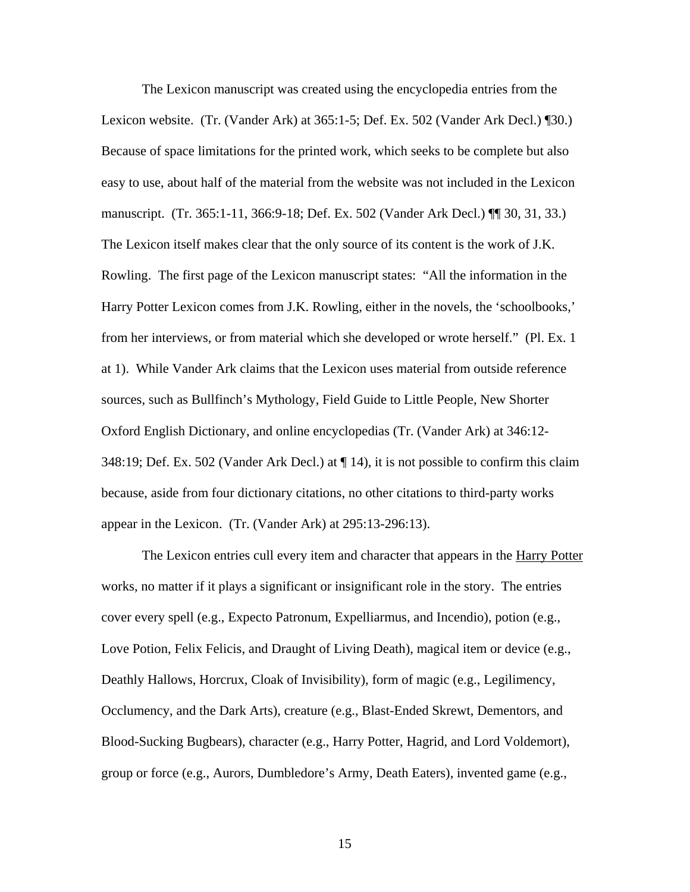The Lexicon manuscript was created using the encyclopedia entries from the Lexicon website. (Tr. (Vander Ark) at 365:1-5; Def. Ex. 502 (Vander Ark Decl.) ¶30.) Because of space limitations for the printed work, which seeks to be complete but also easy to use, about half of the material from the website was not included in the Lexicon manuscript. (Tr. 365:1-11, 366:9-18; Def. Ex. 502 (Vander Ark Decl.) ¶¶ 30, 31, 33.) The Lexicon itself makes clear that the only source of its content is the work of J.K. Rowling. The first page of the Lexicon manuscript states: "All the information in the Harry Potter Lexicon comes from J.K. Rowling, either in the novels, the 'schoolbooks,' from her interviews, or from material which she developed or wrote herself." (Pl. Ex. 1 at 1). While Vander Ark claims that the Lexicon uses material from outside reference sources, such as Bullfinch's Mythology, Field Guide to Little People, New Shorter Oxford English Dictionary, and online encyclopedias (Tr. (Vander Ark) at 346:12-348:19; Def. Ex. 502 (Vander Ark Decl.) at ¶ 14), it is not possible to confirm this claim because, aside from four dictionary citations, no other citations to third-party works appear in the Lexicon. (Tr. (Vander Ark) at 295:13-296:13).

The Lexicon entries cull every item and character that appears in the Harry Potter works, no matter if it plays a significant or insignificant role in the story. The entries cover every spell (e.g., Expecto Patronum, Expelliarmus, and Incendio), potion (e.g., Love Potion, Felix Felicis, and Draught of Living Death), magical item or device (e.g., Deathly Hallows, Horcrux, Cloak of Invisibility), form of magic (e.g., Legilimency, Occlumency, and the Dark Arts), creature (e.g., Blast-Ended Skrewt, Dementors, and Blood-Sucking Bugbears), character (e.g., Harry Potter, Hagrid, and Lord Voldemort), group or force (e.g., Aurors, Dumbledore's Army, Death Eaters), invented game (e.g.,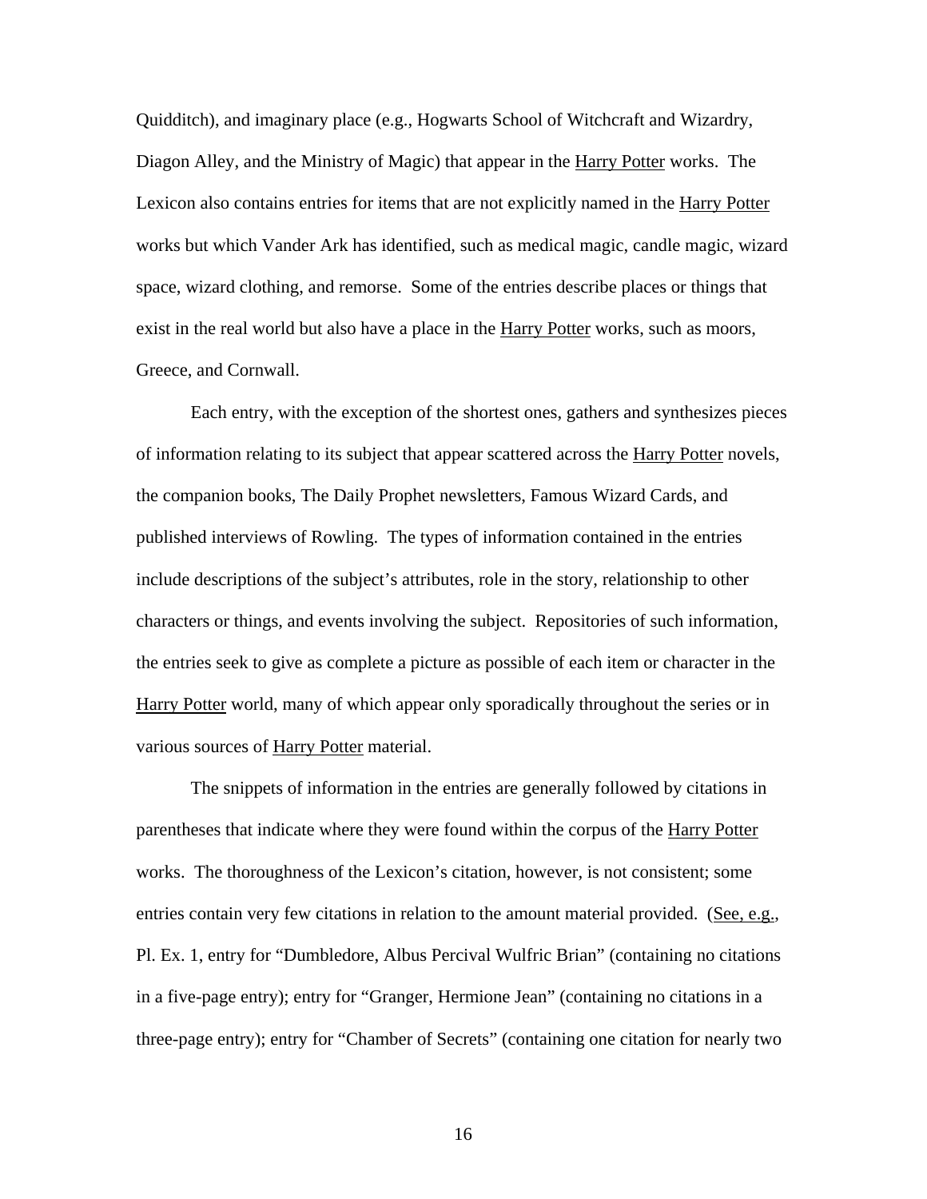Quidditch), and imaginary place (e.g., Hogwarts School of Witchcraft and Wizardry, Diagon Alley, and the Ministry of Magic) that appear in the Harry Potter works. The Lexicon also contains entries for items that are not explicitly named in the Harry Potter works but which Vander Ark has identified, such as medical magic, candle magic, wizard space, wizard clothing, and remorse. Some of the entries describe places or things that exist in the real world but also have a place in the Harry Potter works, such as moors, Greece, and Cornwall.

Each entry, with the exception of the shortest ones, gathers and synthesizes pieces of information relating to its subject that appear scattered across the Harry Potter novels, the companion books, The Daily Prophet newsletters, Famous Wizard Cards, and published interviews of Rowling. The types of information contained in the entries include descriptions of the subject's attributes, role in the story, relationship to other characters or things, and events involving the subject. Repositories of such information, the entries seek to give as complete a picture as possible of each item or character in the Harry Potter world, many of which appear only sporadically throughout the series or in various sources of Harry Potter material.

The snippets of information in the entries are generally followed by citations in parentheses that indicate where they were found within the corpus of the Harry Potter works. The thoroughness of the Lexicon's citation, however, is not consistent; some entries contain very few citations in relation to the amount material provided. (See, e.g., Pl. Ex. 1, entry for "Dumbledore, Albus Percival Wulfric Brian" (containing no citations in a five-page entry); entry for "Granger, Hermione Jean" (containing no citations in a three-page entry); entry for "Chamber of Secrets" (containing one citation for nearly two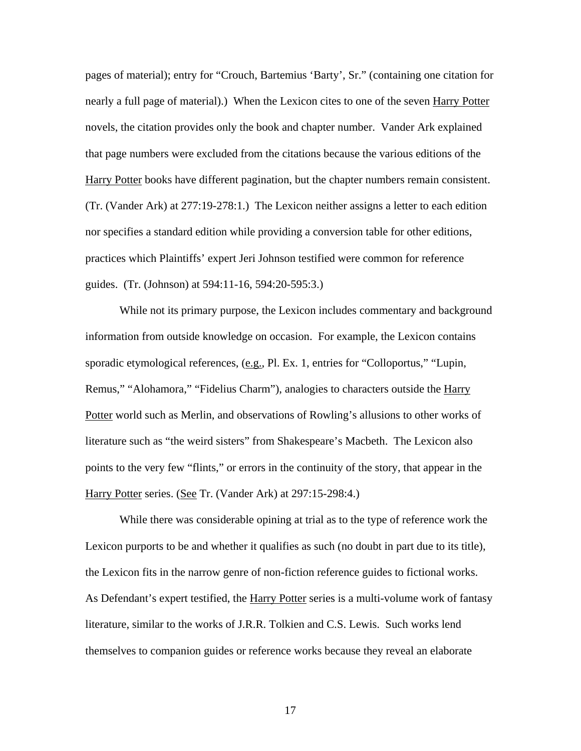pages of material); entry for "Crouch, Bartemius 'Barty', Sr." (containing one citation for nearly a full page of material).) When the Lexicon cites to one of the seven Harry Potter novels, the citation provides only the book and chapter number. Vander Ark explained that page numbers were excluded from the citations because the various editions of the Harry Potter books have different pagination, but the chapter numbers remain consistent. (Tr. (Vander Ark) at 277:19-278:1.) The Lexicon neither assigns a letter to each edition nor specifies a standard edition while providing a conversion table for other editions, practices which Plaintiffs' expert Jeri Johnson testified were common for reference guides. (Tr. (Johnson) at 594:11-16, 594:20-595:3.)

While not its primary purpose, the Lexicon includes commentary and background information from outside knowledge on occasion. For example, the Lexicon contains sporadic etymological references, (e.g., Pl. Ex. 1, entries for "Colloportus," "Lupin, Remus," "Alohamora," "Fidelius Charm"), analogies to characters outside the Harry Potter world such as Merlin, and observations of Rowling's allusions to other works of literature such as "the weird sisters" from Shakespeare's Macbeth. The Lexicon also points to the very few "flints," or errors in the continuity of the story, that appear in the Harry Potter series. (See Tr. (Vander Ark) at 297:15-298:4.)

While there was considerable opining at trial as to the type of reference work the Lexicon purports to be and whether it qualifies as such (no doubt in part due to its title), the Lexicon fits in the narrow genre of non-fiction reference guides to fictional works. As Defendant's expert testified, the Harry Potter series is a multi-volume work of fantasy literature, similar to the works of J.R.R. Tolkien and C.S. Lewis. Such works lend themselves to companion guides or reference works because they reveal an elaborate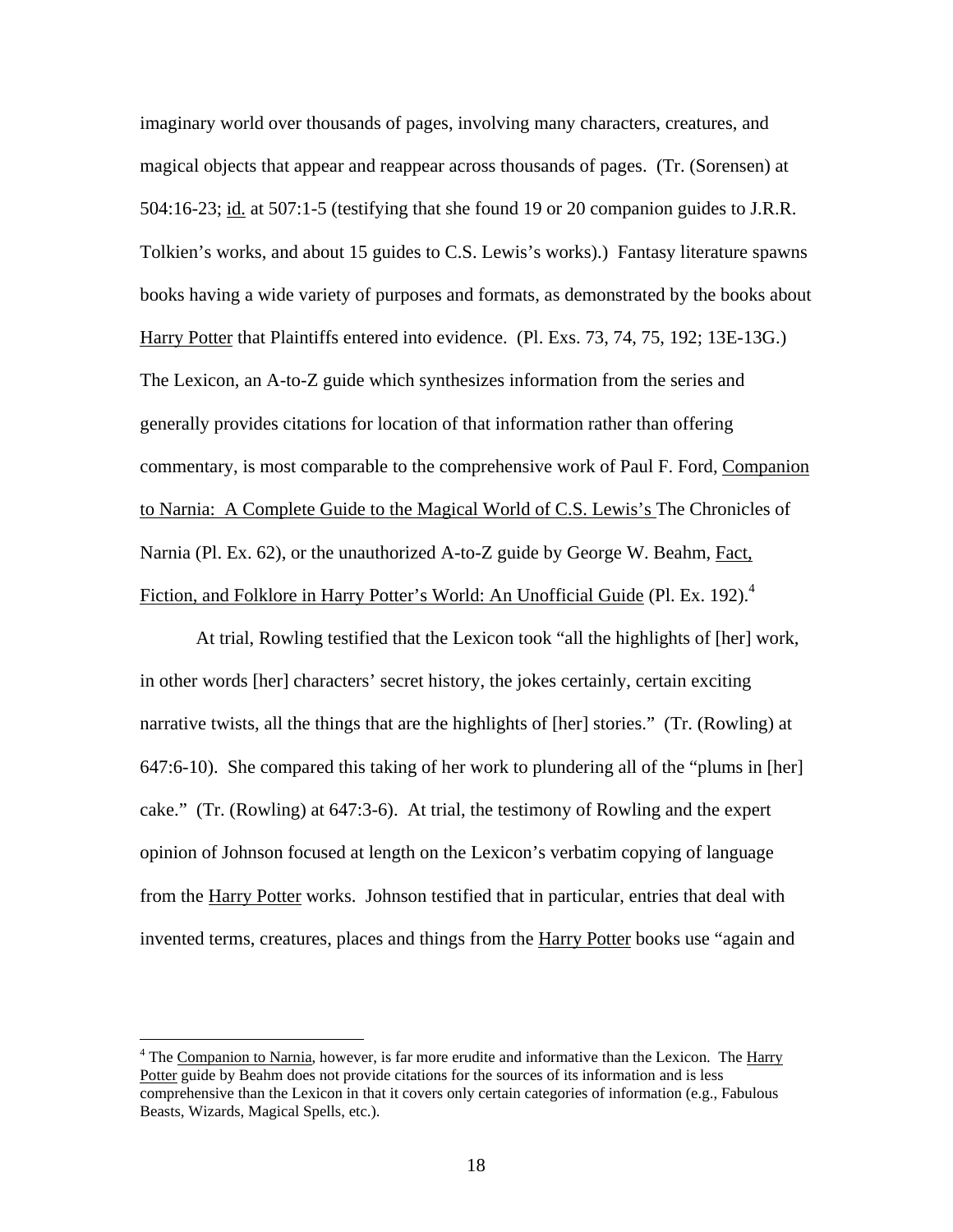imaginary world over thousands of pages, involving many characters, creatures, and magical objects that appear and reappear across thousands of pages. (Tr. (Sorensen) at 504:16-23; id. at 507:1-5 (testifying that she found 19 or 20 companion guides to J.R.R. Tolkien's works, and about 15 guides to C.S. Lewis's works).) Fantasy literature spawns books having a wide variety of purposes and formats, as demonstrated by the books about Harry Potter that Plaintiffs entered into evidence. (Pl. Exs. 73, 74, 75, 192; 13E-13G.) The Lexicon, an A-to-Z guide which synthesizes information from the series and generally provides citations for location of that information rather than offering commentary, is most comparable to the comprehensive work of Paul F. Ford, Companion to Narnia: A Complete Guide to the Magical World of C.S. Lewis's The Chronicles of Narnia (Pl. Ex. 62), or the unauthorized A-to-Z guide by George W. Beahm, Fact, Fiction, and Folklore in Harry Potter's World: An Unofficial Guide (Pl. Ex. 192).[4]

At trial, Rowling testified that the Lexicon took "all the highlights of [her] work, in other words [her] characters' secret history, the jokes certainly, certain exciting narrative twists, all the things that are the highlights of [her] stories." (Tr. (Rowling) at 647:6-10). She compared this taking of her work to plundering all of the "plums in [her] cake." (Tr. (Rowling) at 647:3-6). At trial, the testimony of Rowling and the expert opinion of Johnson focused at length on the Lexicon's verbatim copying of language from the Harry Potter works. Johnson testified that in particular, entries that deal with invented terms, creatures, places and things from the Harry Potter books use "again and

[4] The Companion to Narnia, however, is far more erudite and informative than the Lexicon. The Harry Potter guide by Beahm does not provide citations for the sources of its information and is less comprehensive than the Lexicon in that it covers only certain categories of information (e.g., Fabulous Beasts, Wizards, Magical Spells, etc.).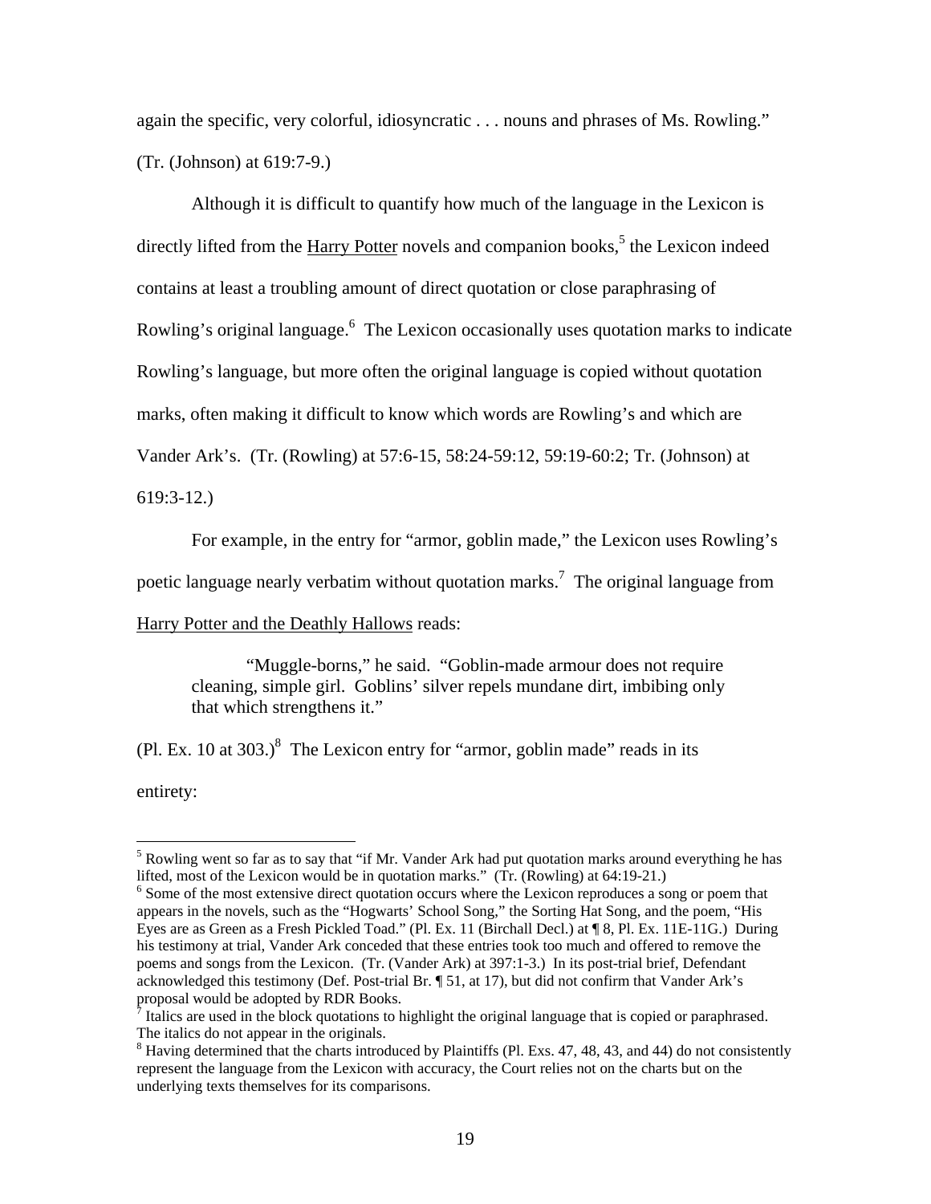again the specific, very colorful, idiosyncratic . . . nouns and phrases of Ms. Rowling." (Tr. (Johnson) at 619:7-9.)

Although it is difficult to quantify how much of the language in the Lexicon is directly lifted from the Harry Potter novels and companion books,[5] the Lexicon indeed contains at least a troubling amount of direct quotation or close paraphrasing of Rowling's original language.[6] The Lexicon occasionally uses quotation marks to indicate Rowling's language, but more often the original language is copied without quotation marks, often making it difficult to know which words are Rowling's and which are Vander Ark's. (Tr. (Rowling) at 57:6-15, 58:24-59:12, 59:19-60:2; Tr. (Johnson) at 619:3-12.)

For example, in the entry for "armor, goblin made," the Lexicon uses Rowling's poetic language nearly verbatim without quotation marks.[7] The original language from Harry Potter and the Deathly Hallows reads:

> "Muggle-borns," he said. "Goblin-made armour does not require cleaning, simple girl. Goblins' silver repels mundane dirt, imbibing only that which strengthens it."

(Pl. Ex. 10 at 303.)[8] The Lexicon entry for "armor, goblin made" reads in its entirety:

---

[5] Rowling went so far as to say that "if Mr. Vander Ark had put quotation marks around everything he has lifted, most of the Lexicon would be in quotation marks." (Tr. (Rowling) at 64:19-21.)

[6] Some of the most extensive direct quotation occurs where the Lexicon reproduces a song or poem that appears in the novels, such as the "Hogwarts' School Song," the Sorting Hat Song, and the poem, "His Eyes are as Green as a Fresh Pickled Toad." (Pl. Ex. 11 (Birchall Decl.) at ¶ 8, Pl. Ex. 11E-11G.) During his testimony at trial, Vander Ark conceded that these entries took too much and offered to remove the poems and songs from the Lexicon. (Tr. (Vander Ark) at 397:1-3.) In its post-trial brief, Defendant acknowledged this testimony (Def. Post-trial Br. ¶ 51, at 17), but did not confirm that Vander Ark's proposal would be adopted by RDR Books.

[7] Italics are used in the block quotations to highlight the original language that is copied or paraphrased. The italics do not appear in the originals.

[8] Having determined that the charts introduced by Plaintiffs (Pl. Exs. 47, 48, 43, and 44) do not consistently represent the language from the Lexicon with accuracy, the Court relies not on the charts but on the underlying texts themselves for its comparisons.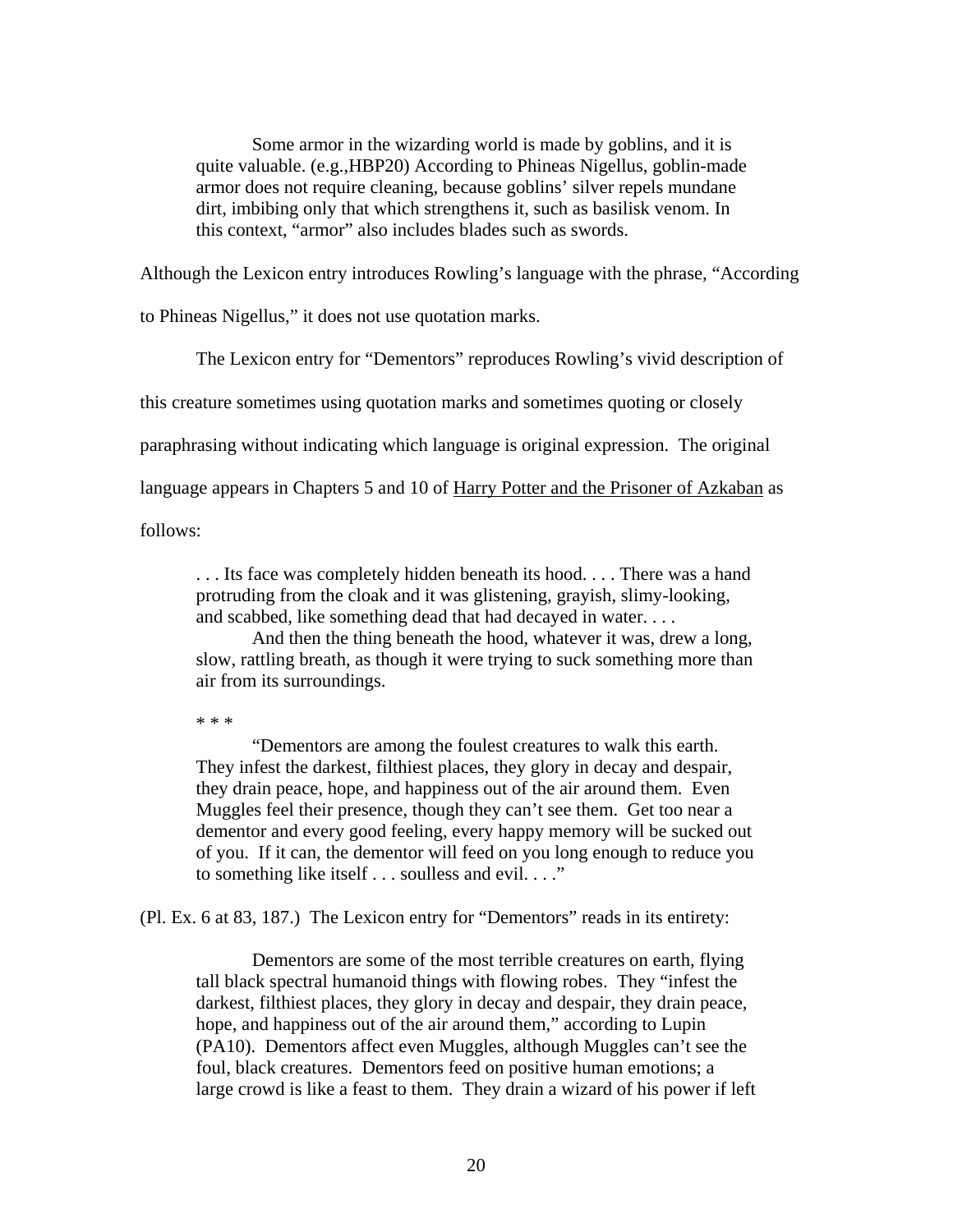> Some armor in the wizarding world is made by goblins, and it is quite valuable. (e.g.,HBP20) According to Phineas Nigellus, goblin-made armor does not require cleaning, because goblins' silver repels mundane dirt, imbibing only that which strengthens it, such as basilisk venom. In this context, "armor" also includes blades such as swords.

Although the Lexicon entry introduces Rowling's language with the phrase, "According to Phineas Nigellus," it does not use quotation marks.

The Lexicon entry for "Dementors" reproduces Rowling's vivid description of this creature sometimes using quotation marks and sometimes quoting or closely paraphrasing without indicating which language is original expression. The original language appears in Chapters 5 and 10 of Harry Potter and the Prisoner of Azkaban as follows:

> . . . Its face was completely hidden beneath its hood. . . . There was a hand protruding from the cloak and it was glistening, grayish, slimy-looking, and scabbed, like something dead that had decayed in water. . . .
>
> And then the thing beneath the hood, whatever it was, drew a long, slow, rattling breath, as though it were trying to suck something more than air from its surroundings.
>
> * * *
>
> "Dementors are among the foulest creatures to walk this earth. They infest the darkest, filthiest places, they glory in decay and despair, they drain peace, hope, and happiness out of the air around them. Even Muggles feel their presence, though they can't see them. Get too near a dementor and every good feeling, every happy memory will be sucked out of you. If it can, the dementor will feed on you long enough to reduce you to something like itself . . . soulless and evil. . . ."

(Pl. Ex. 6 at 83, 187.) The Lexicon entry for "Dementors" reads in its entirety:

> Dementors are some of the most terrible creatures on earth, flying tall black spectral humanoid things with flowing robes. They "infest the darkest, filthiest places, they glory in decay and despair, they drain peace, hope, and happiness out of the air around them," according to Lupin (PA10). Dementors affect even Muggles, although Muggles can't see the foul, black creatures. Dementors feed on positive human emotions; a large crowd is like a feast to them. They drain a wizard of his power if left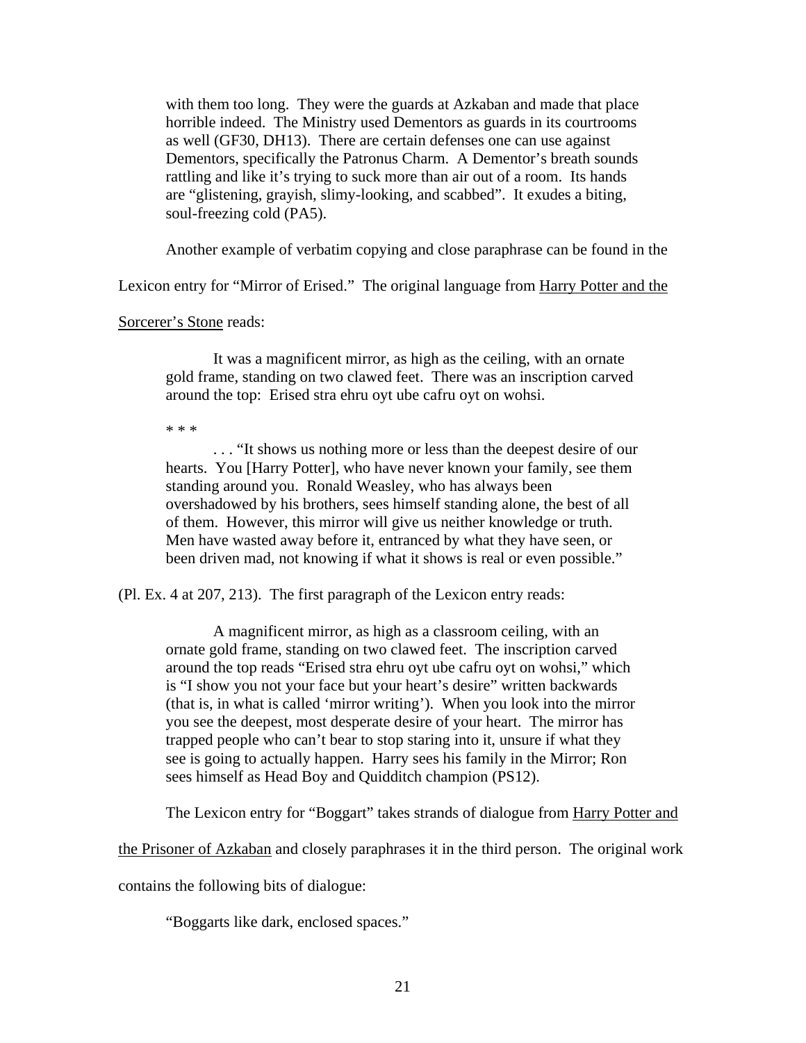> with them too long. They were the guards at Azkaban and made that place horrible indeed. The Ministry used Dementors as guards in its courtrooms as well (GF30, DH13). There are certain defenses one can use against Dementors, specifically the Patronus Charm. A Dementor's breath sounds rattling and like it's trying to suck more than air out of a room. Its hands are "glistening, grayish, slimy-looking, and scabbed". It exudes a biting, soul-freezing cold (PA5).

Another example of verbatim copying and close paraphrase can be found in the Lexicon entry for "Mirror of Erised." The original language from Harry Potter and the Sorcerer's Stone reads:

> It was a magnificent mirror, as high as the ceiling, with an ornate gold frame, standing on two clawed feet. There was an inscription carved around the top: Erised stra ehru oyt ube cafru oyt on wohsi.
>
> * * *
>
> . . . "It shows us nothing more or less than the deepest desire of our hearts. You [Harry Potter], who have never known your family, see them standing around you. Ronald Weasley, who has always been overshadowed by his brothers, sees himself standing alone, the best of all of them. However, this mirror will give us neither knowledge or truth. Men have wasted away before it, entranced by what they have seen, or been driven mad, not knowing if what it shows is real or even possible."

(Pl. Ex. 4 at 207, 213). The first paragraph of the Lexicon entry reads:

> A magnificent mirror, as high as a classroom ceiling, with an ornate gold frame, standing on two clawed feet. The inscription carved around the top reads "Erised stra ehru oyt ube cafru oyt on wohsi," which is "I show you not your face but your heart's desire" written backwards (that is, in what is called 'mirror writing'). When you look into the mirror you see the deepest, most desperate desire of your heart. The mirror has trapped people who can't bear to stop staring into it, unsure if what they see is going to actually happen. Harry sees his family in the Mirror; Ron sees himself as Head Boy and Quidditch champion (PS12).

The Lexicon entry for "Boggart" takes strands of dialogue from Harry Potter and the Prisoner of Azkaban and closely paraphrases it in the third person. The original work contains the following bits of dialogue:

> "Boggarts like dark, enclosed spaces."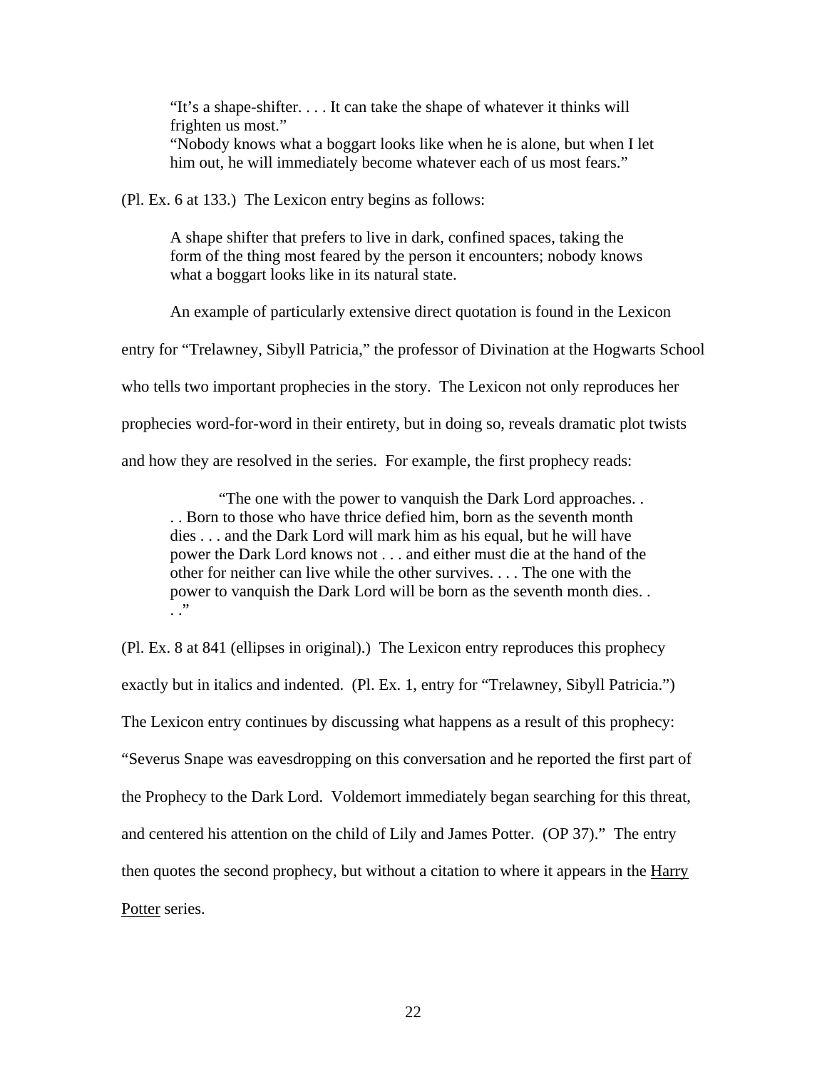> "It's a shape-shifter. . . . It can take the shape of whatever it thinks will frighten us most."
> "Nobody knows what a boggart looks like when he is alone, but when I let him out, he will immediately become whatever each of us most fears."

(Pl. Ex. 6 at 133.) The Lexicon entry begins as follows:

> A shape shifter that prefers to live in dark, confined spaces, taking the form of the thing most feared by the person it encounters; nobody knows what a boggart looks like in its natural state.

An example of particularly extensive direct quotation is found in the Lexicon entry for "Trelawney, Sibyll Patricia," the professor of Divination at the Hogwarts School who tells two important prophecies in the story. The Lexicon not only reproduces her prophecies word-for-word in their entirety, but in doing so, reveals dramatic plot twists and how they are resolved in the series. For example, the first prophecy reads:

> "The one with the power to vanquish the Dark Lord approaches. . . . Born to those who have thrice defied him, born as the seventh month dies . . . and the Dark Lord will mark him as his equal, but he will have power the Dark Lord knows not . . . and either must die at the hand of the other for neither can live while the other survives. . . . The one with the power to vanquish the Dark Lord will be born as the seventh month dies. . . ."

(Pl. Ex. 8 at 841 (ellipses in original).) The Lexicon entry reproduces this prophecy exactly but in italics and indented. (Pl. Ex. 1, entry for "Trelawney, Sibyll Patricia.") The Lexicon entry continues by discussing what happens as a result of this prophecy: "Severus Snape was eavesdropping on this conversation and he reported the first part of the Prophecy to the Dark Lord. Voldemort immediately began searching for this threat, and centered his attention on the child of Lily and James Potter. (OP 37)." The entry then quotes the second prophecy, but without a citation to where it appears in the Harry Potter series.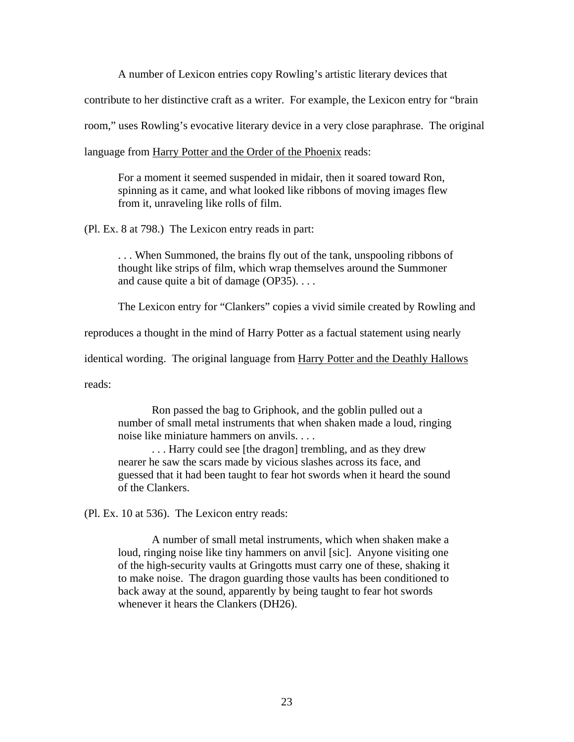A number of Lexicon entries copy Rowling's artistic literary devices that contribute to her distinctive craft as a writer. For example, the Lexicon entry for "brain room," uses Rowling's evocative literary device in a very close paraphrase. The original language from <u>Harry Potter and the Order of the Phoenix</u> reads:

> For a moment it seemed suspended in midair, then it soared toward Ron, spinning as it came, and what looked like ribbons of moving images flew from it, unraveling like rolls of film.

(Pl. Ex. 8 at 798.) The Lexicon entry reads in part:

> . . . When Summoned, the brains fly out of the tank, unspooling ribbons of thought like strips of film, which wrap themselves around the Summoner and cause quite a bit of damage (OP35). . . .

The Lexicon entry for "Clankers" copies a vivid simile created by Rowling and reproduces a thought in the mind of Harry Potter as a factual statement using nearly identical wording. The original language from <u>Harry Potter and the Deathly Hallows</u> reads:

> Ron passed the bag to Griphook, and the goblin pulled out a number of small metal instruments that when shaken made a loud, ringing noise like miniature hammers on anvils. . . .
>
> . . . Harry could see [the dragon] trembling, and as they drew nearer he saw the scars made by vicious slashes across its face, and guessed that it had been taught to fear hot swords when it heard the sound of the Clankers.

(Pl. Ex. 10 at 536). The Lexicon entry reads:

> A number of small metal instruments, which when shaken make a loud, ringing noise like tiny hammers on anvil [sic]. Anyone visiting one of the high-security vaults at Gringotts must carry one of these, shaking it to make noise. The dragon guarding those vaults has been conditioned to back away at the sound, apparently by being taught to fear hot swords whenever it hears the Clankers (DH26).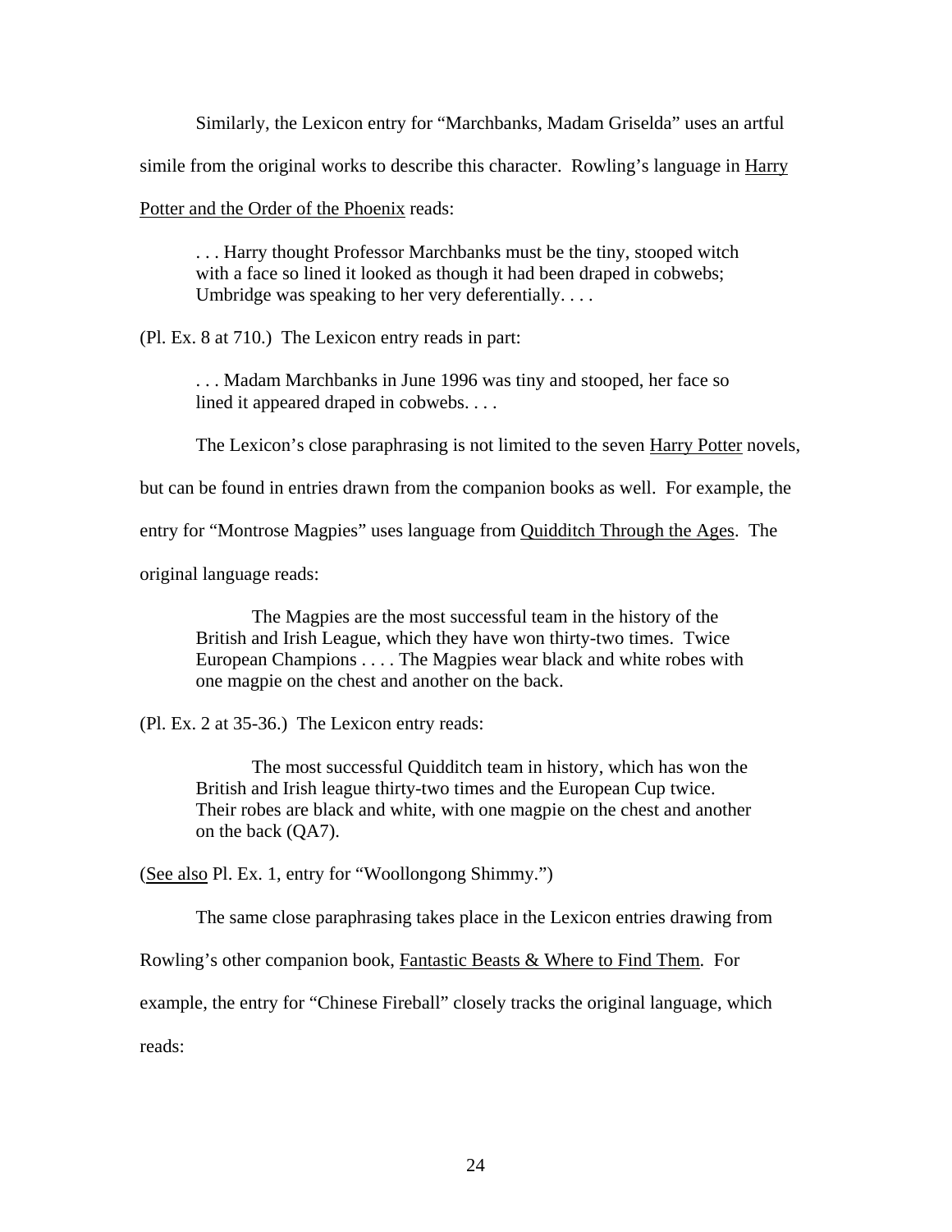Similarly, the Lexicon entry for "Marchbanks, Madam Griselda" uses an artful simile from the original works to describe this character. Rowling's language in Harry Potter and the Order of the Phoenix reads:

> . . . Harry thought Professor Marchbanks must be the tiny, stooped witch with a face so lined it looked as though it had been draped in cobwebs; Umbridge was speaking to her very deferentially. . . .

(Pl. Ex. 8 at 710.) The Lexicon entry reads in part:

> . . . Madam Marchbanks in June 1996 was tiny and stooped, her face so lined it appeared draped in cobwebs. . . .

The Lexicon's close paraphrasing is not limited to the seven Harry Potter novels, but can be found in entries drawn from the companion books as well. For example, the entry for "Montrose Magpies" uses language from Quidditch Through the Ages. The original language reads:

> The Magpies are the most successful team in the history of the British and Irish League, which they have won thirty-two times. Twice European Champions . . . . The Magpies wear black and white robes with one magpie on the chest and another on the back.

(Pl. Ex. 2 at 35-36.) The Lexicon entry reads:

> The most successful Quidditch team in history, which has won the British and Irish league thirty-two times and the European Cup twice. Their robes are black and white, with one magpie on the chest and another on the back (QA7).

(See also Pl. Ex. 1, entry for "Woollongong Shimmy.")

The same close paraphrasing takes place in the Lexicon entries drawing from Rowling's other companion book, Fantastic Beasts & Where to Find Them. For example, the entry for "Chinese Fireball" closely tracks the original language, which reads: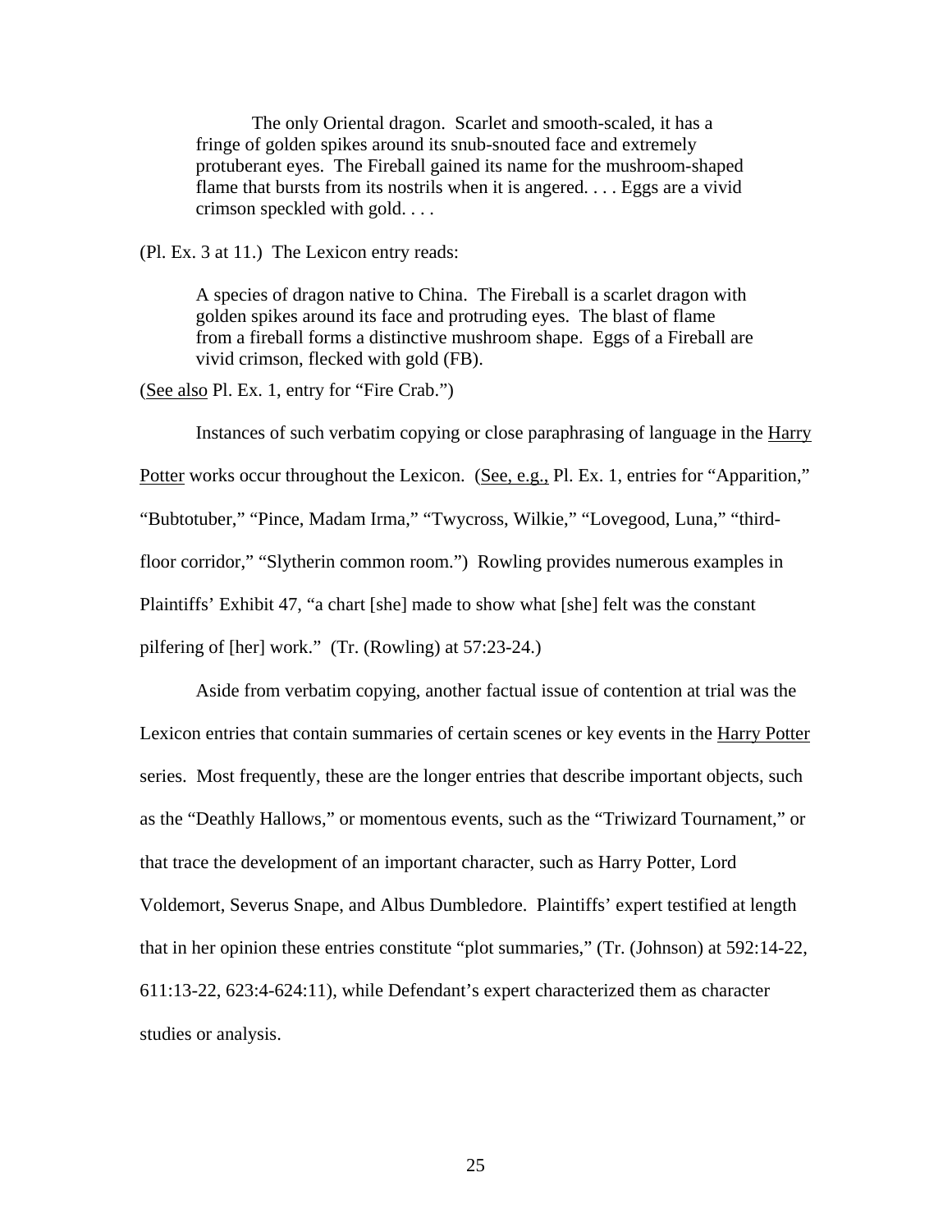> The only Oriental dragon. Scarlet and smooth-scaled, it has a fringe of golden spikes around its snub-snouted face and extremely protuberant eyes. The Fireball gained its name for the mushroom-shaped flame that bursts from its nostrils when it is angered. . . . Eggs are a vivid crimson speckled with gold. . . .

(Pl. Ex. 3 at 11.) The Lexicon entry reads:

> A species of dragon native to China. The Fireball is a scarlet dragon with golden spikes around its face and protruding eyes. The blast of flame from a fireball forms a distinctive mushroom shape. Eggs of a Fireball are vivid crimson, flecked with gold (FB).

(See also Pl. Ex. 1, entry for "Fire Crab.")

Instances of such verbatim copying or close paraphrasing of language in the Harry Potter works occur throughout the Lexicon. (See, e.g., Pl. Ex. 1, entries for "Apparition," "Bubtotuber," "Pince, Madam Irma," "Twycross, Wilkie," "Lovegood, Luna," "third-floor corridor," "Slytherin common room.") Rowling provides numerous examples in Plaintiffs' Exhibit 47, "a chart [she] made to show what [she] felt was the constant pilfering of [her] work." (Tr. (Rowling) at 57:23-24.)

Aside from verbatim copying, another factual issue of contention at trial was the Lexicon entries that contain summaries of certain scenes or key events in the Harry Potter series. Most frequently, these are the longer entries that describe important objects, such as the "Deathly Hallows," or momentous events, such as the "Triwizard Tournament," or that trace the development of an important character, such as Harry Potter, Lord Voldemort, Severus Snape, and Albus Dumbledore. Plaintiffs' expert testified at length that in her opinion these entries constitute "plot summaries," (Tr. (Johnson) at 592:14-22, 611:13-22, 623:4-624:11), while Defendant's expert characterized them as character studies or analysis.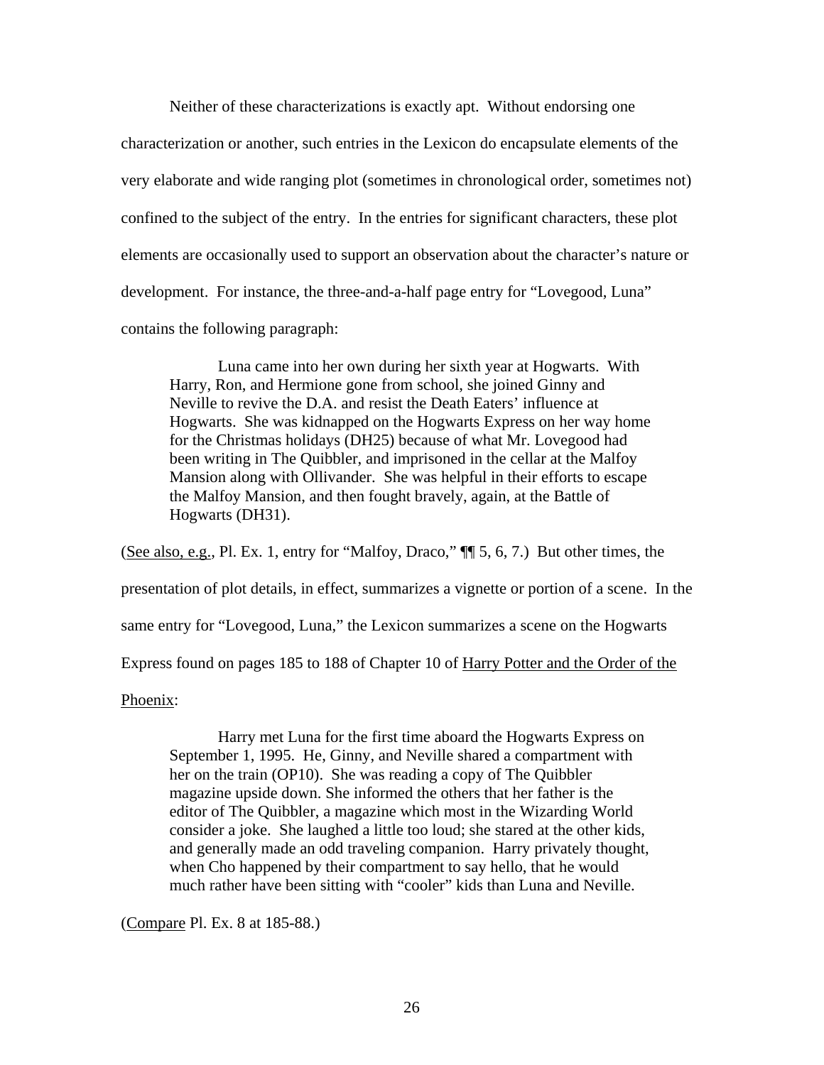Neither of these characterizations is exactly apt. Without endorsing one characterization or another, such entries in the Lexicon do encapsulate elements of the very elaborate and wide ranging plot (sometimes in chronological order, sometimes not) confined to the subject of the entry. In the entries for significant characters, these plot elements are occasionally used to support an observation about the character's nature or development. For instance, the three-and-a-half page entry for "Lovegood, Luna" contains the following paragraph:

> Luna came into her own during her sixth year at Hogwarts. With Harry, Ron, and Hermione gone from school, she joined Ginny and Neville to revive the D.A. and resist the Death Eaters' influence at Hogwarts. She was kidnapped on the Hogwarts Express on her way home for the Christmas holidays (DH25) because of what Mr. Lovegood had been writing in The Quibbler, and imprisoned in the cellar at the Malfoy Mansion along with Ollivander. She was helpful in their efforts to escape the Malfoy Mansion, and then fought bravely, again, at the Battle of Hogwarts (DH31).

(See also, e.g., Pl. Ex. 1, entry for "Malfoy, Draco," ¶¶ 5, 6, 7.) But other times, the presentation of plot details, in effect, summarizes a vignette or portion of a scene. In the same entry for "Lovegood, Luna," the Lexicon summarizes a scene on the Hogwarts Express found on pages 185 to 188 of Chapter 10 of Harry Potter and the Order of the Phoenix:

> Harry met Luna for the first time aboard the Hogwarts Express on September 1, 1995. He, Ginny, and Neville shared a compartment with her on the train (OP10). She was reading a copy of The Quibbler magazine upside down. She informed the others that her father is the editor of The Quibbler, a magazine which most in the Wizarding World consider a joke. She laughed a little too loud; she stared at the other kids, and generally made an odd traveling companion. Harry privately thought, when Cho happened by their compartment to say hello, that he would much rather have been sitting with "cooler" kids than Luna and Neville.

(Compare Pl. Ex. 8 at 185-88.)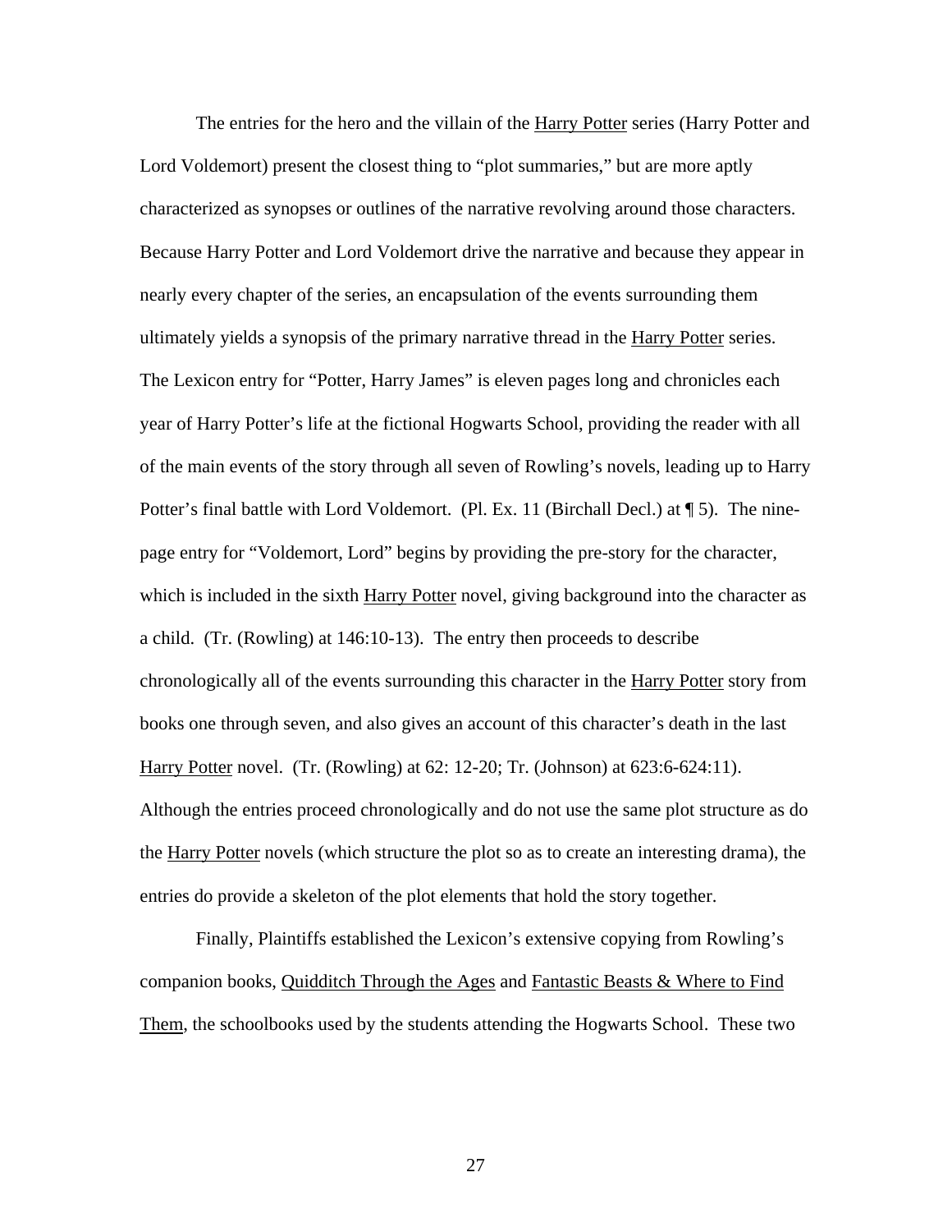The entries for the hero and the villain of the Harry Potter series (Harry Potter and Lord Voldemort) present the closest thing to "plot summaries," but are more aptly characterized as synopses or outlines of the narrative revolving around those characters. Because Harry Potter and Lord Voldemort drive the narrative and because they appear in nearly every chapter of the series, an encapsulation of the events surrounding them ultimately yields a synopsis of the primary narrative thread in the Harry Potter series. The Lexicon entry for "Potter, Harry James" is eleven pages long and chronicles each year of Harry Potter's life at the fictional Hogwarts School, providing the reader with all of the main events of the story through all seven of Rowling's novels, leading up to Harry Potter's final battle with Lord Voldemort. (Pl. Ex. 11 (Birchall Decl.) at ¶ 5). The nine-page entry for "Voldemort, Lord" begins by providing the pre-story for the character, which is included in the sixth Harry Potter novel, giving background into the character as a child. (Tr. (Rowling) at 146:10-13). The entry then proceeds to describe chronologically all of the events surrounding this character in the Harry Potter story from books one through seven, and also gives an account of this character's death in the last Harry Potter novel. (Tr. (Rowling) at 62: 12-20; Tr. (Johnson) at 623:6-624:11). Although the entries proceed chronologically and do not use the same plot structure as do the Harry Potter novels (which structure the plot so as to create an interesting drama), the entries do provide a skeleton of the plot elements that hold the story together.

Finally, Plaintiffs established the Lexicon's extensive copying from Rowling's companion books, Quidditch Through the Ages and Fantastic Beasts & Where to Find Them, the schoolbooks used by the students attending the Hogwarts School. These two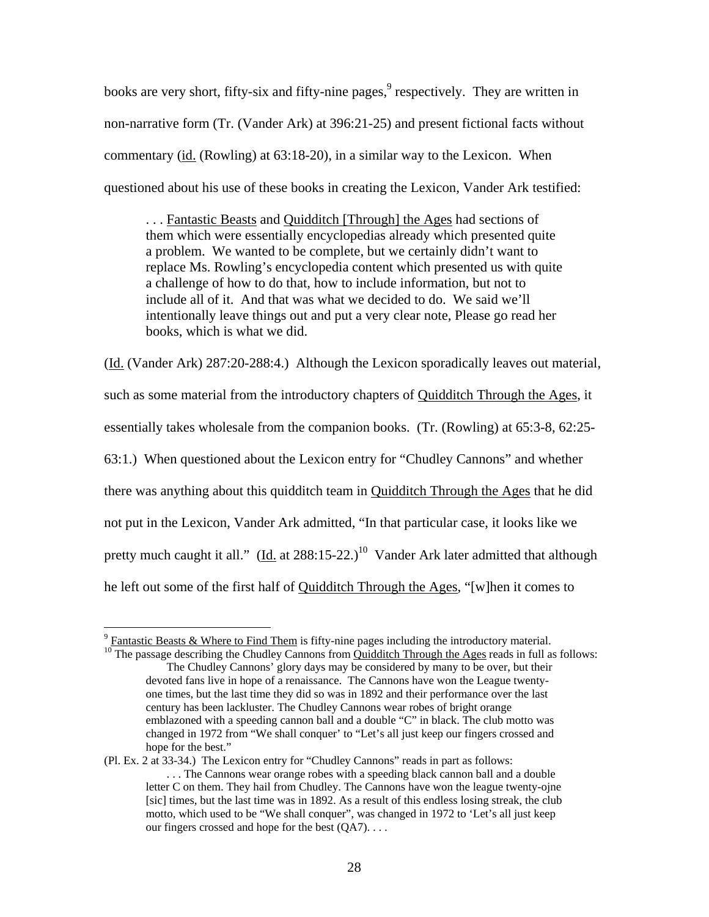books are very short, fifty-six and fifty-nine pages,[9] respectively. They are written in non-narrative form (Tr. (Vander Ark) at 396:21-25) and present fictional facts without commentary (id. (Rowling) at 63:18-20), in a similar way to the Lexicon. When questioned about his use of these books in creating the Lexicon, Vander Ark testified:

> . . . Fantastic Beasts and Quidditch [Through] the Ages had sections of them which were essentially encyclopedias already which presented quite a problem. We wanted to be complete, but we certainly didn't want to replace Ms. Rowling's encyclopedia content which presented us with quite a challenge of how to do that, how to include information, but not to include all of it. And that was what we decided to do. We said we'll intentionally leave things out and put a very clear note, Please go read her books, which is what we did.

(Id. (Vander Ark) 287:20-288:4.) Although the Lexicon sporadically leaves out material, such as some material from the introductory chapters of Quidditch Through the Ages, it essentially takes wholesale from the companion books. (Tr. (Rowling) at 65:3-8, 62:25-63:1.) When questioned about the Lexicon entry for "Chudley Cannons" and whether there was anything about this quidditch team in Quidditch Through the Ages that he did not put in the Lexicon, Vander Ark admitted, "In that particular case, it looks like we pretty much caught it all." (Id. at 288:15-22.)[10] Vander Ark later admitted that although he left out some of the first half of Quidditch Through the Ages, "[w]hen it comes to

---

[9] Fantastic Beasts & Where to Find Them is fifty-nine pages including the introductory material.

[10] The passage describing the Chudley Cannons from Quidditch Through the Ages reads in full as follows:

> The Chudley Cannons' glory days may be considered by many to be over, but their devoted fans live in hope of a renaissance. The Cannons have won the League twenty-one times, but the last time they did so was in 1892 and their performance over the last century has been lackluster. The Chudley Cannons wear robes of bright orange emblazoned with a speeding cannon ball and a double "C" in black. The club motto was changed in 1972 from "We shall conquer' to "Let's all just keep our fingers crossed and hope for the best."

(Pl. Ex. 2 at 33-34.) The Lexicon entry for "Chudley Cannons" reads in part as follows:

> . . . The Cannons wear orange robes with a speeding black cannon ball and a double letter C on them. They hail from Chudley. The Cannons have won the league twenty-ojne [sic] times, but the last time was in 1892. As a result of this endless losing streak, the club motto, which used to be "We shall conquer", was changed in 1972 to 'Let's all just keep our fingers crossed and hope for the best (QA7). . . .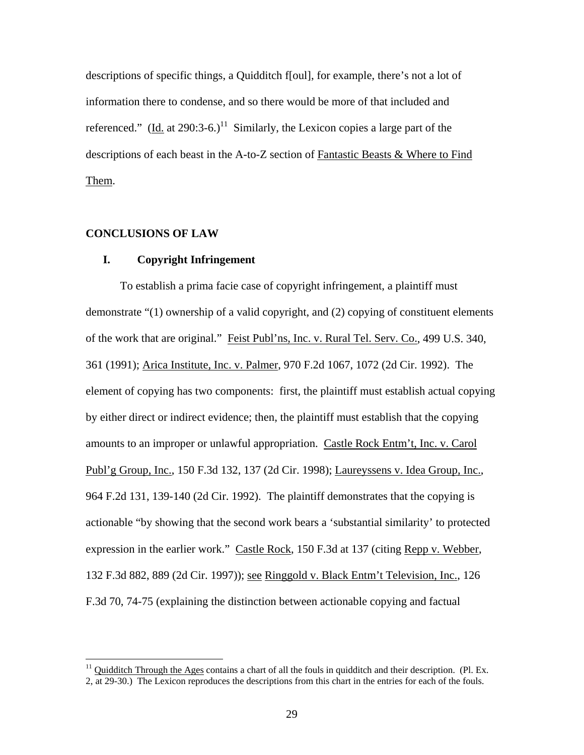descriptions of specific things, a Quidditch f[oul], for example, there's not a lot of information there to condense, and so there would be more of that included and referenced." (Id. at 290:3-6.)[11] Similarly, the Lexicon copies a large part of the descriptions of each beast in the A-to-Z section of Fantastic Beasts & Where to Find Them.

## CONCLUSIONS OF LAW

### I. Copyright Infringement

To establish a prima facie case of copyright infringement, a plaintiff must demonstrate "(1) ownership of a valid copyright, and (2) copying of constituent elements of the work that are original." Feist Publ'ns, Inc. v. Rural Tel. Serv. Co., 499 U.S. 340, 361 (1991); Arica Institute, Inc. v. Palmer, 970 F.2d 1067, 1072 (2d Cir. 1992). The element of copying has two components: first, the plaintiff must establish actual copying by either direct or indirect evidence; then, the plaintiff must establish that the copying amounts to an improper or unlawful appropriation. Castle Rock Entm't, Inc. v. Carol Publ'g Group, Inc., 150 F.3d 132, 137 (2d Cir. 1998); Laureyssens v. Idea Group, Inc., 964 F.2d 131, 139-140 (2d Cir. 1992). The plaintiff demonstrates that the copying is actionable "by showing that the second work bears a 'substantial similarity' to protected expression in the earlier work." Castle Rock, 150 F.3d at 137 (citing Repp v. Webber, 132 F.3d 882, 889 (2d Cir. 1997)); see Ringgold v. Black Entm't Television, Inc., 126 F.3d 70, 74-75 (explaining the distinction between actionable copying and factual

[11] Quidditch Through the Ages contains a chart of all the fouls in quidditch and their description. (Pl. Ex. 2, at 29-30.) The Lexicon reproduces the descriptions from this chart in the entries for each of the fouls.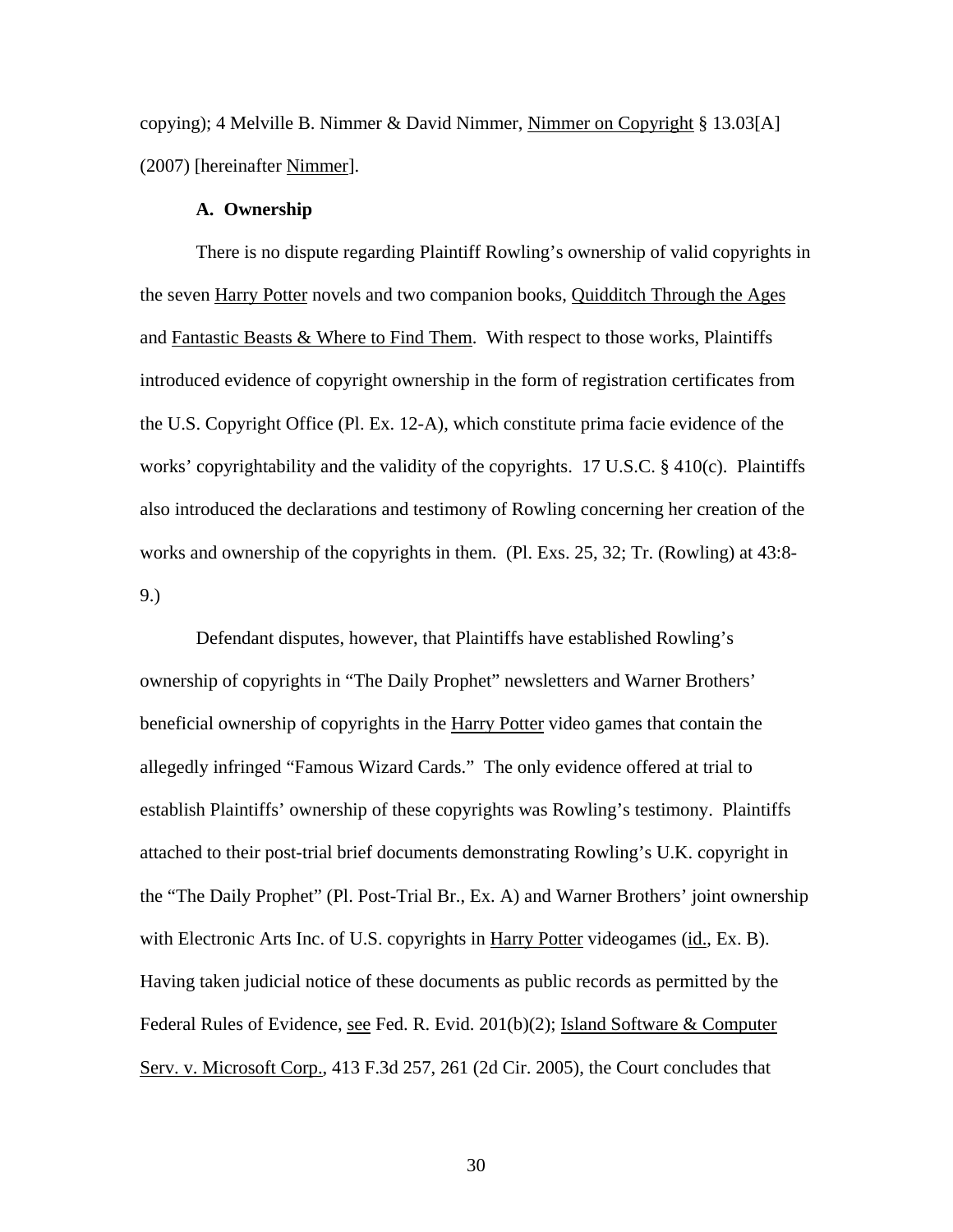copying); 4 Melville B. Nimmer & David Nimmer, Nimmer on Copyright § 13.03[A] (2007) [hereinafter Nimmer].

### A. Ownership

There is no dispute regarding Plaintiff Rowling's ownership of valid copyrights in the seven Harry Potter novels and two companion books, Quidditch Through the Ages and Fantastic Beasts & Where to Find Them. With respect to those works, Plaintiffs introduced evidence of copyright ownership in the form of registration certificates from the U.S. Copyright Office (Pl. Ex. 12-A), which constitute prima facie evidence of the works' copyrightability and the validity of the copyrights. 17 U.S.C. § 410(c). Plaintiffs also introduced the declarations and testimony of Rowling concerning her creation of the works and ownership of the copyrights in them. (Pl. Exs. 25, 32; Tr. (Rowling) at 43:8-9.)

Defendant disputes, however, that Plaintiffs have established Rowling's ownership of copyrights in "The Daily Prophet" newsletters and Warner Brothers' beneficial ownership of copyrights in the Harry Potter video games that contain the allegedly infringed "Famous Wizard Cards." The only evidence offered at trial to establish Plaintiffs' ownership of these copyrights was Rowling's testimony. Plaintiffs attached to their post-trial brief documents demonstrating Rowling's U.K. copyright in the "The Daily Prophet" (Pl. Post-Trial Br., Ex. A) and Warner Brothers' joint ownership with Electronic Arts Inc. of U.S. copyrights in Harry Potter videogames (id., Ex. B). Having taken judicial notice of these documents as public records as permitted by the Federal Rules of Evidence, see Fed. R. Evid. 201(b)(2); Island Software & Computer Serv. v. Microsoft Corp., 413 F.3d 257, 261 (2d Cir. 2005), the Court concludes that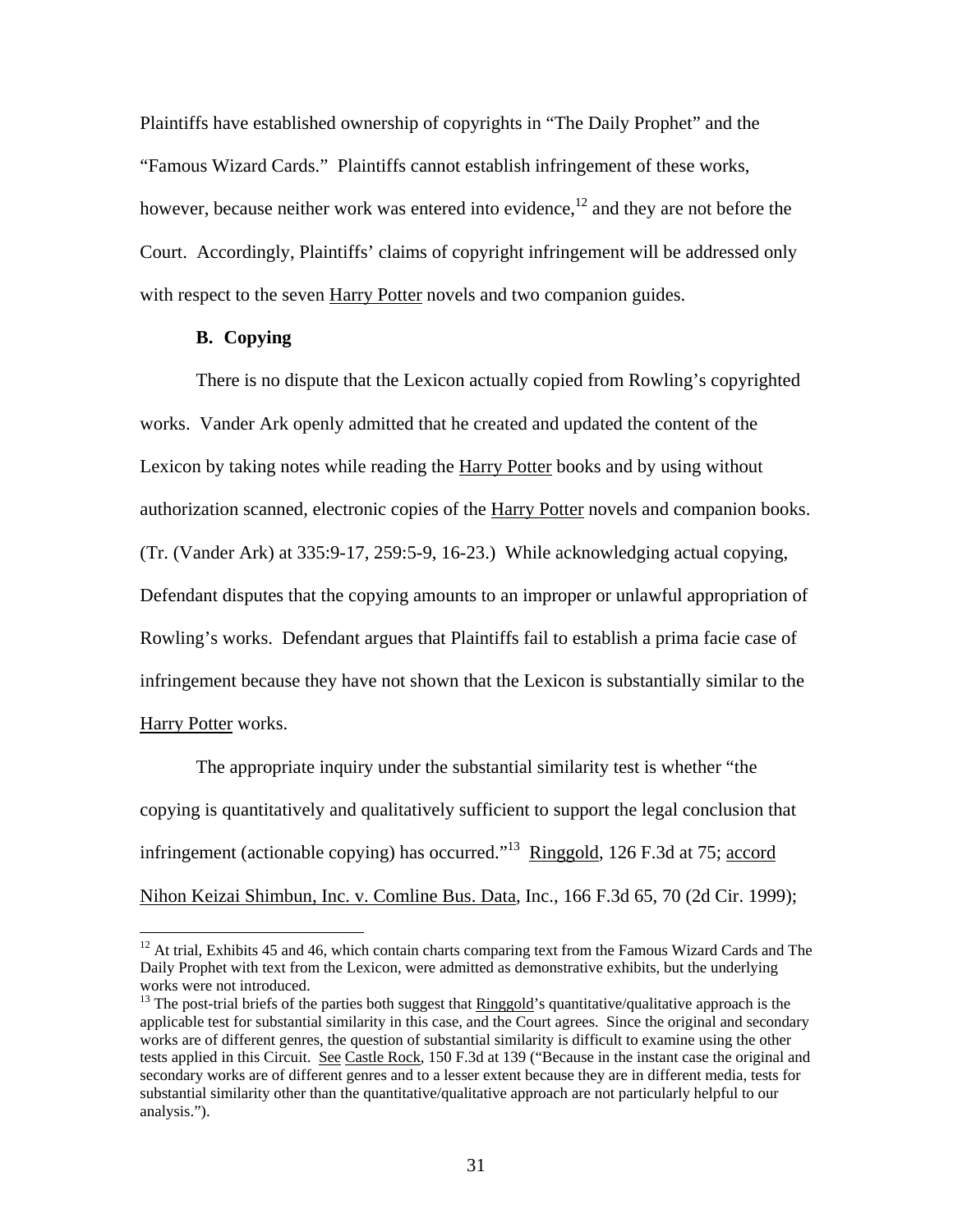Plaintiffs have established ownership of copyrights in "The Daily Prophet" and the "Famous Wizard Cards." Plaintiffs cannot establish infringement of these works, however, because neither work was entered into evidence,[12] and they are not before the Court. Accordingly, Plaintiffs' claims of copyright infringement will be addressed only with respect to the seven Harry Potter novels and two companion guides.

### B. Copying

There is no dispute that the Lexicon actually copied from Rowling's copyrighted works. Vander Ark openly admitted that he created and updated the content of the Lexicon by taking notes while reading the Harry Potter books and by using without authorization scanned, electronic copies of the Harry Potter novels and companion books. (Tr. (Vander Ark) at 335:9-17, 259:5-9, 16-23.) While acknowledging actual copying, Defendant disputes that the copying amounts to an improper or unlawful appropriation of Rowling's works. Defendant argues that Plaintiffs fail to establish a prima facie case of infringement because they have not shown that the Lexicon is substantially similar to the Harry Potter works.

The appropriate inquiry under the substantial similarity test is whether "the copying is quantitatively and qualitatively sufficient to support the legal conclusion that infringement (actionable copying) has occurred."[13] Ringgold, 126 F.3d at 75; accord Nihon Keizai Shimbun, Inc. v. Comline Bus. Data, Inc., 166 F.3d 65, 70 (2d Cir. 1999);

---

[12] At trial, Exhibits 45 and 46, which contain charts comparing text from the Famous Wizard Cards and The Daily Prophet with text from the Lexicon, were admitted as demonstrative exhibits, but the underlying works were not introduced.

[13] The post-trial briefs of the parties both suggest that Ringgold's quantitative/qualitative approach is the applicable test for substantial similarity in this case, and the Court agrees. Since the original and secondary works are of different genres, the question of substantial similarity is difficult to examine using the other tests applied in this Circuit. See Castle Rock, 150 F.3d at 139 ("Because in the instant case the original and secondary works are of different genres and to a lesser extent because they are in different media, tests for substantial similarity other than the quantitative/qualitative approach are not particularly helpful to our analysis.").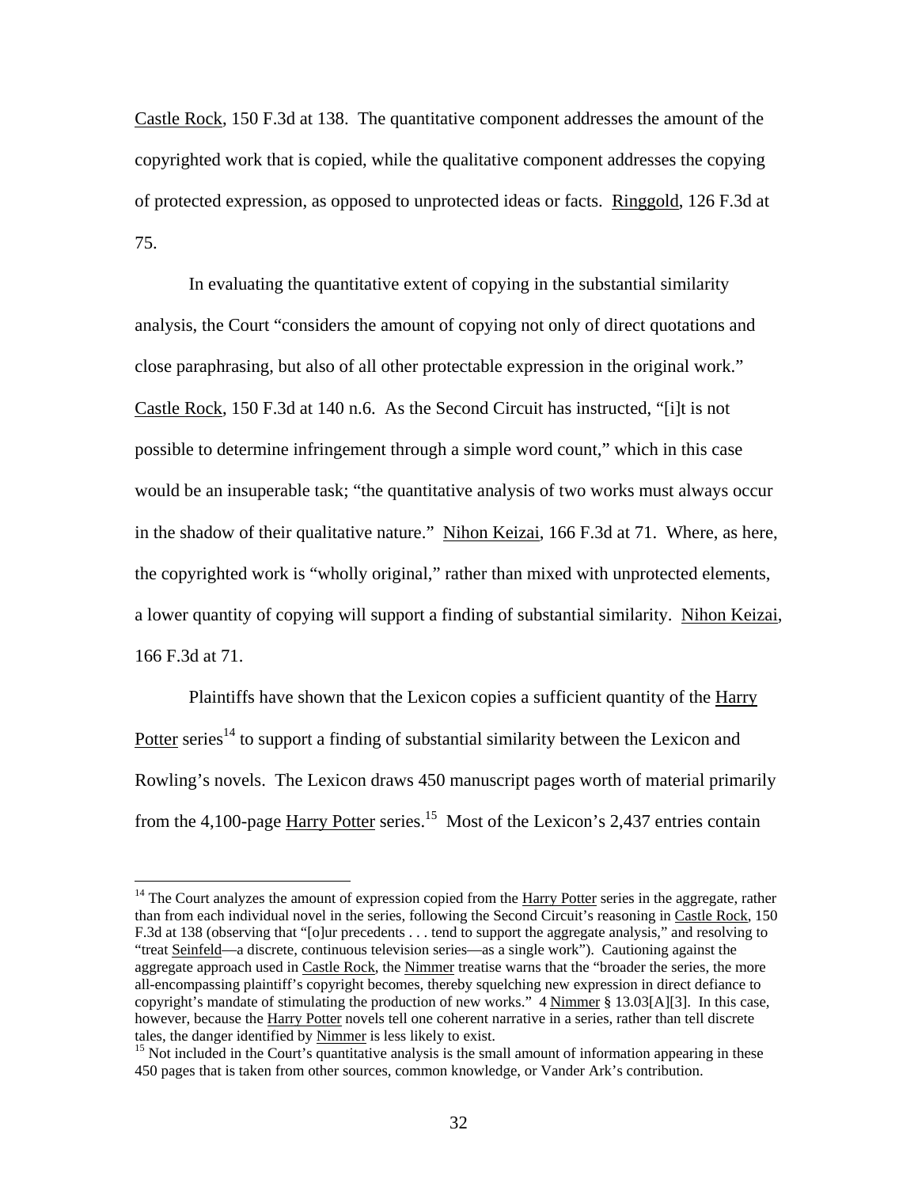Castle Rock, 150 F.3d at 138. The quantitative component addresses the amount of the copyrighted work that is copied, while the qualitative component addresses the copying of protected expression, as opposed to unprotected ideas or facts. Ringgold, 126 F.3d at 75.

In evaluating the quantitative extent of copying in the substantial similarity analysis, the Court "considers the amount of copying not only of direct quotations and close paraphrasing, but also of all other protectable expression in the original work." Castle Rock, 150 F.3d at 140 n.6. As the Second Circuit has instructed, "[i]t is not possible to determine infringement through a simple word count," which in this case would be an insuperable task; "the quantitative analysis of two works must always occur in the shadow of their qualitative nature." Nihon Keizai, 166 F.3d at 71. Where, as here, the copyrighted work is "wholly original," rather than mixed with unprotected elements, a lower quantity of copying will support a finding of substantial similarity. Nihon Keizai, 166 F.3d at 71.

Plaintiffs have shown that the Lexicon copies a sufficient quantity of the Harry Potter series[14] to support a finding of substantial similarity between the Lexicon and Rowling's novels. The Lexicon draws 450 manuscript pages worth of material primarily from the 4,100-page Harry Potter series.[15] Most of the Lexicon's 2,437 entries contain

---

[14] The Court analyzes the amount of expression copied from the Harry Potter series in the aggregate, rather than from each individual novel in the series, following the Second Circuit's reasoning in Castle Rock, 150 F.3d at 138 (observing that "[o]ur precedents . . . tend to support the aggregate analysis," and resolving to "treat Seinfeld—a discrete, continuous television series—as a single work"). Cautioning against the aggregate approach used in Castle Rock, the Nimmer treatise warns that the "broader the series, the more all-encompassing plaintiff's copyright becomes, thereby squelching new expression in direct defiance to copyright's mandate of stimulating the production of new works." 4 Nimmer § 13.03[A][3]. In this case, however, because the Harry Potter novels tell one coherent narrative in a series, rather than tell discrete tales, the danger identified by Nimmer is less likely to exist.

[15] Not included in the Court's quantitative analysis is the small amount of information appearing in these 450 pages that is taken from other sources, common knowledge, or Vander Ark's contribution.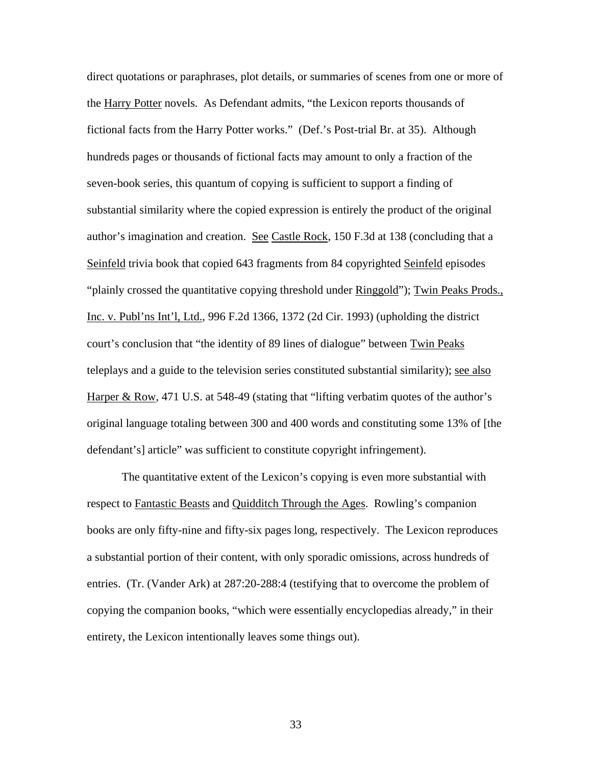direct quotations or paraphrases, plot details, or summaries of scenes from one or more of the Harry Potter novels. As Defendant admits, "the Lexicon reports thousands of fictional facts from the Harry Potter works." (Def.'s Post-trial Br. at 35). Although hundreds pages or thousands of fictional facts may amount to only a fraction of the seven-book series, this quantum of copying is sufficient to support a finding of substantial similarity where the copied expression is entirely the product of the original author's imagination and creation. See Castle Rock, 150 F.3d at 138 (concluding that a Seinfeld trivia book that copied 643 fragments from 84 copyrighted Seinfeld episodes "plainly crossed the quantitative copying threshold under Ringgold"); Twin Peaks Prods., Inc. v. Publ'ns Int'l, Ltd., 996 F.2d 1366, 1372 (2d Cir. 1993) (upholding the district court's conclusion that "the identity of 89 lines of dialogue" between Twin Peaks teleplays and a guide to the television series constituted substantial similarity); see also Harper & Row, 471 U.S. at 548-49 (stating that "lifting verbatim quotes of the author's original language totaling between 300 and 400 words and constituting some 13% of [the defendant's] article" was sufficient to constitute copyright infringement).

The quantitative extent of the Lexicon's copying is even more substantial with respect to Fantastic Beasts and Quidditch Through the Ages. Rowling's companion books are only fifty-nine and fifty-six pages long, respectively. The Lexicon reproduces a substantial portion of their content, with only sporadic omissions, across hundreds of entries. (Tr. (Vander Ark) at 287:20-288:4 (testifying that to overcome the problem of copying the companion books, "which were essentially encyclopedias already," in their entirety, the Lexicon intentionally leaves some things out).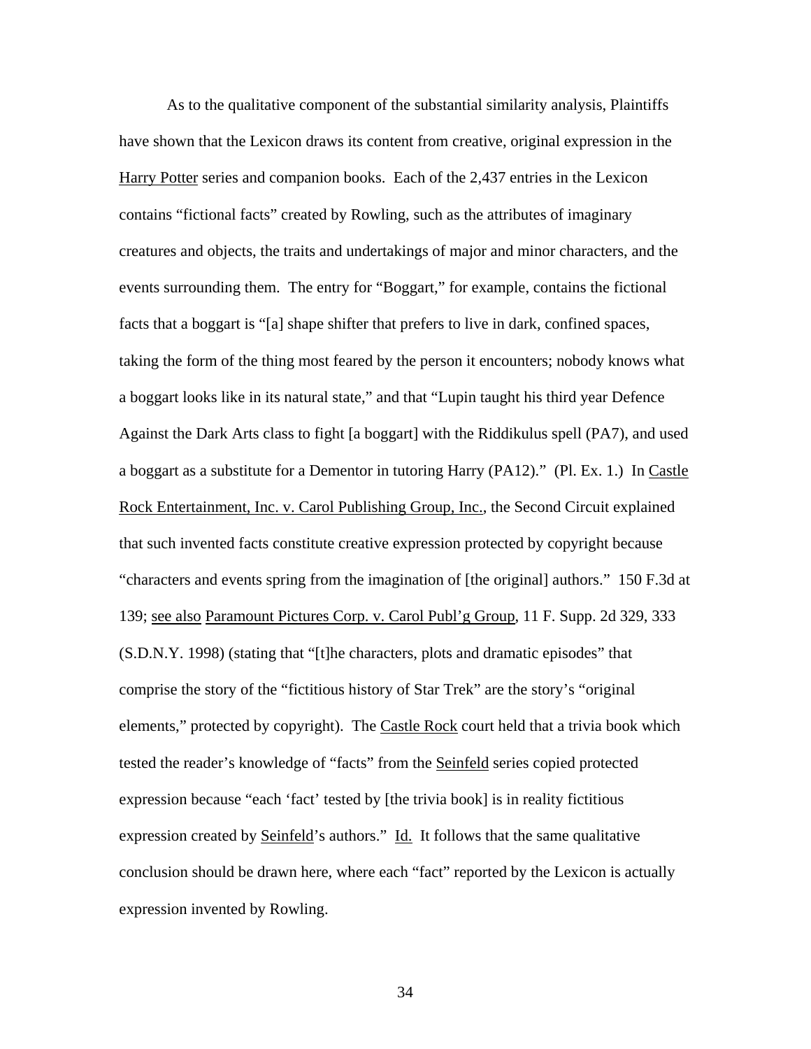As to the qualitative component of the substantial similarity analysis, Plaintiffs have shown that the Lexicon draws its content from creative, original expression in the Harry Potter series and companion books. Each of the 2,437 entries in the Lexicon contains "fictional facts" created by Rowling, such as the attributes of imaginary creatures and objects, the traits and undertakings of major and minor characters, and the events surrounding them. The entry for "Boggart," for example, contains the fictional facts that a boggart is "[a] shape shifter that prefers to live in dark, confined spaces, taking the form of the thing most feared by the person it encounters; nobody knows what a boggart looks like in its natural state," and that "Lupin taught his third year Defence Against the Dark Arts class to fight [a boggart] with the Riddikulus spell (PA7), and used a boggart as a substitute for a Dementor in tutoring Harry (PA12)." (Pl. Ex. 1.) In Castle Rock Entertainment, Inc. v. Carol Publishing Group, Inc., the Second Circuit explained that such invented facts constitute creative expression protected by copyright because "characters and events spring from the imagination of [the original] authors." 150 F.3d at 139; see also Paramount Pictures Corp. v. Carol Publ'g Group, 11 F. Supp. 2d 329, 333 (S.D.N.Y. 1998) (stating that "[t]he characters, plots and dramatic episodes" that comprise the story of the "fictitious history of Star Trek" are the story's "original elements," protected by copyright). The Castle Rock court held that a trivia book which tested the reader's knowledge of "facts" from the Seinfeld series copied protected expression because "each 'fact' tested by [the trivia book] is in reality fictitious expression created by Seinfeld's authors." Id. It follows that the same qualitative conclusion should be drawn here, where each "fact" reported by the Lexicon is actually expression invented by Rowling.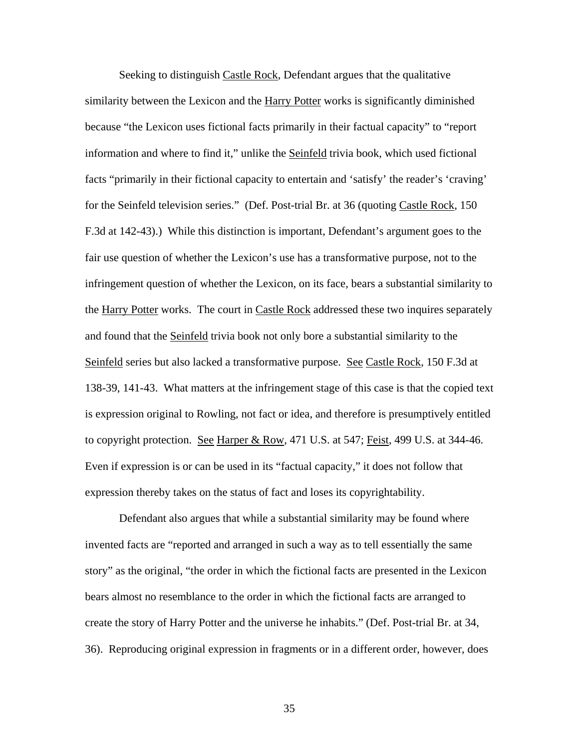Seeking to distinguish Castle Rock, Defendant argues that the qualitative similarity between the Lexicon and the Harry Potter works is significantly diminished because "the Lexicon uses fictional facts primarily in their factual capacity" to "report information and where to find it," unlike the Seinfeld trivia book, which used fictional facts "primarily in their fictional capacity to entertain and 'satisfy' the reader's 'craving' for the Seinfeld television series." (Def. Post-trial Br. at 36 (quoting Castle Rock, 150 F.3d at 142-43).) While this distinction is important, Defendant's argument goes to the fair use question of whether the Lexicon's use has a transformative purpose, not to the infringement question of whether the Lexicon, on its face, bears a substantial similarity to the Harry Potter works. The court in Castle Rock addressed these two inquires separately and found that the Seinfeld trivia book not only bore a substantial similarity to the Seinfeld series but also lacked a transformative purpose. See Castle Rock, 150 F.3d at 138-39, 141-43. What matters at the infringement stage of this case is that the copied text is expression original to Rowling, not fact or idea, and therefore is presumptively entitled to copyright protection. See Harper & Row, 471 U.S. at 547; Feist, 499 U.S. at 344-46. Even if expression is or can be used in its "factual capacity," it does not follow that expression thereby takes on the status of fact and loses its copyrightability.

Defendant also argues that while a substantial similarity may be found where invented facts are "reported and arranged in such a way as to tell essentially the same story" as the original, "the order in which the fictional facts are presented in the Lexicon bears almost no resemblance to the order in which the fictional facts are arranged to create the story of Harry Potter and the universe he inhabits." (Def. Post-trial Br. at 34, 36). Reproducing original expression in fragments or in a different order, however, does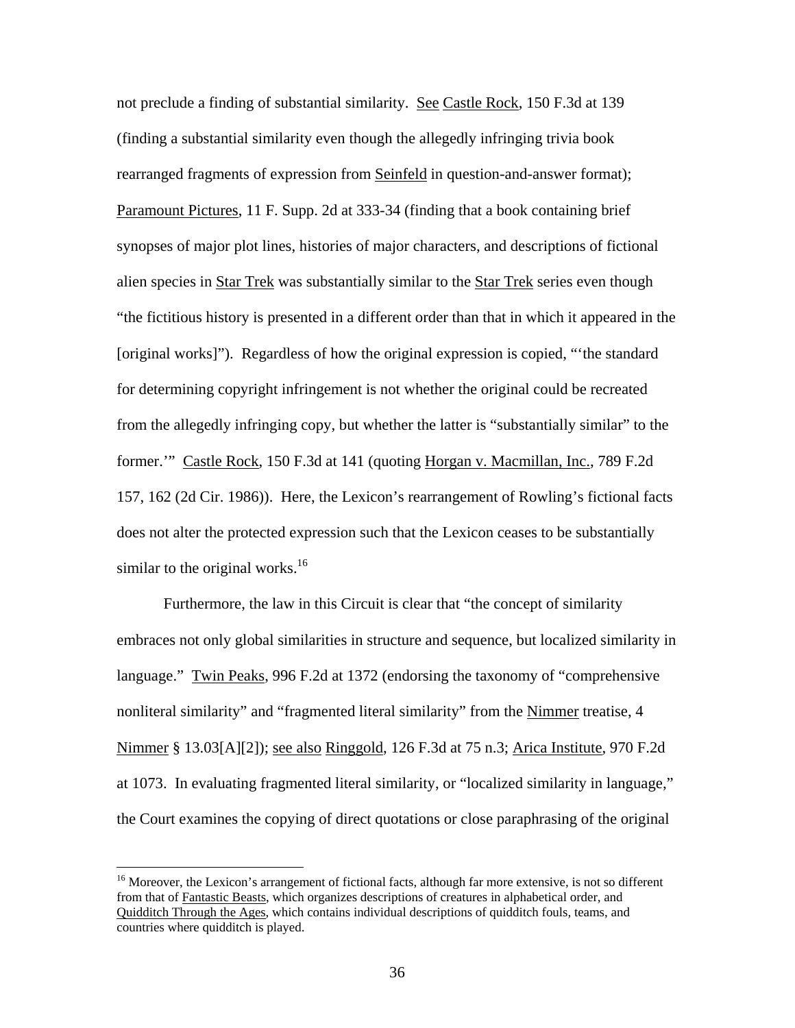not preclude a finding of substantial similarity. See Castle Rock, 150 F.3d at 139 (finding a substantial similarity even though the allegedly infringing trivia book rearranged fragments of expression from Seinfeld in question-and-answer format); Paramount Pictures, 11 F. Supp. 2d at 333-34 (finding that a book containing brief synopses of major plot lines, histories of major characters, and descriptions of fictional alien species in Star Trek was substantially similar to the Star Trek series even though "the fictitious history is presented in a different order than that in which it appeared in the [original works]"). Regardless of how the original expression is copied, "'the standard for determining copyright infringement is not whether the original could be recreated from the allegedly infringing copy, but whether the latter is "substantially similar" to the former.'" Castle Rock, 150 F.3d at 141 (quoting Horgan v. Macmillan, Inc., 789 F.2d 157, 162 (2d Cir. 1986)). Here, the Lexicon's rearrangement of Rowling's fictional facts does not alter the protected expression such that the Lexicon ceases to be substantially similar to the original works.[16]

Furthermore, the law in this Circuit is clear that "the concept of similarity embraces not only global similarities in structure and sequence, but localized similarity in language." Twin Peaks, 996 F.2d at 1372 (endorsing the taxonomy of "comprehensive nonliteral similarity" and "fragmented literal similarity" from the Nimmer treatise, 4 Nimmer § 13.03[A][2]); see also Ringgold, 126 F.3d at 75 n.3; Arica Institute, 970 F.2d at 1073. In evaluating fragmented literal similarity, or "localized similarity in language," the Court examines the copying of direct quotations or close paraphrasing of the original

[16] Moreover, the Lexicon's arrangement of fictional facts, although far more extensive, is not so different from that of Fantastic Beasts, which organizes descriptions of creatures in alphabetical order, and Quidditch Through the Ages, which contains individual descriptions of quidditch fouls, teams, and countries where quidditch is played.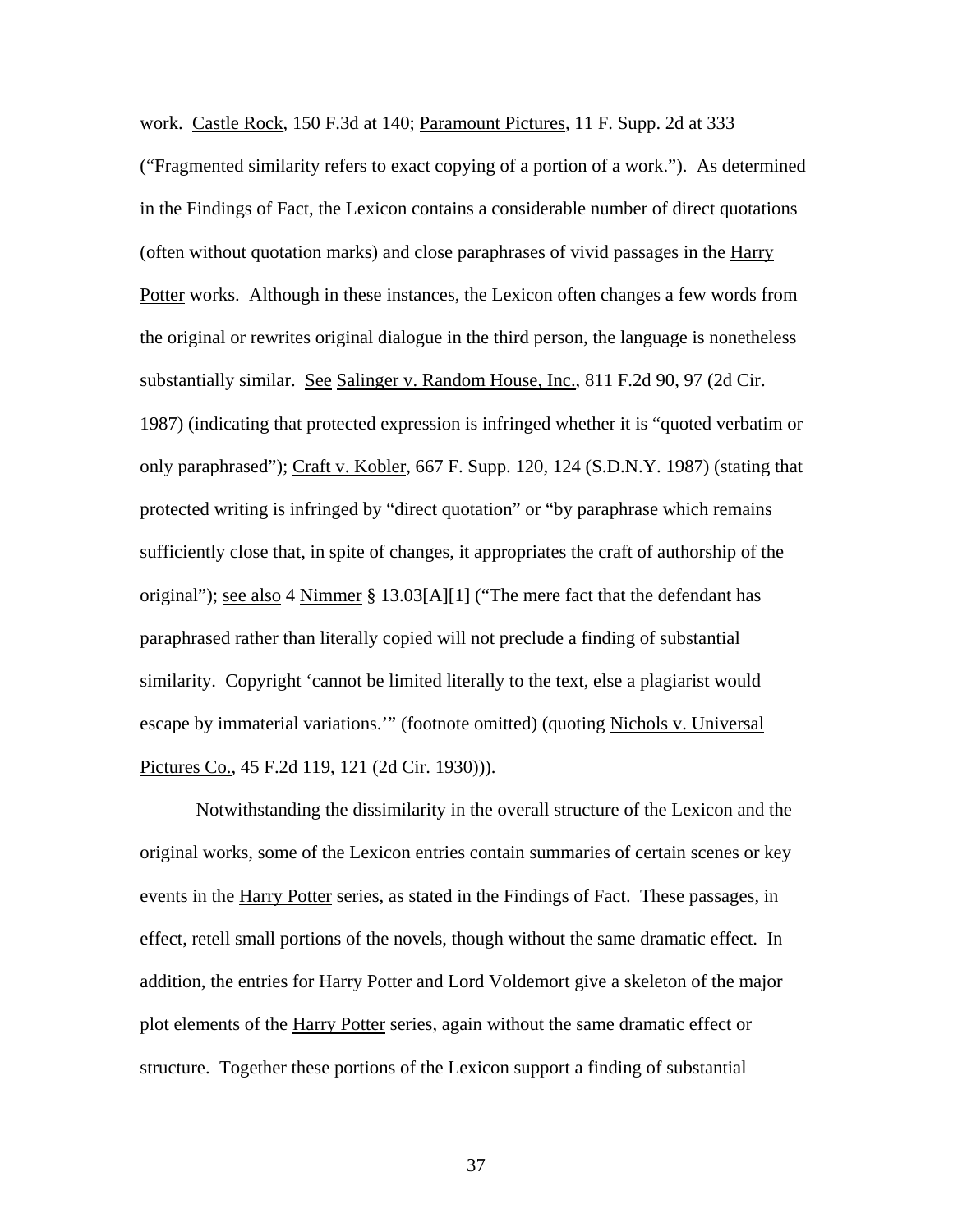work. Castle Rock, 150 F.3d at 140; Paramount Pictures, 11 F. Supp. 2d at 333 ("Fragmented similarity refers to exact copying of a portion of a work."). As determined in the Findings of Fact, the Lexicon contains a considerable number of direct quotations (often without quotation marks) and close paraphrases of vivid passages in the Harry Potter works. Although in these instances, the Lexicon often changes a few words from the original or rewrites original dialogue in the third person, the language is nonetheless substantially similar. See Salinger v. Random House, Inc., 811 F.2d 90, 97 (2d Cir. 1987) (indicating that protected expression is infringed whether it is "quoted verbatim or only paraphrased"); Craft v. Kobler, 667 F. Supp. 120, 124 (S.D.N.Y. 1987) (stating that protected writing is infringed by "direct quotation" or "by paraphrase which remains sufficiently close that, in spite of changes, it appropriates the craft of authorship of the original"); see also 4 Nimmer § 13.03[A][1] ("The mere fact that the defendant has paraphrased rather than literally copied will not preclude a finding of substantial similarity. Copyright 'cannot be limited literally to the text, else a plagiarist would escape by immaterial variations.'" (footnote omitted) (quoting Nichols v. Universal Pictures Co., 45 F.2d 119, 121 (2d Cir. 1930))).

Notwithstanding the dissimilarity in the overall structure of the Lexicon and the original works, some of the Lexicon entries contain summaries of certain scenes or key events in the Harry Potter series, as stated in the Findings of Fact. These passages, in effect, retell small portions of the novels, though without the same dramatic effect. In addition, the entries for Harry Potter and Lord Voldemort give a skeleton of the major plot elements of the Harry Potter series, again without the same dramatic effect or structure. Together these portions of the Lexicon support a finding of substantial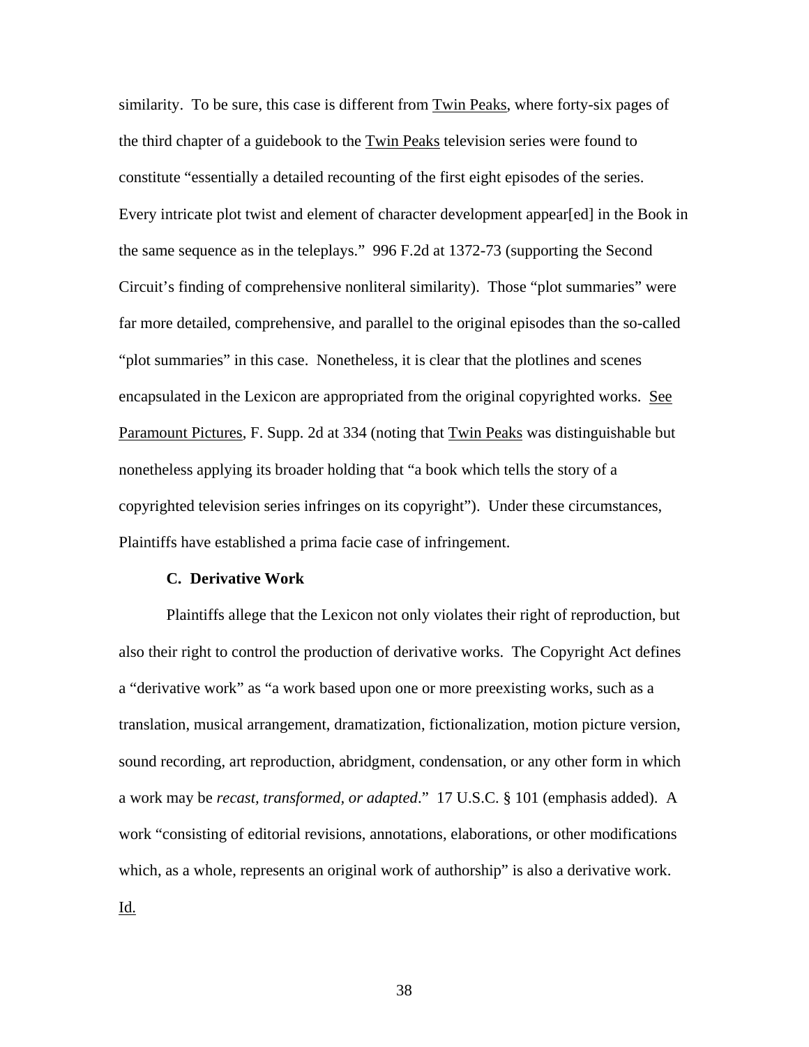similarity. To be sure, this case is different from Twin Peaks, where forty-six pages of the third chapter of a guidebook to the Twin Peaks television series were found to constitute "essentially a detailed recounting of the first eight episodes of the series. Every intricate plot twist and element of character development appear[ed] in the Book in the same sequence as in the teleplays." 996 F.2d at 1372-73 (supporting the Second Circuit's finding of comprehensive nonliteral similarity). Those "plot summaries" were far more detailed, comprehensive, and parallel to the original episodes than the so-called "plot summaries" in this case. Nonetheless, it is clear that the plotlines and scenes encapsulated in the Lexicon are appropriated from the original copyrighted works. See Paramount Pictures, F. Supp. 2d at 334 (noting that Twin Peaks was distinguishable but nonetheless applying its broader holding that "a book which tells the story of a copyrighted television series infringes on its copyright"). Under these circumstances, Plaintiffs have established a prima facie case of infringement.

### C. Derivative Work

Plaintiffs allege that the Lexicon not only violates their right of reproduction, but also their right to control the production of derivative works. The Copyright Act defines a "derivative work" as "a work based upon one or more preexisting works, such as a translation, musical arrangement, dramatization, fictionalization, motion picture version, sound recording, art reproduction, abridgment, condensation, or any other form in which a work may be *recast, transformed, or adapted*." 17 U.S.C. § 101 (emphasis added). A work "consisting of editorial revisions, annotations, elaborations, or other modifications which, as a whole, represents an original work of authorship" is also a derivative work. Id.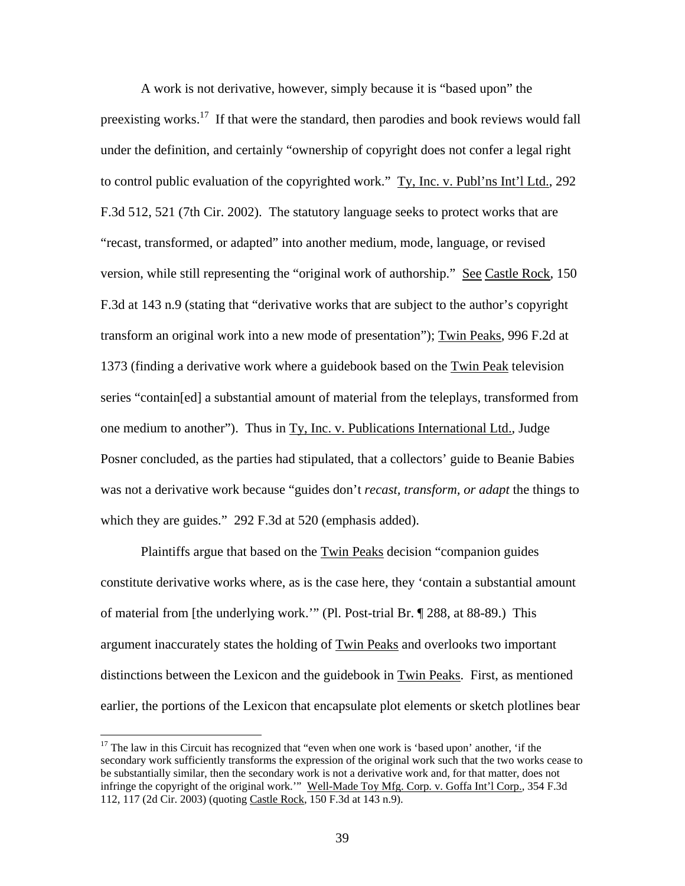A work is not derivative, however, simply because it is "based upon" the preexisting works.[17] If that were the standard, then parodies and book reviews would fall under the definition, and certainly "ownership of copyright does not confer a legal right to control public evaluation of the copyrighted work." Ty, Inc. v. Publ'ns Int'l Ltd., 292 F.3d 512, 521 (7th Cir. 2002). The statutory language seeks to protect works that are "recast, transformed, or adapted" into another medium, mode, language, or revised version, while still representing the "original work of authorship." See Castle Rock, 150 F.3d at 143 n.9 (stating that "derivative works that are subject to the author's copyright transform an original work into a new mode of presentation"); Twin Peaks, 996 F.2d at 1373 (finding a derivative work where a guidebook based on the Twin Peak television series "contain[ed] a substantial amount of material from the teleplays, transformed from one medium to another"). Thus in Ty, Inc. v. Publications International Ltd., Judge Posner concluded, as the parties had stipulated, that a collectors' guide to Beanie Babies was not a derivative work because "guides don't *recast, transform, or adapt* the things to which they are guides." 292 F.3d at 520 (emphasis added).

Plaintiffs argue that based on the Twin Peaks decision "companion guides constitute derivative works where, as is the case here, they 'contain a substantial amount of material from [the underlying work.'" (Pl. Post-trial Br. ¶ 288, at 88-89.) This argument inaccurately states the holding of Twin Peaks and overlooks two important distinctions between the Lexicon and the guidebook in Twin Peaks. First, as mentioned earlier, the portions of the Lexicon that encapsulate plot elements or sketch plotlines bear

[17] The law in this Circuit has recognized that "even when one work is 'based upon' another, 'if the secondary work sufficiently transforms the expression of the original work such that the two works cease to be substantially similar, then the secondary work is not a derivative work and, for that matter, does not infringe the copyright of the original work.'" Well-Made Toy Mfg. Corp. v. Goffa Int'l Corp., 354 F.3d 112, 117 (2d Cir. 2003) (quoting Castle Rock, 150 F.3d at 143 n.9).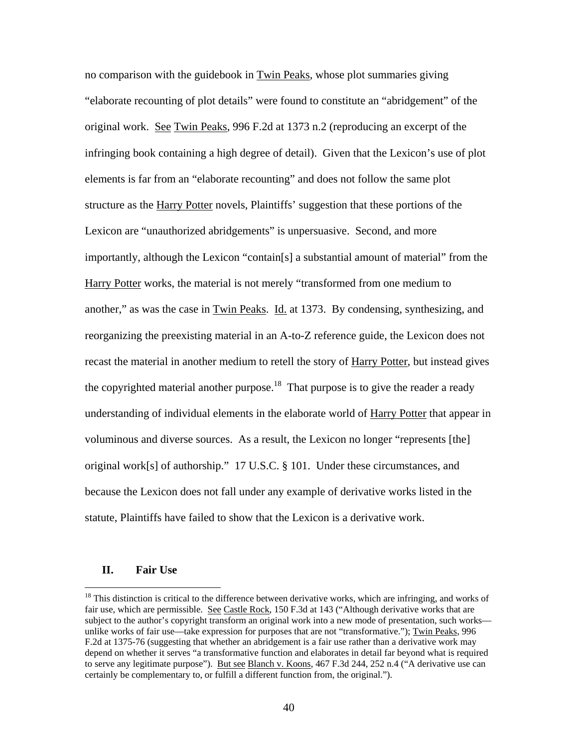no comparison with the guidebook in Twin Peaks, whose plot summaries giving "elaborate recounting of plot details" were found to constitute an "abridgement" of the original work. See Twin Peaks, 996 F.2d at 1373 n.2 (reproducing an excerpt of the infringing book containing a high degree of detail). Given that the Lexicon's use of plot elements is far from an "elaborate recounting" and does not follow the same plot structure as the Harry Potter novels, Plaintiffs' suggestion that these portions of the Lexicon are "unauthorized abridgements" is unpersuasive. Second, and more importantly, although the Lexicon "contain[s] a substantial amount of material" from the Harry Potter works, the material is not merely "transformed from one medium to another," as was the case in Twin Peaks. Id. at 1373. By condensing, synthesizing, and reorganizing the preexisting material in an A-to-Z reference guide, the Lexicon does not recast the material in another medium to retell the story of Harry Potter, but instead gives the copyrighted material another purpose.[18] That purpose is to give the reader a ready understanding of individual elements in the elaborate world of Harry Potter that appear in voluminous and diverse sources. As a result, the Lexicon no longer "represents [the] original work[s] of authorship." 17 U.S.C. § 101. Under these circumstances, and because the Lexicon does not fall under any example of derivative works listed in the statute, Plaintiffs have failed to show that the Lexicon is a derivative work.

## II. Fair Use

---

[18] This distinction is critical to the difference between derivative works, which are infringing, and works of fair use, which are permissible. See Castle Rock, 150 F.3d at 143 ("Although derivative works that are subject to the author's copyright transform an original work into a new mode of presentation, such works—unlike works of fair use—take expression for purposes that are not "transformative."); Twin Peaks, 996 F.2d at 1375-76 (suggesting that whether an abridgement is a fair use rather than a derivative work may depend on whether it serves "a transformative function and elaborates in detail far beyond what is required to serve any legitimate purpose"). But see Blanch v. Koons, 467 F.3d 244, 252 n.4 ("A derivative use can certainly be complementary to, or fulfill a different function from, the original.").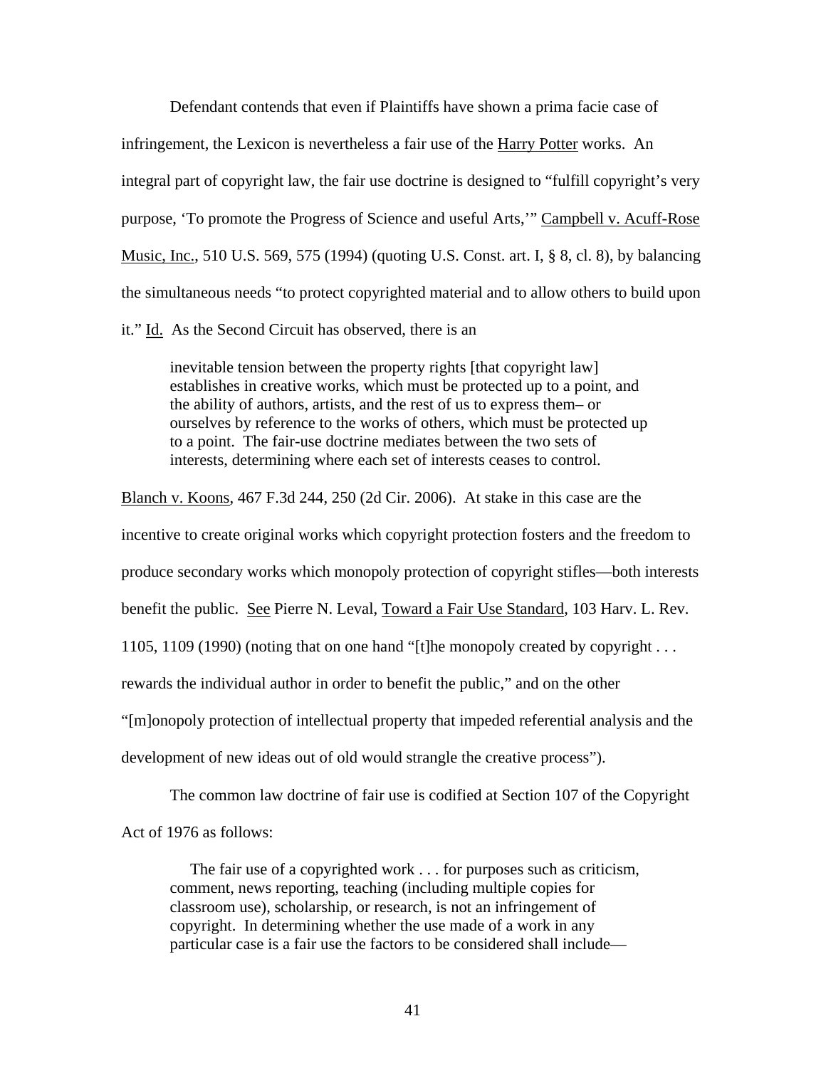Defendant contends that even if Plaintiffs have shown a prima facie case of infringement, the Lexicon is nevertheless a fair use of the Harry Potter works. An integral part of copyright law, the fair use doctrine is designed to "fulfill copyright's very purpose, 'To promote the Progress of Science and useful Arts,'" Campbell v. Acuff-Rose Music, Inc., 510 U.S. 569, 575 (1994) (quoting U.S. Const. art. I, § 8, cl. 8), by balancing the simultaneous needs "to protect copyrighted material and to allow others to build upon it." Id. As the Second Circuit has observed, there is an

> inevitable tension between the property rights [that copyright law] establishes in creative works, which must be protected up to a point, and the ability of authors, artists, and the rest of us to express them– or ourselves by reference to the works of others, which must be protected up to a point. The fair-use doctrine mediates between the two sets of interests, determining where each set of interests ceases to control.

Blanch v. Koons, 467 F.3d 244, 250 (2d Cir. 2006). At stake in this case are the incentive to create original works which copyright protection fosters and the freedom to produce secondary works which monopoly protection of copyright stifles—both interests benefit the public. See Pierre N. Leval, Toward a Fair Use Standard, 103 Harv. L. Rev. 1105, 1109 (1990) (noting that on one hand "[t]he monopoly created by copyright . . . rewards the individual author in order to benefit the public," and on the other "[m]onopoly protection of intellectual property that impeded referential analysis and the development of new ideas out of old would strangle the creative process").

The common law doctrine of fair use is codified at Section 107 of the Copyright Act of 1976 as follows:

> The fair use of a copyrighted work . . . for purposes such as criticism, comment, news reporting, teaching (including multiple copies for classroom use), scholarship, or research, is not an infringement of copyright. In determining whether the use made of a work in any particular case is a fair use the factors to be considered shall include—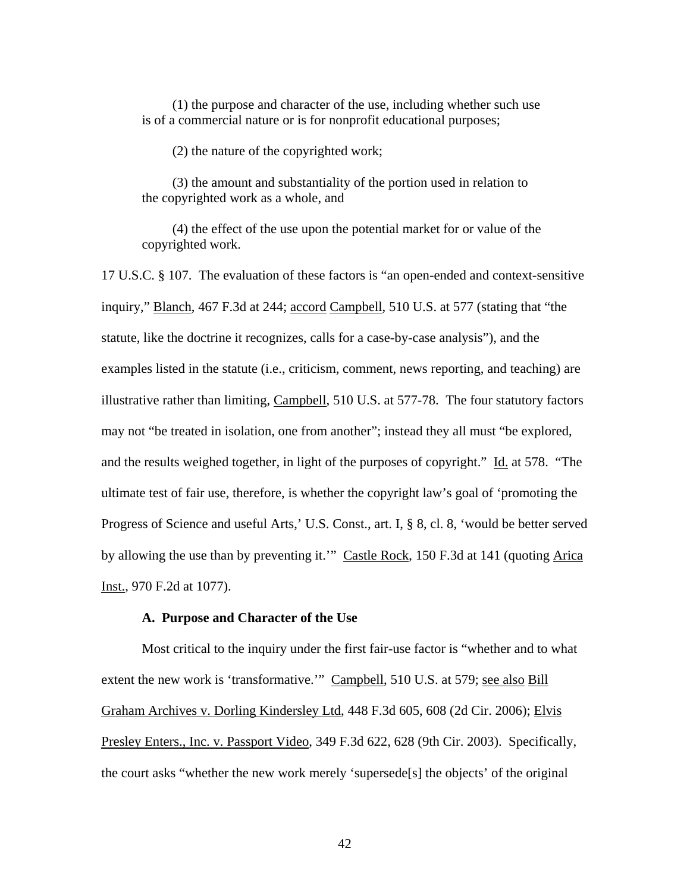(1) the purpose and character of the use, including whether such use is of a commercial nature or is for nonprofit educational purposes;

(2) the nature of the copyrighted work;

(3) the amount and substantiality of the portion used in relation to the copyrighted work as a whole, and

(4) the effect of the use upon the potential market for or value of the copyrighted work.

17 U.S.C. § 107. The evaluation of these factors is "an open-ended and context-sensitive inquiry," Blanch, 467 F.3d at 244; accord Campbell, 510 U.S. at 577 (stating that "the statute, like the doctrine it recognizes, calls for a case-by-case analysis"), and the examples listed in the statute (i.e., criticism, comment, news reporting, and teaching) are illustrative rather than limiting, Campbell, 510 U.S. at 577-78. The four statutory factors may not "be treated in isolation, one from another"; instead they all must "be explored, and the results weighed together, in light of the purposes of copyright." Id. at 578. "The ultimate test of fair use, therefore, is whether the copyright law's goal of 'promoting the Progress of Science and useful Arts,' U.S. Const., art. I, § 8, cl. 8, 'would be better served by allowing the use than by preventing it.'" Castle Rock, 150 F.3d at 141 (quoting Arica Inst., 970 F.2d at 1077).

### A. Purpose and Character of the Use

Most critical to the inquiry under the first fair-use factor is "whether and to what extent the new work is 'transformative.'" Campbell, 510 U.S. at 579; see also Bill Graham Archives v. Dorling Kindersley Ltd, 448 F.3d 605, 608 (2d Cir. 2006); Elvis Presley Enters., Inc. v. Passport Video, 349 F.3d 622, 628 (9th Cir. 2003). Specifically, the court asks "whether the new work merely 'supersede[s] the objects' of the original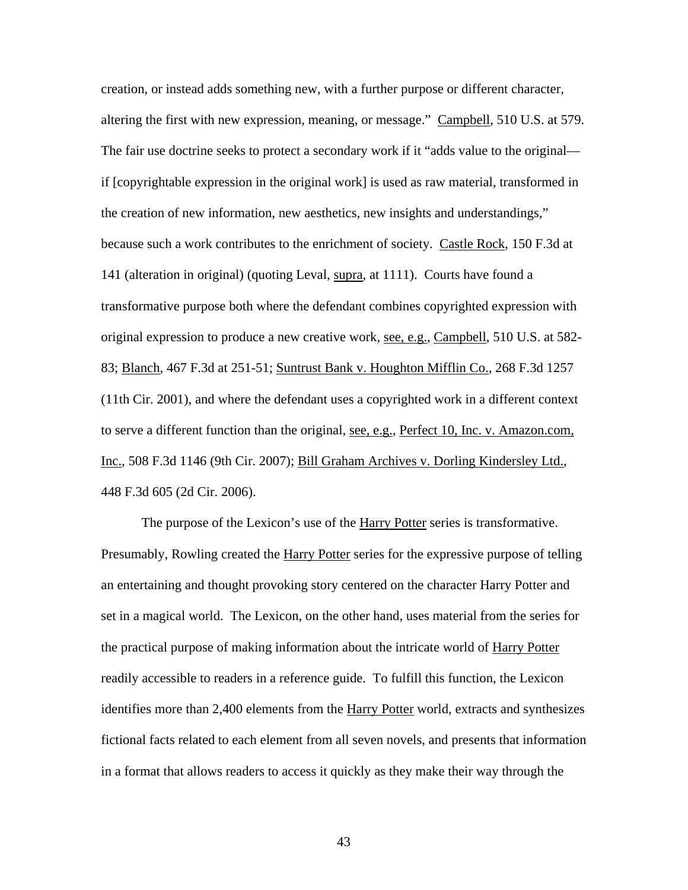creation, or instead adds something new, with a further purpose or different character, altering the first with new expression, meaning, or message." Campbell, 510 U.S. at 579. The fair use doctrine seeks to protect a secondary work if it "adds value to the original—if [copyrightable expression in the original work] is used as raw material, transformed in the creation of new information, new aesthetics, new insights and understandings," because such a work contributes to the enrichment of society. Castle Rock, 150 F.3d at 141 (alteration in original) (quoting Leval, supra, at 1111). Courts have found a transformative purpose both where the defendant combines copyrighted expression with original expression to produce a new creative work, see, e.g., Campbell, 510 U.S. at 582-83; Blanch, 467 F.3d at 251-51; Suntrust Bank v. Houghton Mifflin Co., 268 F.3d 1257 (11th Cir. 2001), and where the defendant uses a copyrighted work in a different context to serve a different function than the original, see, e.g., Perfect 10, Inc. v. Amazon.com, Inc., 508 F.3d 1146 (9th Cir. 2007); Bill Graham Archives v. Dorling Kindersley Ltd., 448 F.3d 605 (2d Cir. 2006).

The purpose of the Lexicon's use of the Harry Potter series is transformative. Presumably, Rowling created the Harry Potter series for the expressive purpose of telling an entertaining and thought provoking story centered on the character Harry Potter and set in a magical world. The Lexicon, on the other hand, uses material from the series for the practical purpose of making information about the intricate world of Harry Potter readily accessible to readers in a reference guide. To fulfill this function, the Lexicon identifies more than 2,400 elements from the Harry Potter world, extracts and synthesizes fictional facts related to each element from all seven novels, and presents that information in a format that allows readers to access it quickly as they make their way through the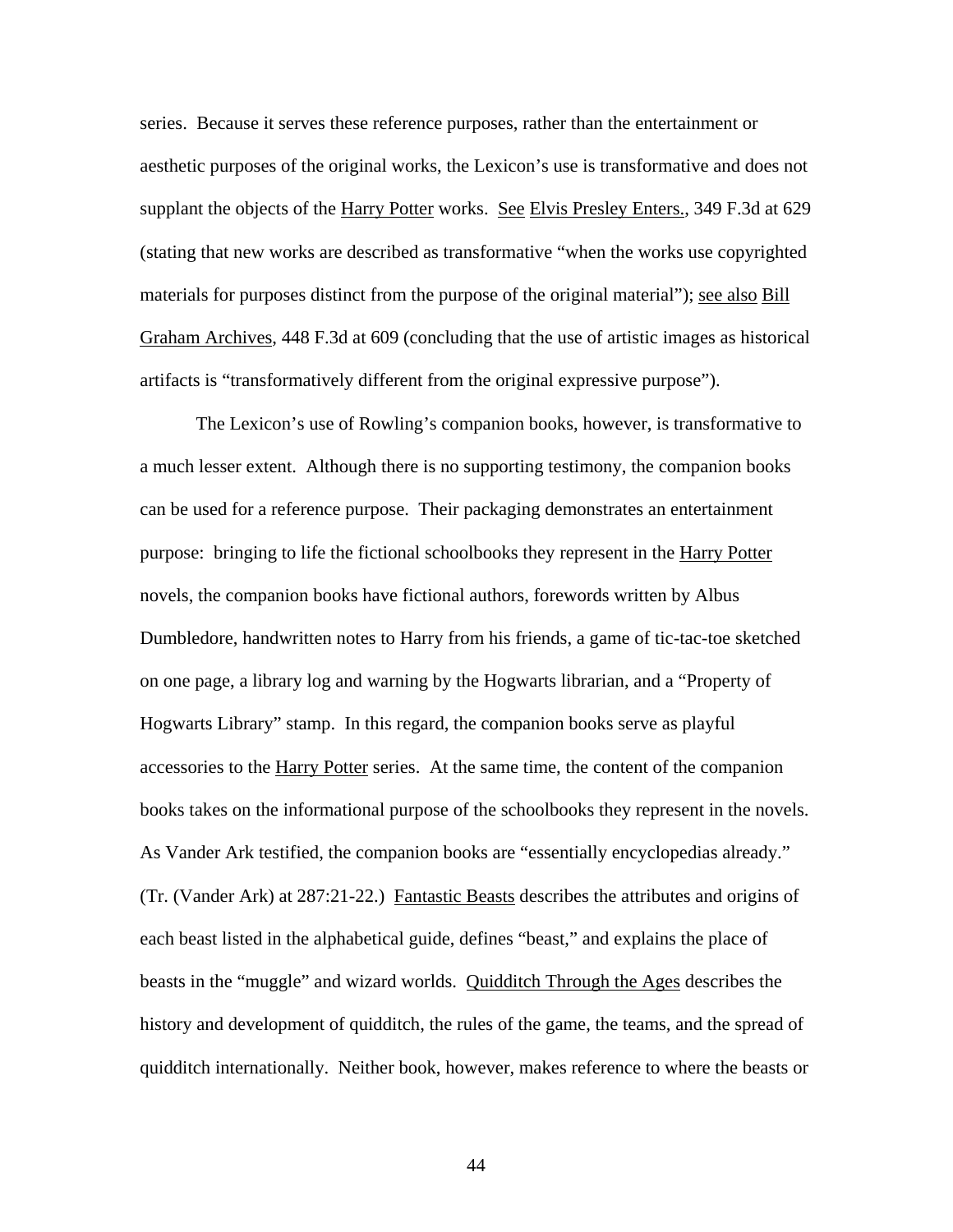series. Because it serves these reference purposes, rather than the entertainment or aesthetic purposes of the original works, the Lexicon's use is transformative and does not supplant the objects of the Harry Potter works. See Elvis Presley Enters., 349 F.3d at 629 (stating that new works are described as transformative "when the works use copyrighted materials for purposes distinct from the purpose of the original material"); see also Bill Graham Archives, 448 F.3d at 609 (concluding that the use of artistic images as historical artifacts is "transformatively different from the original expressive purpose").

The Lexicon's use of Rowling's companion books, however, is transformative to a much lesser extent. Although there is no supporting testimony, the companion books can be used for a reference purpose. Their packaging demonstrates an entertainment purpose: bringing to life the fictional schoolbooks they represent in the Harry Potter novels, the companion books have fictional authors, forewords written by Albus Dumbledore, handwritten notes to Harry from his friends, a game of tic-tac-toe sketched on one page, a library log and warning by the Hogwarts librarian, and a "Property of Hogwarts Library" stamp. In this regard, the companion books serve as playful accessories to the Harry Potter series. At the same time, the content of the companion books takes on the informational purpose of the schoolbooks they represent in the novels. As Vander Ark testified, the companion books are "essentially encyclopedias already." (Tr. (Vander Ark) at 287:21-22.) Fantastic Beasts describes the attributes and origins of each beast listed in the alphabetical guide, defines "beast," and explains the place of beasts in the "muggle" and wizard worlds. Quidditch Through the Ages describes the history and development of quidditch, the rules of the game, the teams, and the spread of quidditch internationally. Neither book, however, makes reference to where the beasts or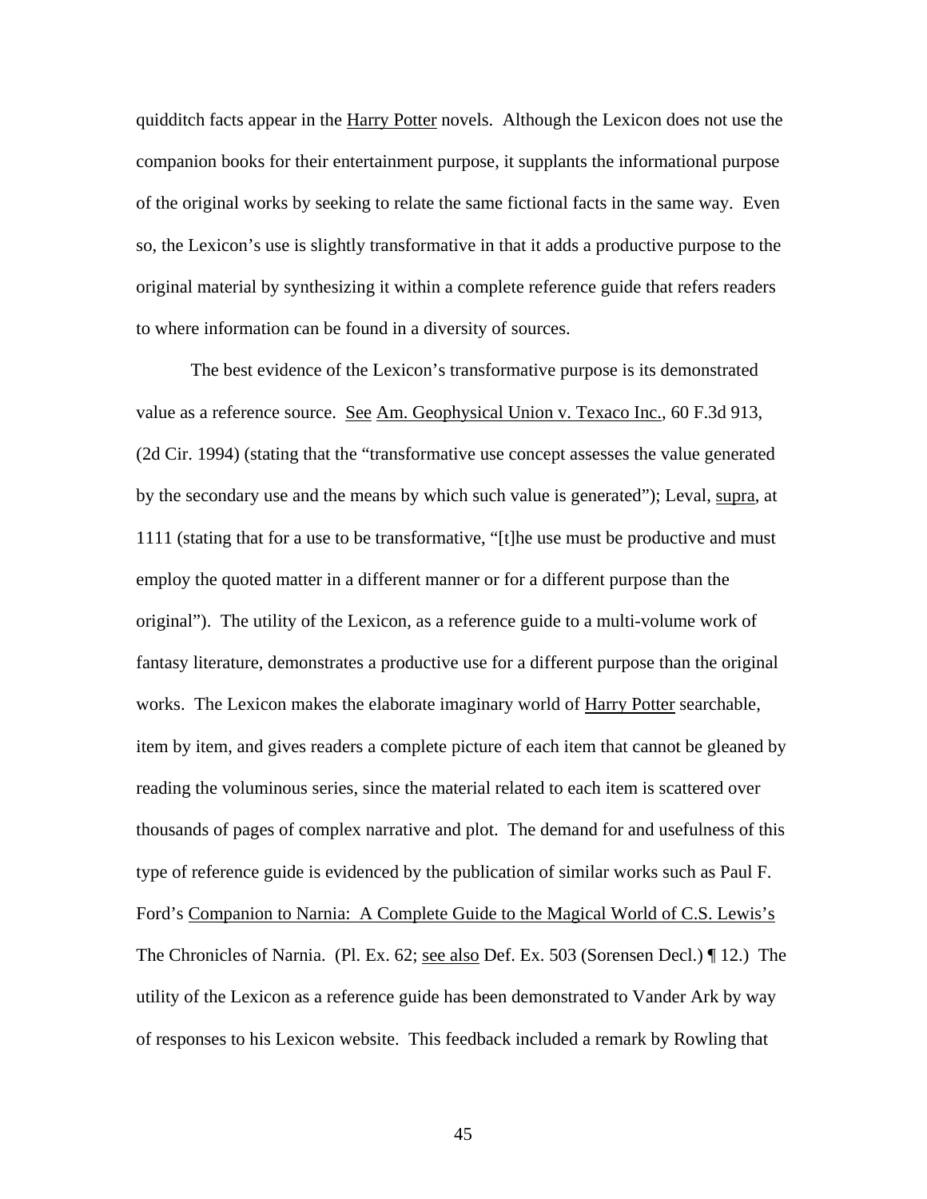quidditch facts appear in the Harry Potter novels. Although the Lexicon does not use the companion books for their entertainment purpose, it supplants the informational purpose of the original works by seeking to relate the same fictional facts in the same way. Even so, the Lexicon's use is slightly transformative in that it adds a productive purpose to the original material by synthesizing it within a complete reference guide that refers readers to where information can be found in a diversity of sources.

The best evidence of the Lexicon's transformative purpose is its demonstrated value as a reference source. See Am. Geophysical Union v. Texaco Inc., 60 F.3d 913, (2d Cir. 1994) (stating that the "transformative use concept assesses the value generated by the secondary use and the means by which such value is generated"); Leval, supra, at 1111 (stating that for a use to be transformative, "[t]he use must be productive and must employ the quoted matter in a different manner or for a different purpose than the original"). The utility of the Lexicon, as a reference guide to a multi-volume work of fantasy literature, demonstrates a productive use for a different purpose than the original works. The Lexicon makes the elaborate imaginary world of Harry Potter searchable, item by item, and gives readers a complete picture of each item that cannot be gleaned by reading the voluminous series, since the material related to each item is scattered over thousands of pages of complex narrative and plot. The demand for and usefulness of this type of reference guide is evidenced by the publication of similar works such as Paul F. Ford's Companion to Narnia: A Complete Guide to the Magical World of C.S. Lewis's The Chronicles of Narnia. (Pl. Ex. 62; see also Def. Ex. 503 (Sorensen Decl.) ¶ 12.) The utility of the Lexicon as a reference guide has been demonstrated to Vander Ark by way of responses to his Lexicon website. This feedback included a remark by Rowling that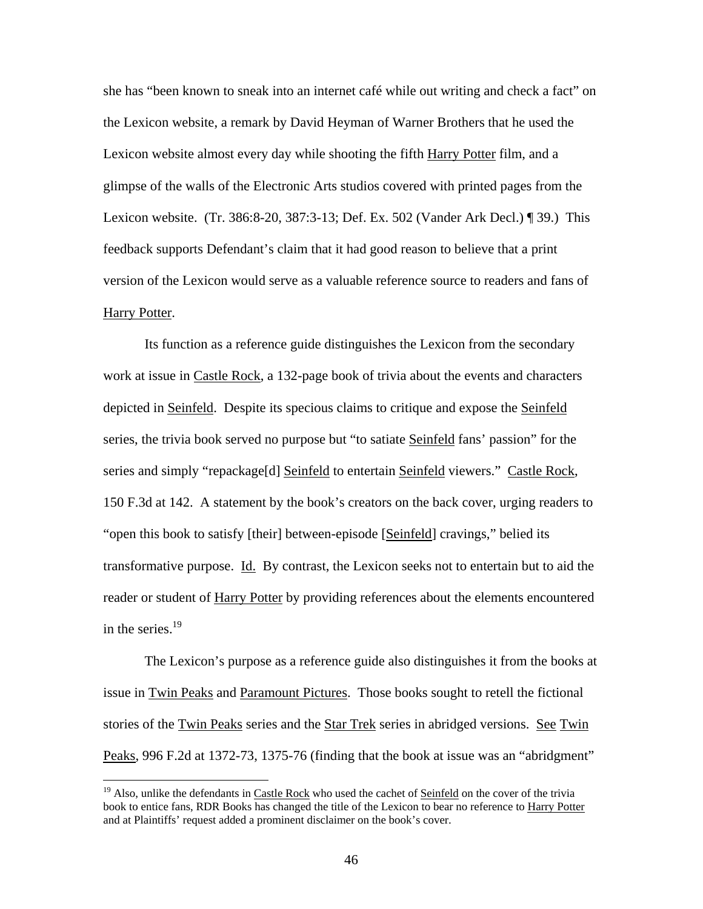she has "been known to sneak into an internet café while out writing and check a fact" on the Lexicon website, a remark by David Heyman of Warner Brothers that he used the Lexicon website almost every day while shooting the fifth Harry Potter film, and a glimpse of the walls of the Electronic Arts studios covered with printed pages from the Lexicon website. (Tr. 386:8-20, 387:3-13; Def. Ex. 502 (Vander Ark Decl.) ¶ 39.) This feedback supports Defendant's claim that it had good reason to believe that a print version of the Lexicon would serve as a valuable reference source to readers and fans of Harry Potter.

Its function as a reference guide distinguishes the Lexicon from the secondary work at issue in Castle Rock, a 132-page book of trivia about the events and characters depicted in Seinfeld. Despite its specious claims to critique and expose the Seinfeld series, the trivia book served no purpose but "to satiate Seinfeld fans' passion" for the series and simply "repackage[d] Seinfeld to entertain Seinfeld viewers." Castle Rock, 150 F.3d at 142. A statement by the book's creators on the back cover, urging readers to "open this book to satisfy [their] between-episode [Seinfeld] cravings," belied its transformative purpose. Id. By contrast, the Lexicon seeks not to entertain but to aid the reader or student of Harry Potter by providing references about the elements encountered in the series.[19]

The Lexicon's purpose as a reference guide also distinguishes it from the books at issue in Twin Peaks and Paramount Pictures. Those books sought to retell the fictional stories of the Twin Peaks series and the Star Trek series in abridged versions. See Twin Peaks, 996 F.2d at 1372-73, 1375-76 (finding that the book at issue was an "abridgment"

[19] Also, unlike the defendants in Castle Rock who used the cachet of Seinfeld on the cover of the trivia book to entice fans, RDR Books has changed the title of the Lexicon to bear no reference to Harry Potter and at Plaintiffs' request added a prominent disclaimer on the book's cover.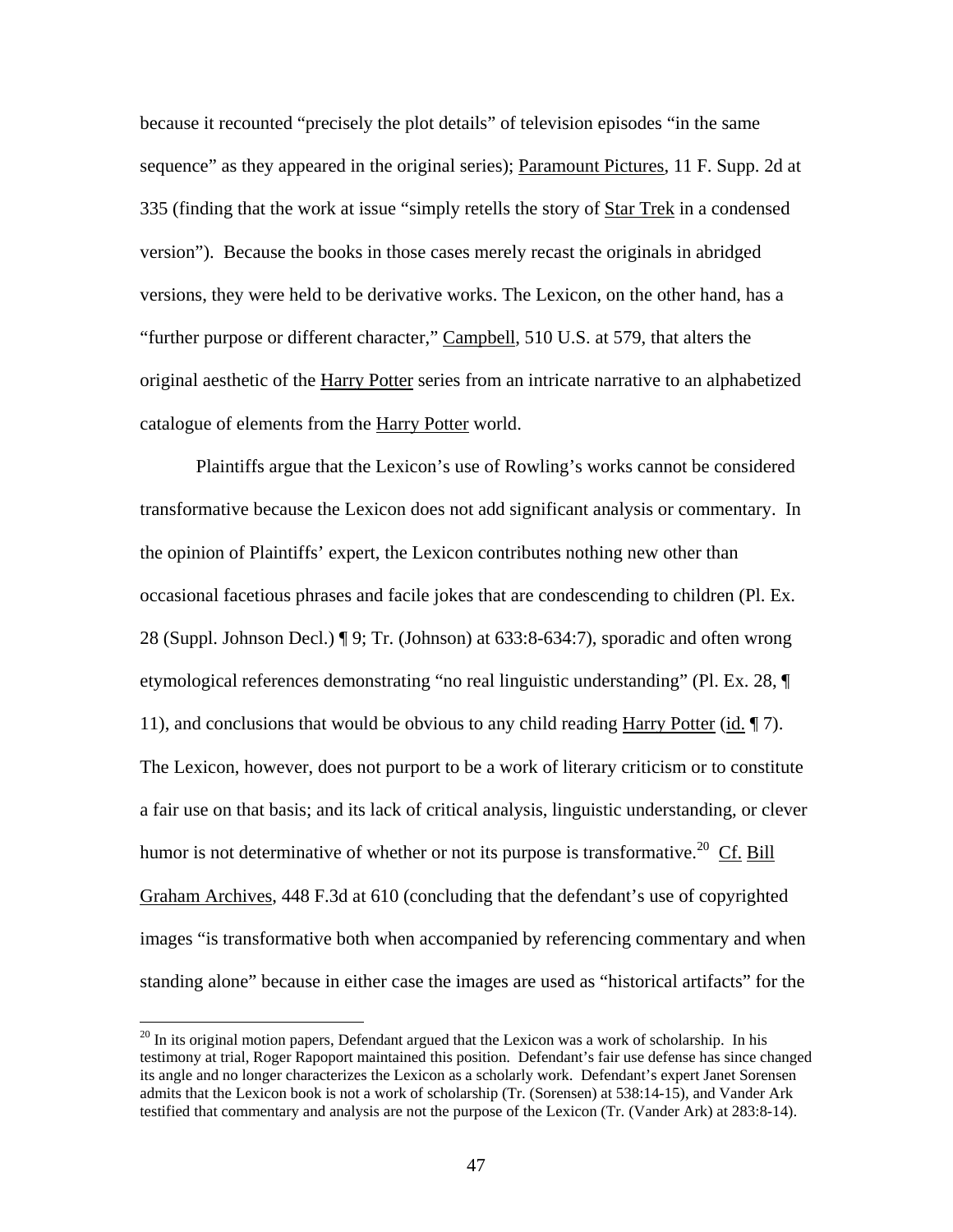because it recounted "precisely the plot details" of television episodes "in the same sequence" as they appeared in the original series); Paramount Pictures, 11 F. Supp. 2d at 335 (finding that the work at issue "simply retells the story of Star Trek in a condensed version"). Because the books in those cases merely recast the originals in abridged versions, they were held to be derivative works. The Lexicon, on the other hand, has a "further purpose or different character," Campbell, 510 U.S. at 579, that alters the original aesthetic of the Harry Potter series from an intricate narrative to an alphabetized catalogue of elements from the Harry Potter world.

Plaintiffs argue that the Lexicon's use of Rowling's works cannot be considered transformative because the Lexicon does not add significant analysis or commentary. In the opinion of Plaintiffs' expert, the Lexicon contributes nothing new other than occasional facetious phrases and facile jokes that are condescending to children (Pl. Ex. 28 (Suppl. Johnson Decl.) ¶ 9; Tr. (Johnson) at 633:8-634:7), sporadic and often wrong etymological references demonstrating "no real linguistic understanding" (Pl. Ex. 28, ¶ 11), and conclusions that would be obvious to any child reading Harry Potter (id. ¶ 7). The Lexicon, however, does not purport to be a work of literary criticism or to constitute a fair use on that basis; and its lack of critical analysis, linguistic understanding, or clever humor is not determinative of whether or not its purpose is transformative.[20] Cf. Bill Graham Archives, 448 F.3d at 610 (concluding that the defendant's use of copyrighted images "is transformative both when accompanied by referencing commentary and when standing alone" because in either case the images are used as "historical artifacts" for the

[20] In its original motion papers, Defendant argued that the Lexicon was a work of scholarship. In his testimony at trial, Roger Rapoport maintained this position. Defendant's fair use defense has since changed its angle and no longer characterizes the Lexicon as a scholarly work. Defendant's expert Janet Sorensen admits that the Lexicon book is not a work of scholarship (Tr. (Sorensen) at 538:14-15), and Vander Ark testified that commentary and analysis are not the purpose of the Lexicon (Tr. (Vander Ark) at 283:8-14).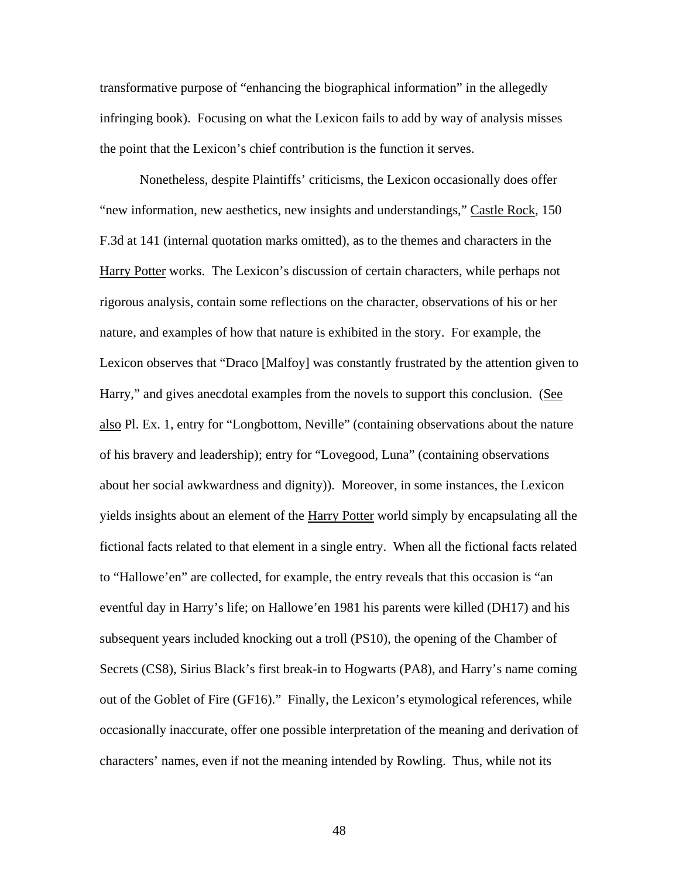transformative purpose of "enhancing the biographical information" in the allegedly infringing book). Focusing on what the Lexicon fails to add by way of analysis misses the point that the Lexicon's chief contribution is the function it serves.

Nonetheless, despite Plaintiffs' criticisms, the Lexicon occasionally does offer "new information, new aesthetics, new insights and understandings," Castle Rock, 150 F.3d at 141 (internal quotation marks omitted), as to the themes and characters in the Harry Potter works. The Lexicon's discussion of certain characters, while perhaps not rigorous analysis, contain some reflections on the character, observations of his or her nature, and examples of how that nature is exhibited in the story. For example, the Lexicon observes that "Draco [Malfoy] was constantly frustrated by the attention given to Harry," and gives anecdotal examples from the novels to support this conclusion. (See also Pl. Ex. 1, entry for "Longbottom, Neville" (containing observations about the nature of his bravery and leadership); entry for "Lovegood, Luna" (containing observations about her social awkwardness and dignity)). Moreover, in some instances, the Lexicon yields insights about an element of the Harry Potter world simply by encapsulating all the fictional facts related to that element in a single entry. When all the fictional facts related to "Hallowe'en" are collected, for example, the entry reveals that this occasion is "an eventful day in Harry's life; on Hallowe'en 1981 his parents were killed (DH17) and his subsequent years included knocking out a troll (PS10), the opening of the Chamber of Secrets (CS8), Sirius Black's first break-in to Hogwarts (PA8), and Harry's name coming out of the Goblet of Fire (GF16)." Finally, the Lexicon's etymological references, while occasionally inaccurate, offer one possible interpretation of the meaning and derivation of characters' names, even if not the meaning intended by Rowling. Thus, while not its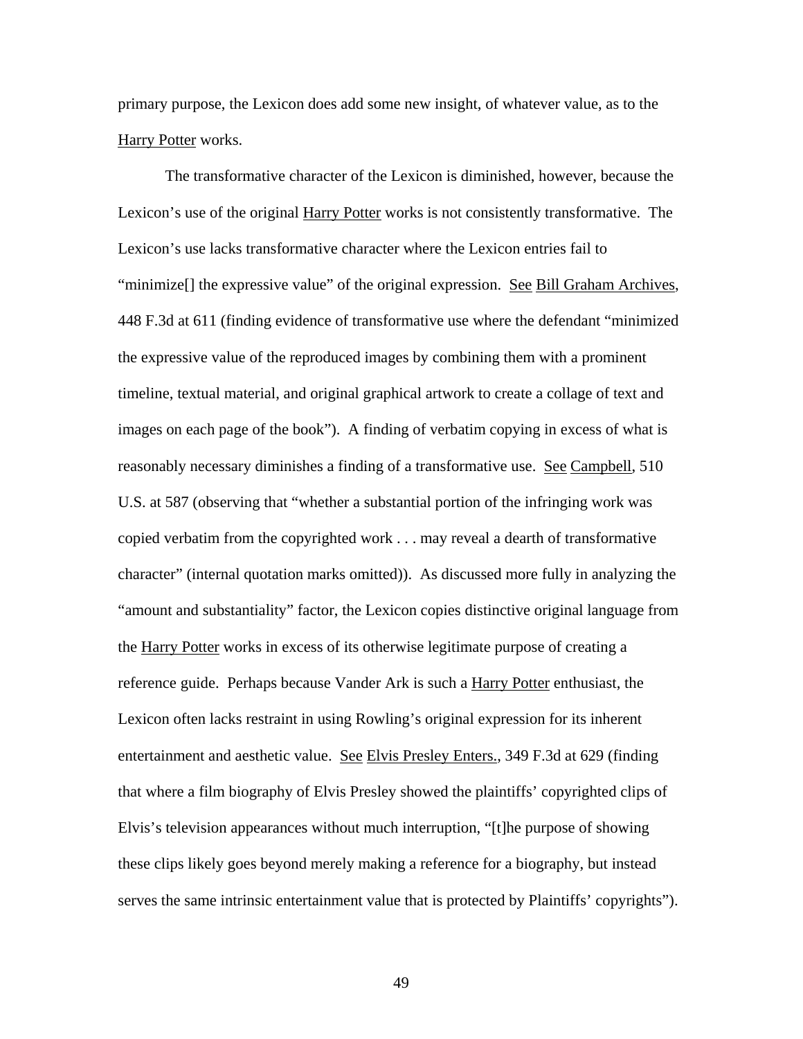primary purpose, the Lexicon does add some new insight, of whatever value, as to the Harry Potter works.

The transformative character of the Lexicon is diminished, however, because the Lexicon's use of the original Harry Potter works is not consistently transformative. The Lexicon's use lacks transformative character where the Lexicon entries fail to "minimize[] the expressive value" of the original expression. See Bill Graham Archives, 448 F.3d at 611 (finding evidence of transformative use where the defendant "minimized the expressive value of the reproduced images by combining them with a prominent timeline, textual material, and original graphical artwork to create a collage of text and images on each page of the book"). A finding of verbatim copying in excess of what is reasonably necessary diminishes a finding of a transformative use. See Campbell, 510 U.S. at 587 (observing that "whether a substantial portion of the infringing work was copied verbatim from the copyrighted work . . . may reveal a dearth of transformative character" (internal quotation marks omitted)). As discussed more fully in analyzing the "amount and substantiality" factor, the Lexicon copies distinctive original language from the Harry Potter works in excess of its otherwise legitimate purpose of creating a reference guide. Perhaps because Vander Ark is such a Harry Potter enthusiast, the Lexicon often lacks restraint in using Rowling's original expression for its inherent entertainment and aesthetic value. See Elvis Presley Enters., 349 F.3d at 629 (finding that where a film biography of Elvis Presley showed the plaintiffs' copyrighted clips of Elvis's television appearances without much interruption, "[t]he purpose of showing these clips likely goes beyond merely making a reference for a biography, but instead serves the same intrinsic entertainment value that is protected by Plaintiffs' copyrights").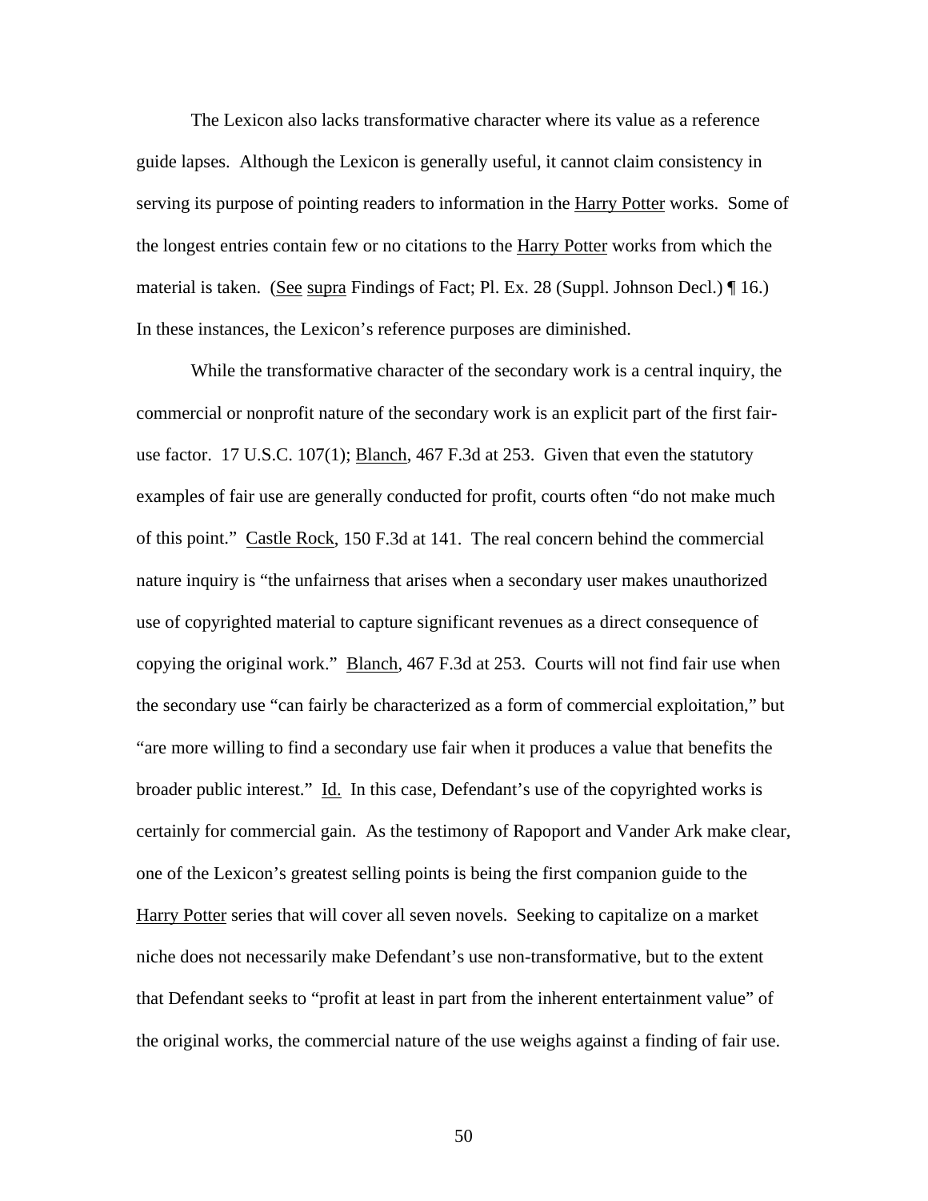The Lexicon also lacks transformative character where its value as a reference guide lapses. Although the Lexicon is generally useful, it cannot claim consistency in serving its purpose of pointing readers to information in the Harry Potter works. Some of the longest entries contain few or no citations to the Harry Potter works from which the material is taken. (See supra Findings of Fact; Pl. Ex. 28 (Suppl. Johnson Decl.) ¶ 16.) In these instances, the Lexicon's reference purposes are diminished.

While the transformative character of the secondary work is a central inquiry, the commercial or nonprofit nature of the secondary work is an explicit part of the first fair-use factor. 17 U.S.C. 107(1); Blanch, 467 F.3d at 253. Given that even the statutory examples of fair use are generally conducted for profit, courts often "do not make much of this point." Castle Rock, 150 F.3d at 141. The real concern behind the commercial nature inquiry is "the unfairness that arises when a secondary user makes unauthorized use of copyrighted material to capture significant revenues as a direct consequence of copying the original work." Blanch, 467 F.3d at 253. Courts will not find fair use when the secondary use "can fairly be characterized as a form of commercial exploitation," but "are more willing to find a secondary use fair when it produces a value that benefits the broader public interest." Id. In this case, Defendant's use of the copyrighted works is certainly for commercial gain. As the testimony of Rapoport and Vander Ark make clear, one of the Lexicon's greatest selling points is being the first companion guide to the Harry Potter series that will cover all seven novels. Seeking to capitalize on a market niche does not necessarily make Defendant's use non-transformative, but to the extent that Defendant seeks to "profit at least in part from the inherent entertainment value" of the original works, the commercial nature of the use weighs against a finding of fair use.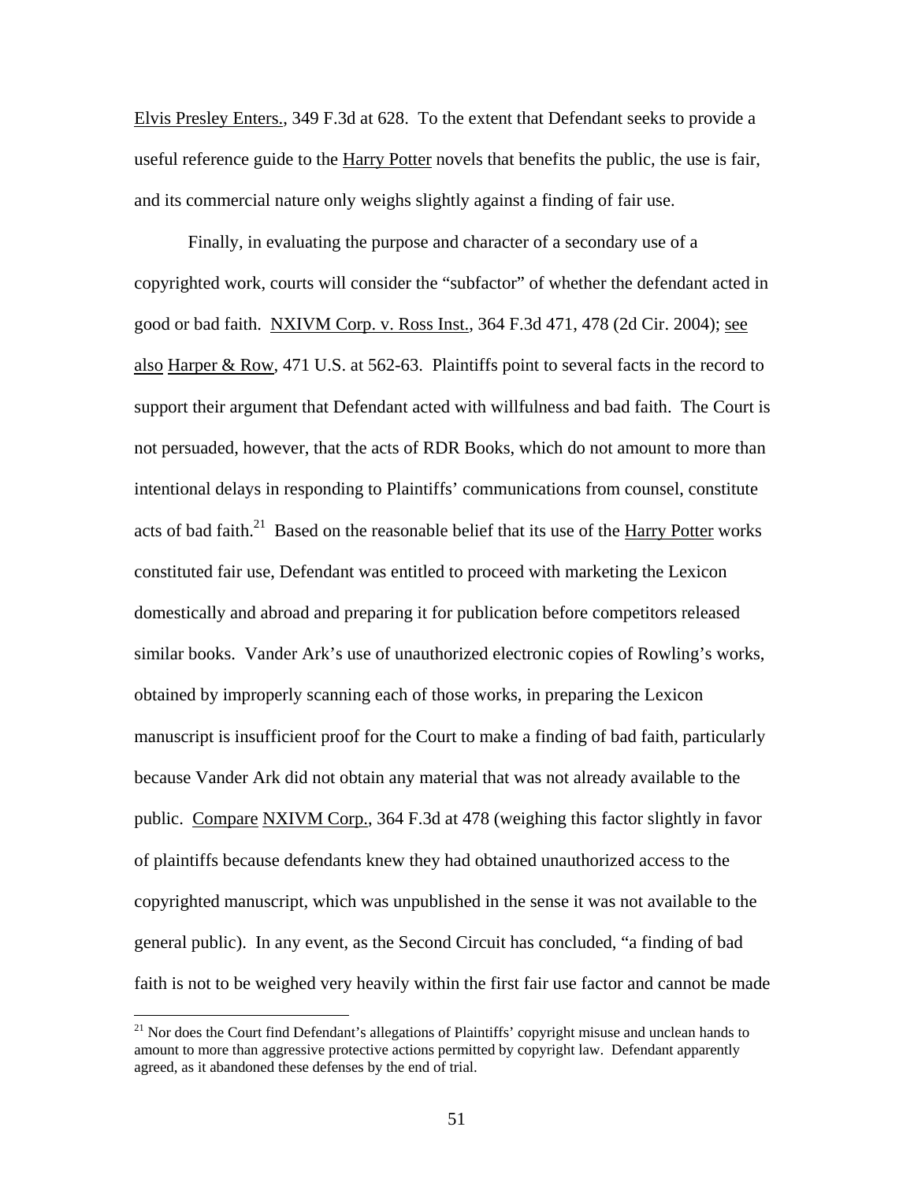Elvis Presley Enters., 349 F.3d at 628. To the extent that Defendant seeks to provide a useful reference guide to the Harry Potter novels that benefits the public, the use is fair, and its commercial nature only weighs slightly against a finding of fair use.

Finally, in evaluating the purpose and character of a secondary use of a copyrighted work, courts will consider the "subfactor" of whether the defendant acted in good or bad faith. NXIVM Corp. v. Ross Inst., 364 F.3d 471, 478 (2d Cir. 2004); see also Harper & Row, 471 U.S. at 562-63. Plaintiffs point to several facts in the record to support their argument that Defendant acted with willfulness and bad faith. The Court is not persuaded, however, that the acts of RDR Books, which do not amount to more than intentional delays in responding to Plaintiffs' communications from counsel, constitute acts of bad faith.[21] Based on the reasonable belief that its use of the Harry Potter works constituted fair use, Defendant was entitled to proceed with marketing the Lexicon domestically and abroad and preparing it for publication before competitors released similar books. Vander Ark's use of unauthorized electronic copies of Rowling's works, obtained by improperly scanning each of those works, in preparing the Lexicon manuscript is insufficient proof for the Court to make a finding of bad faith, particularly because Vander Ark did not obtain any material that was not already available to the public. Compare NXIVM Corp., 364 F.3d at 478 (weighing this factor slightly in favor of plaintiffs because defendants knew they had obtained unauthorized access to the copyrighted manuscript, which was unpublished in the sense it was not available to the general public). In any event, as the Second Circuit has concluded, "a finding of bad faith is not to be weighed very heavily within the first fair use factor and cannot be made

[21] Nor does the Court find Defendant's allegations of Plaintiffs' copyright misuse and unclean hands to amount to more than aggressive protective actions permitted by copyright law. Defendant apparently agreed, as it abandoned these defenses by the end of trial.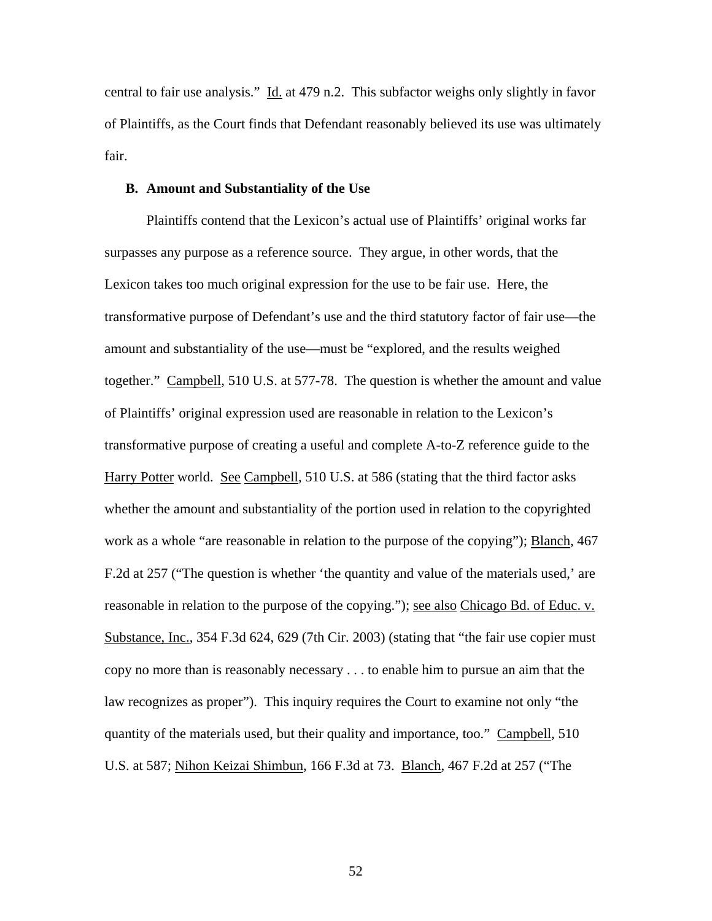central to fair use analysis." Id. at 479 n.2. This subfactor weighs only slightly in favor of Plaintiffs, as the Court finds that Defendant reasonably believed its use was ultimately fair.

### B. Amount and Substantiality of the Use

Plaintiffs contend that the Lexicon's actual use of Plaintiffs' original works far surpasses any purpose as a reference source. They argue, in other words, that the Lexicon takes too much original expression for the use to be fair use. Here, the transformative purpose of Defendant's use and the third statutory factor of fair use—the amount and substantiality of the use—must be "explored, and the results weighed together." Campbell, 510 U.S. at 577-78. The question is whether the amount and value of Plaintiffs' original expression used are reasonable in relation to the Lexicon's transformative purpose of creating a useful and complete A-to-Z reference guide to the Harry Potter world. See Campbell, 510 U.S. at 586 (stating that the third factor asks whether the amount and substantiality of the portion used in relation to the copyrighted work as a whole "are reasonable in relation to the purpose of the copying"); Blanch, 467 F.2d at 257 ("The question is whether 'the quantity and value of the materials used,' are reasonable in relation to the purpose of the copying."); see also Chicago Bd. of Educ. v. Substance, Inc., 354 F.3d 624, 629 (7th Cir. 2003) (stating that "the fair use copier must copy no more than is reasonably necessary . . . to enable him to pursue an aim that the law recognizes as proper"). This inquiry requires the Court to examine not only "the quantity of the materials used, but their quality and importance, too." Campbell, 510 U.S. at 587; Nihon Keizai Shimbun, 166 F.3d at 73. Blanch, 467 F.2d at 257 ("The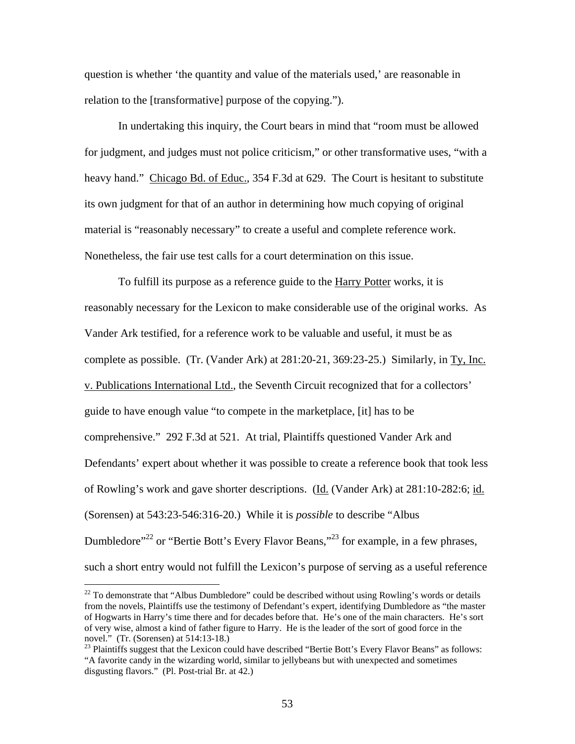question is whether 'the quantity and value of the materials used,' are reasonable in relation to the [transformative] purpose of the copying.").

In undertaking this inquiry, the Court bears in mind that "room must be allowed for judgment, and judges must not police criticism," or other transformative uses, "with a heavy hand." Chicago Bd. of Educ., 354 F.3d at 629. The Court is hesitant to substitute its own judgment for that of an author in determining how much copying of original material is "reasonably necessary" to create a useful and complete reference work. Nonetheless, the fair use test calls for a court determination on this issue.

To fulfill its purpose as a reference guide to the Harry Potter works, it is reasonably necessary for the Lexicon to make considerable use of the original works. As Vander Ark testified, for a reference work to be valuable and useful, it must be as complete as possible. (Tr. (Vander Ark) at 281:20-21, 369:23-25.) Similarly, in Ty, Inc. v. Publications International Ltd., the Seventh Circuit recognized that for a collectors' guide to have enough value "to compete in the marketplace, [it] has to be comprehensive." 292 F.3d at 521. At trial, Plaintiffs questioned Vander Ark and Defendants' expert about whether it was possible to create a reference book that took less of Rowling's work and gave shorter descriptions. (Id. (Vander Ark) at 281:10-282:6; id. (Sorensen) at 543:23-546:316-20.) While it is *possible* to describe "Albus Dumbledore"[22] or "Bertie Bott's Every Flavor Beans,"[23] for example, in a few phrases, such a short entry would not fulfill the Lexicon's purpose of serving as a useful reference

---

[22] To demonstrate that "Albus Dumbledore" could be described without using Rowling's words or details from the novels, Plaintiffs use the testimony of Defendant's expert, identifying Dumbledore as "the master of Hogwarts in Harry's time there and for decades before that. He's one of the main characters. He's sort of very wise, almost a kind of father figure to Harry. He is the leader of the sort of good force in the novel." (Tr. (Sorensen) at 514:13-18.)

[23] Plaintiffs suggest that the Lexicon could have described "Bertie Bott's Every Flavor Beans" as follows: "A favorite candy in the wizarding world, similar to jellybeans but with unexpected and sometimes disgusting flavors." (Pl. Post-trial Br. at 42.)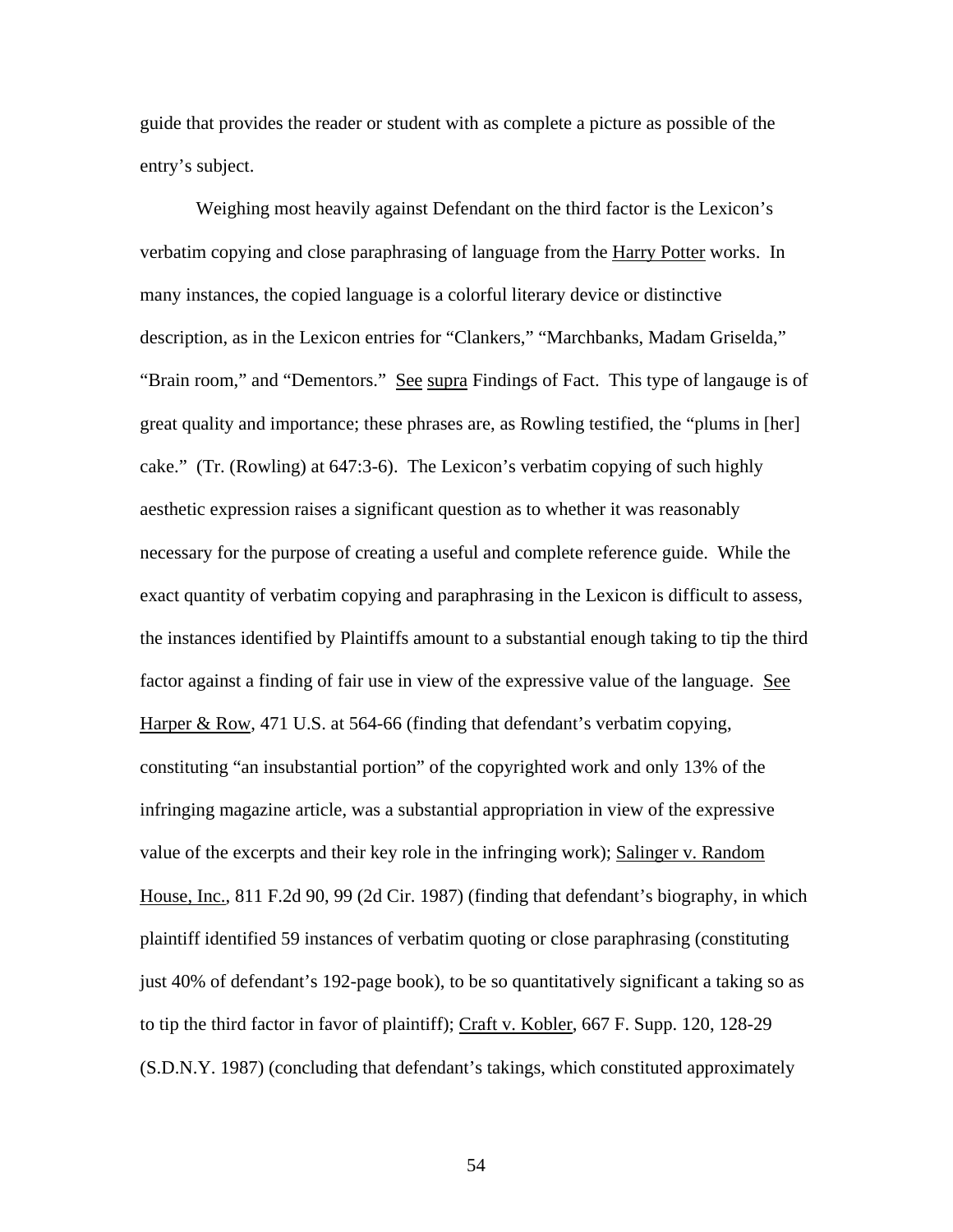guide that provides the reader or student with as complete a picture as possible of the entry's subject.

Weighing most heavily against Defendant on the third factor is the Lexicon's verbatim copying and close paraphrasing of language from the Harry Potter works. In many instances, the copied language is a colorful literary device or distinctive description, as in the Lexicon entries for "Clankers," "Marchbanks, Madam Griselda," "Brain room," and "Dementors." See supra Findings of Fact. This type of langauge is of great quality and importance; these phrases are, as Rowling testified, the "plums in [her] cake." (Tr. (Rowling) at 647:3-6). The Lexicon's verbatim copying of such highly aesthetic expression raises a significant question as to whether it was reasonably necessary for the purpose of creating a useful and complete reference guide. While the exact quantity of verbatim copying and paraphrasing in the Lexicon is difficult to assess, the instances identified by Plaintiffs amount to a substantial enough taking to tip the third factor against a finding of fair use in view of the expressive value of the language. See Harper & Row, 471 U.S. at 564-66 (finding that defendant's verbatim copying, constituting "an insubstantial portion" of the copyrighted work and only 13% of the infringing magazine article, was a substantial appropriation in view of the expressive value of the excerpts and their key role in the infringing work); Salinger v. Random House, Inc., 811 F.2d 90, 99 (2d Cir. 1987) (finding that defendant's biography, in which plaintiff identified 59 instances of verbatim quoting or close paraphrasing (constituting just 40% of defendant's 192-page book), to be so quantitatively significant a taking so as to tip the third factor in favor of plaintiff); Craft v. Kobler, 667 F. Supp. 120, 128-29 (S.D.N.Y. 1987) (concluding that defendant's takings, which constituted approximately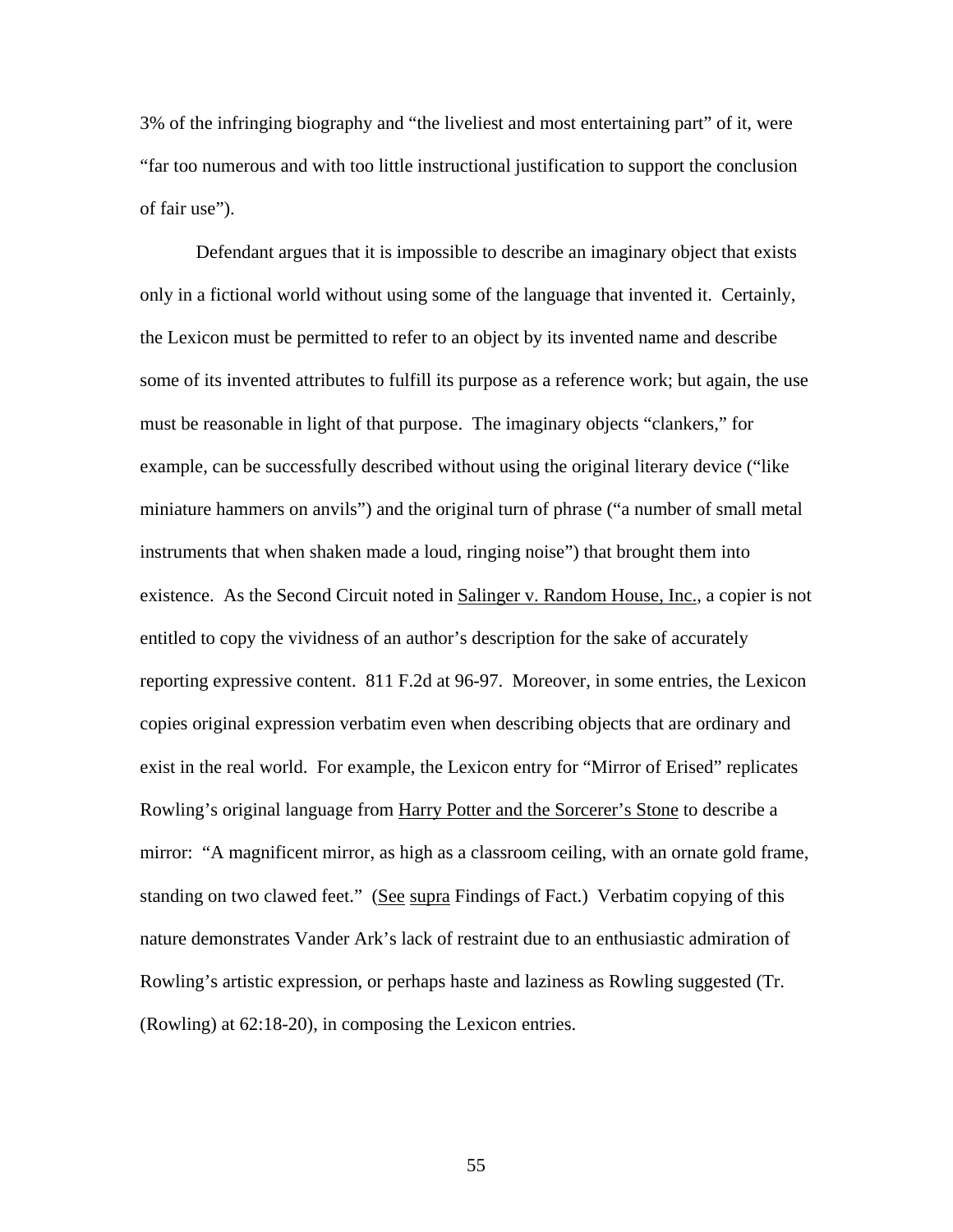3% of the infringing biography and "the liveliest and most entertaining part" of it, were "far too numerous and with too little instructional justification to support the conclusion of fair use").

Defendant argues that it is impossible to describe an imaginary object that exists only in a fictional world without using some of the language that invented it. Certainly, the Lexicon must be permitted to refer to an object by its invented name and describe some of its invented attributes to fulfill its purpose as a reference work; but again, the use must be reasonable in light of that purpose. The imaginary objects "clankers," for example, can be successfully described without using the original literary device ("like miniature hammers on anvils") and the original turn of phrase ("a number of small metal instruments that when shaken made a loud, ringing noise") that brought them into existence. As the Second Circuit noted in Salinger v. Random House, Inc., a copier is not entitled to copy the vividness of an author's description for the sake of accurately reporting expressive content. 811 F.2d at 96-97. Moreover, in some entries, the Lexicon copies original expression verbatim even when describing objects that are ordinary and exist in the real world. For example, the Lexicon entry for "Mirror of Erised" replicates Rowling's original language from Harry Potter and the Sorcerer's Stone to describe a mirror: "A magnificent mirror, as high as a classroom ceiling, with an ornate gold frame, standing on two clawed feet." (See supra Findings of Fact.) Verbatim copying of this nature demonstrates Vander Ark's lack of restraint due to an enthusiastic admiration of Rowling's artistic expression, or perhaps haste and laziness as Rowling suggested (Tr. (Rowling) at 62:18-20), in composing the Lexicon entries.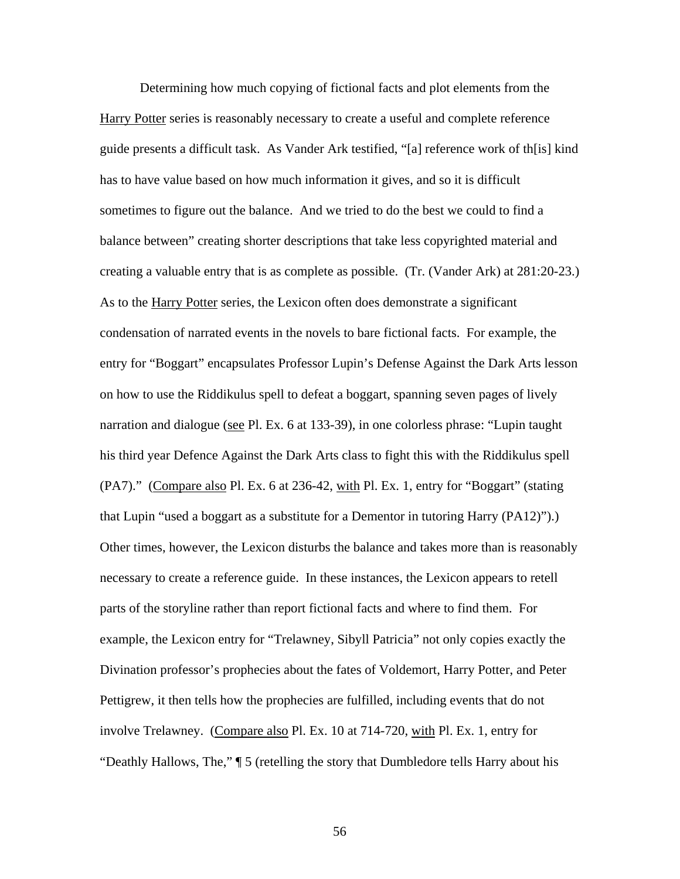Determining how much copying of fictional facts and plot elements from the Harry Potter series is reasonably necessary to create a useful and complete reference guide presents a difficult task. As Vander Ark testified, "[a] reference work of th[is] kind has to have value based on how much information it gives, and so it is difficult sometimes to figure out the balance. And we tried to do the best we could to find a balance between" creating shorter descriptions that take less copyrighted material and creating a valuable entry that is as complete as possible. (Tr. (Vander Ark) at 281:20-23.) As to the Harry Potter series, the Lexicon often does demonstrate a significant condensation of narrated events in the novels to bare fictional facts. For example, the entry for "Boggart" encapsulates Professor Lupin's Defense Against the Dark Arts lesson on how to use the Riddikulus spell to defeat a boggart, spanning seven pages of lively narration and dialogue (see Pl. Ex. 6 at 133-39), in one colorless phrase: "Lupin taught his third year Defence Against the Dark Arts class to fight this with the Riddikulus spell (PA7)." (Compare also Pl. Ex. 6 at 236-42, with Pl. Ex. 1, entry for "Boggart" (stating that Lupin "used a boggart as a substitute for a Dementor in tutoring Harry (PA12)").) Other times, however, the Lexicon disturbs the balance and takes more than is reasonably necessary to create a reference guide. In these instances, the Lexicon appears to retell parts of the storyline rather than report fictional facts and where to find them. For example, the Lexicon entry for "Trelawney, Sibyll Patricia" not only copies exactly the Divination professor's prophecies about the fates of Voldemort, Harry Potter, and Peter Pettigrew, it then tells how the prophecies are fulfilled, including events that do not involve Trelawney. (Compare also Pl. Ex. 10 at 714-720, with Pl. Ex. 1, entry for "Deathly Hallows, The," ¶ 5 (retelling the story that Dumbledore tells Harry about his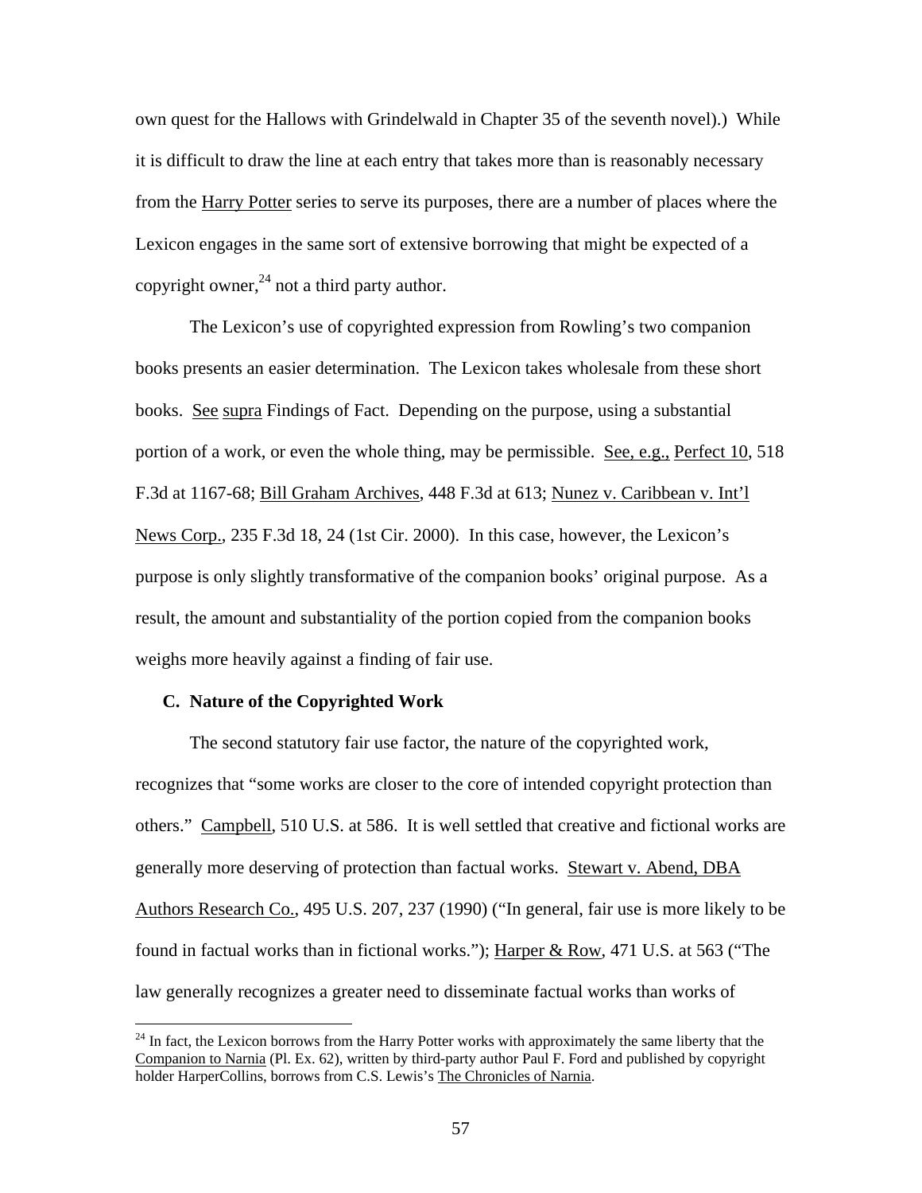own quest for the Hallows with Grindelwald in Chapter 35 of the seventh novel).) While it is difficult to draw the line at each entry that takes more than is reasonably necessary from the Harry Potter series to serve its purposes, there are a number of places where the Lexicon engages in the same sort of extensive borrowing that might be expected of a copyright owner,[24] not a third party author.

The Lexicon's use of copyrighted expression from Rowling's two companion books presents an easier determination. The Lexicon takes wholesale from these short books. See supra Findings of Fact. Depending on the purpose, using a substantial portion of a work, or even the whole thing, may be permissible. See, e.g., Perfect 10, 518 F.3d at 1167-68; Bill Graham Archives, 448 F.3d at 613; Nunez v. Caribbean v. Int'l News Corp., 235 F.3d 18, 24 (1st Cir. 2000). In this case, however, the Lexicon's purpose is only slightly transformative of the companion books' original purpose. As a result, the amount and substantiality of the portion copied from the companion books weighs more heavily against a finding of fair use.

**C. Nature of the Copyrighted Work**

The second statutory fair use factor, the nature of the copyrighted work, recognizes that "some works are closer to the core of intended copyright protection than others." Campbell, 510 U.S. at 586. It is well settled that creative and fictional works are generally more deserving of protection than factual works. Stewart v. Abend, DBA Authors Research Co., 495 U.S. 207, 237 (1990) ("In general, fair use is more likely to be found in factual works than in fictional works."); Harper & Row, 471 U.S. at 563 ("The law generally recognizes a greater need to disseminate factual works than works of

---

[24] In fact, the Lexicon borrows from the Harry Potter works with approximately the same liberty that the Companion to Narnia (Pl. Ex. 62), written by third-party author Paul F. Ford and published by copyright holder HarperCollins, borrows from C.S. Lewis's The Chronicles of Narnia.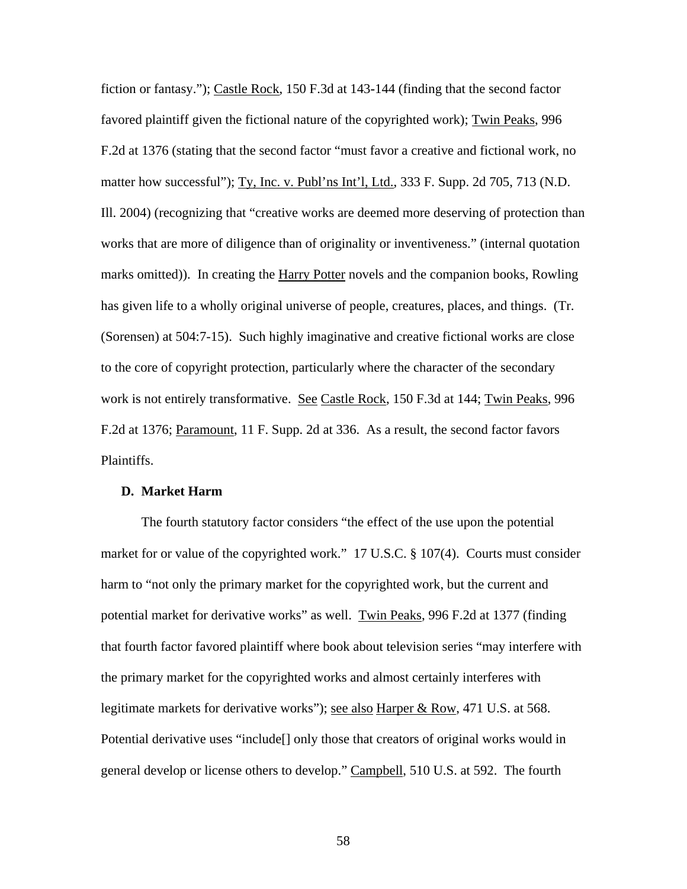fiction or fantasy."); Castle Rock, 150 F.3d at 143-144 (finding that the second factor favored plaintiff given the fictional nature of the copyrighted work); Twin Peaks, 996 F.2d at 1376 (stating that the second factor "must favor a creative and fictional work, no matter how successful"); Ty, Inc. v. Publ'ns Int'l, Ltd., 333 F. Supp. 2d 705, 713 (N.D. Ill. 2004) (recognizing that "creative works are deemed more deserving of protection than works that are more of diligence than of originality or inventiveness." (internal quotation marks omitted)). In creating the Harry Potter novels and the companion books, Rowling has given life to a wholly original universe of people, creatures, places, and things. (Tr. (Sorensen) at 504:7-15). Such highly imaginative and creative fictional works are close to the core of copyright protection, particularly where the character of the secondary work is not entirely transformative. See Castle Rock, 150 F.3d at 144; Twin Peaks, 996 F.2d at 1376; Paramount, 11 F. Supp. 2d at 336. As a result, the second factor favors Plaintiffs.

### D. Market Harm

The fourth statutory factor considers "the effect of the use upon the potential market for or value of the copyrighted work." 17 U.S.C. § 107(4). Courts must consider harm to "not only the primary market for the copyrighted work, but the current and potential market for derivative works" as well. Twin Peaks, 996 F.2d at 1377 (finding that fourth factor favored plaintiff where book about television series "may interfere with the primary market for the copyrighted works and almost certainly interferes with legitimate markets for derivative works"); see also Harper & Row, 471 U.S. at 568. Potential derivative uses "include[] only those that creators of original works would in general develop or license others to develop." Campbell, 510 U.S. at 592. The fourth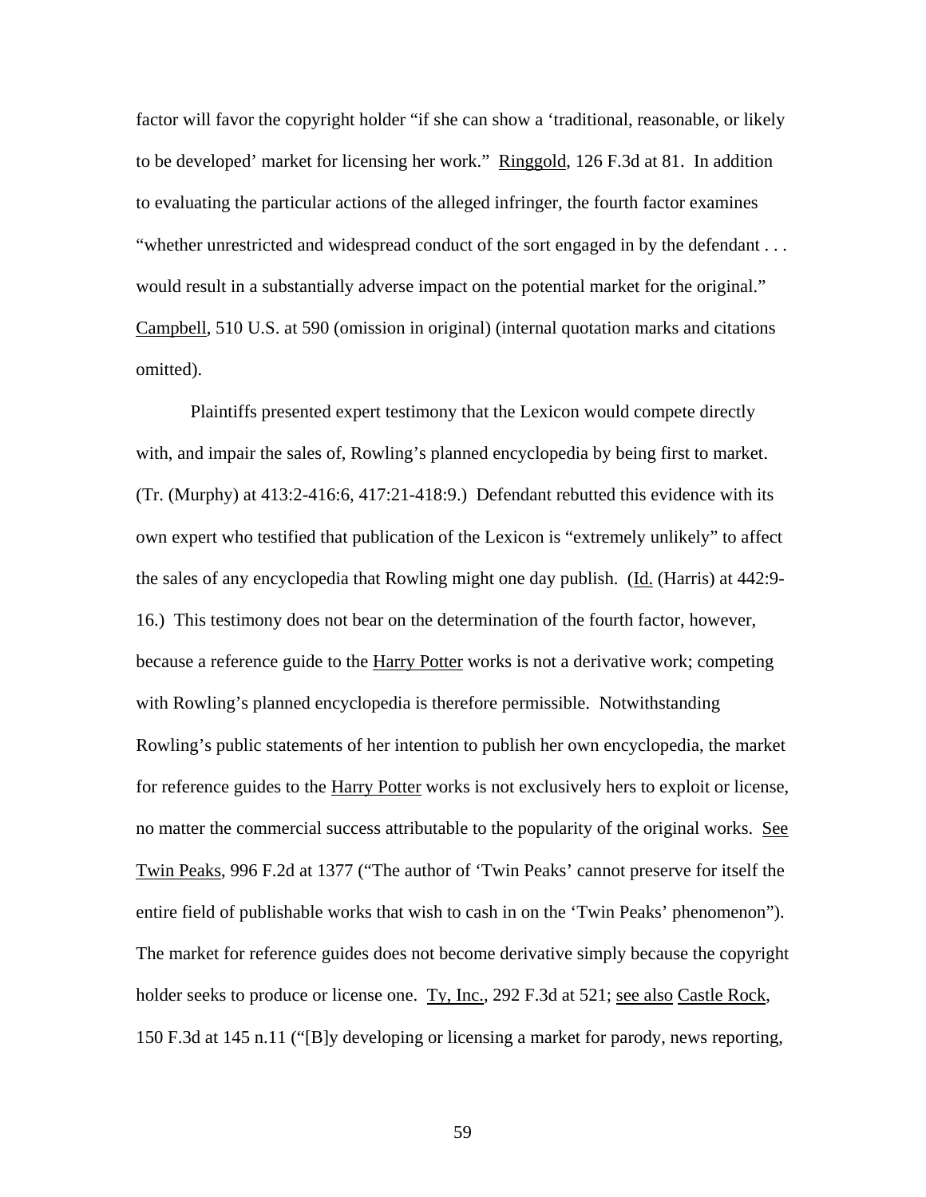factor will favor the copyright holder "if she can show a 'traditional, reasonable, or likely to be developed' market for licensing her work." Ringgold, 126 F.3d at 81. In addition to evaluating the particular actions of the alleged infringer, the fourth factor examines "whether unrestricted and widespread conduct of the sort engaged in by the defendant . . . would result in a substantially adverse impact on the potential market for the original." Campbell, 510 U.S. at 590 (omission in original) (internal quotation marks and citations omitted).

Plaintiffs presented expert testimony that the Lexicon would compete directly with, and impair the sales of, Rowling's planned encyclopedia by being first to market. (Tr. (Murphy) at 413:2-416:6, 417:21-418:9.) Defendant rebutted this evidence with its own expert who testified that publication of the Lexicon is "extremely unlikely" to affect the sales of any encyclopedia that Rowling might one day publish. (Id. (Harris) at 442:9-16.) This testimony does not bear on the determination of the fourth factor, however, because a reference guide to the Harry Potter works is not a derivative work; competing with Rowling's planned encyclopedia is therefore permissible. Notwithstanding Rowling's public statements of her intention to publish her own encyclopedia, the market for reference guides to the Harry Potter works is not exclusively hers to exploit or license, no matter the commercial success attributable to the popularity of the original works. See Twin Peaks, 996 F.2d at 1377 ("The author of 'Twin Peaks' cannot preserve for itself the entire field of publishable works that wish to cash in on the 'Twin Peaks' phenomenon"). The market for reference guides does not become derivative simply because the copyright holder seeks to produce or license one. Ty, Inc., 292 F.3d at 521; see also Castle Rock, 150 F.3d at 145 n.11 ("[B]y developing or licensing a market for parody, news reporting,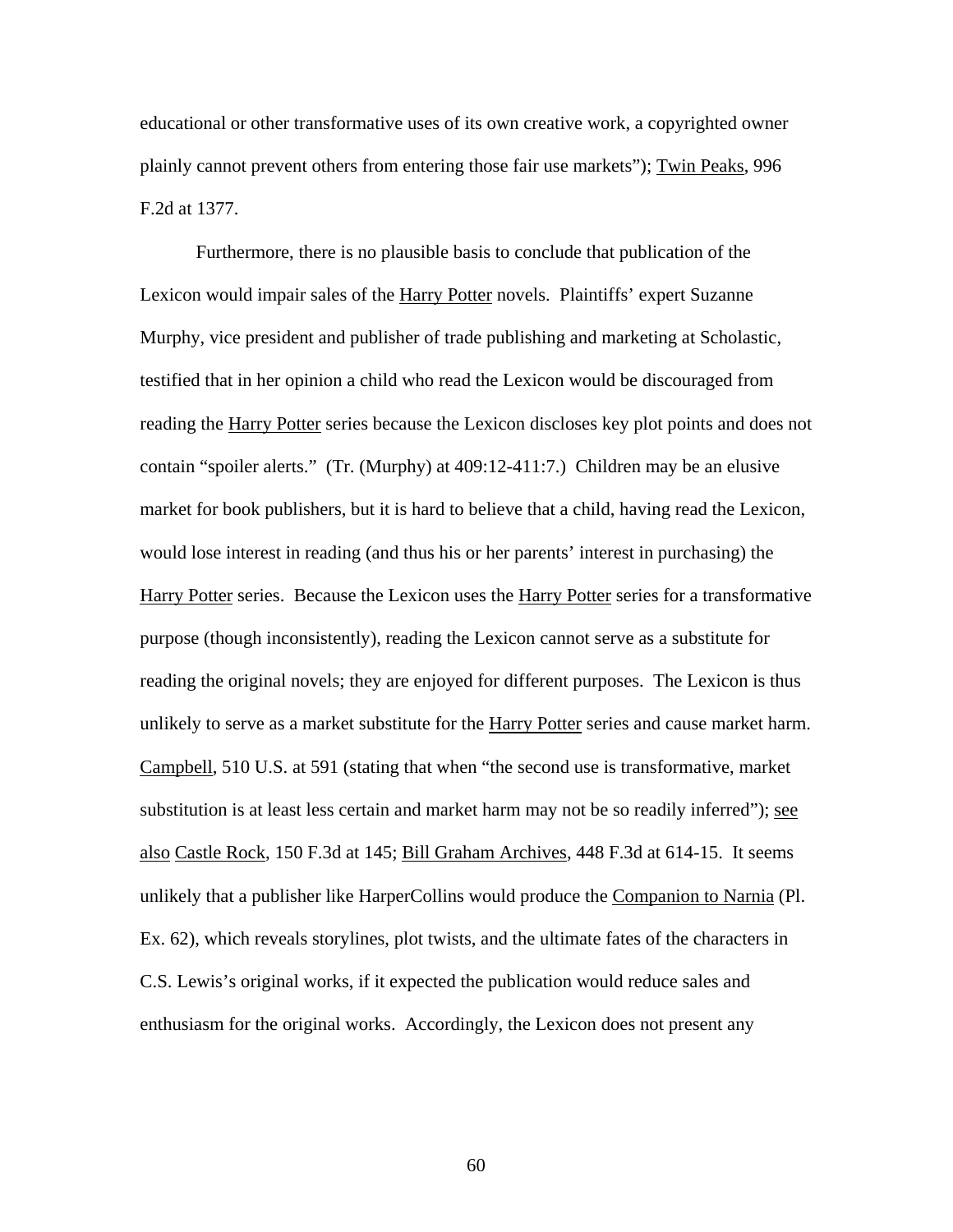educational or other transformative uses of its own creative work, a copyrighted owner plainly cannot prevent others from entering those fair use markets"); Twin Peaks, 996 F.2d at 1377.

Furthermore, there is no plausible basis to conclude that publication of the Lexicon would impair sales of the Harry Potter novels. Plaintiffs' expert Suzanne Murphy, vice president and publisher of trade publishing and marketing at Scholastic, testified that in her opinion a child who read the Lexicon would be discouraged from reading the Harry Potter series because the Lexicon discloses key plot points and does not contain "spoiler alerts." (Tr. (Murphy) at 409:12-411:7.) Children may be an elusive market for book publishers, but it is hard to believe that a child, having read the Lexicon, would lose interest in reading (and thus his or her parents' interest in purchasing) the Harry Potter series. Because the Lexicon uses the Harry Potter series for a transformative purpose (though inconsistently), reading the Lexicon cannot serve as a substitute for reading the original novels; they are enjoyed for different purposes. The Lexicon is thus unlikely to serve as a market substitute for the Harry Potter series and cause market harm. Campbell, 510 U.S. at 591 (stating that when "the second use is transformative, market substitution is at least less certain and market harm may not be so readily inferred"); see also Castle Rock, 150 F.3d at 145; Bill Graham Archives, 448 F.3d at 614-15. It seems unlikely that a publisher like HarperCollins would produce the Companion to Narnia (Pl. Ex. 62), which reveals storylines, plot twists, and the ultimate fates of the characters in C.S. Lewis's original works, if it expected the publication would reduce sales and enthusiasm for the original works. Accordingly, the Lexicon does not present any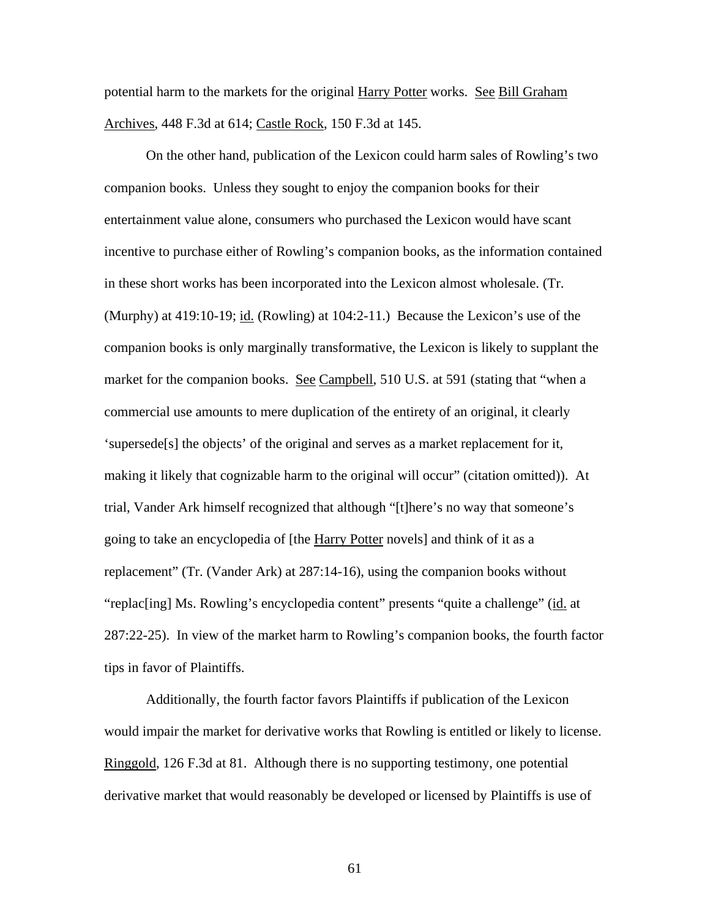potential harm to the markets for the original Harry Potter works. See Bill Graham Archives, 448 F.3d at 614; Castle Rock, 150 F.3d at 145.

On the other hand, publication of the Lexicon could harm sales of Rowling's two companion books. Unless they sought to enjoy the companion books for their entertainment value alone, consumers who purchased the Lexicon would have scant incentive to purchase either of Rowling's companion books, as the information contained in these short works has been incorporated into the Lexicon almost wholesale. (Tr. (Murphy) at 419:10-19; id. (Rowling) at 104:2-11.) Because the Lexicon's use of the companion books is only marginally transformative, the Lexicon is likely to supplant the market for the companion books. See Campbell, 510 U.S. at 591 (stating that "when a commercial use amounts to mere duplication of the entirety of an original, it clearly 'supersede[s] the objects' of the original and serves as a market replacement for it, making it likely that cognizable harm to the original will occur" (citation omitted)). At trial, Vander Ark himself recognized that although "[t]here's no way that someone's going to take an encyclopedia of [the Harry Potter novels] and think of it as a replacement" (Tr. (Vander Ark) at 287:14-16), using the companion books without "replac[ing] Ms. Rowling's encyclopedia content" presents "quite a challenge" (id. at 287:22-25). In view of the market harm to Rowling's companion books, the fourth factor tips in favor of Plaintiffs.

Additionally, the fourth factor favors Plaintiffs if publication of the Lexicon would impair the market for derivative works that Rowling is entitled or likely to license. Ringgold, 126 F.3d at 81. Although there is no supporting testimony, one potential derivative market that would reasonably be developed or licensed by Plaintiffs is use of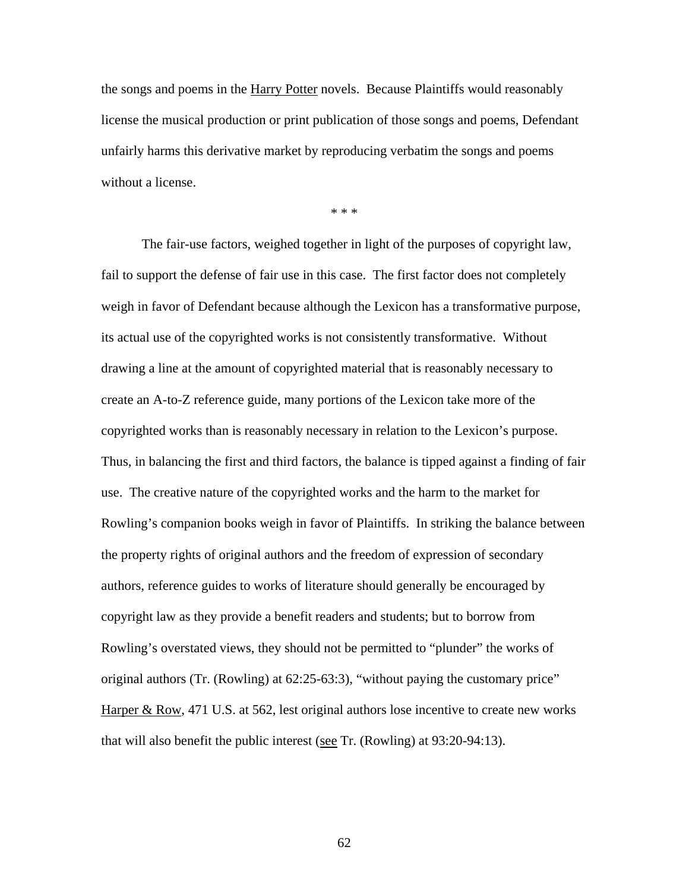the songs and poems in the Harry Potter novels. Because Plaintiffs would reasonably license the musical production or print publication of those songs and poems, Defendant unfairly harms this derivative market by reproducing verbatim the songs and poems without a license.

\* \* \*

The fair-use factors, weighed together in light of the purposes of copyright law, fail to support the defense of fair use in this case. The first factor does not completely weigh in favor of Defendant because although the Lexicon has a transformative purpose, its actual use of the copyrighted works is not consistently transformative. Without drawing a line at the amount of copyrighted material that is reasonably necessary to create an A-to-Z reference guide, many portions of the Lexicon take more of the copyrighted works than is reasonably necessary in relation to the Lexicon's purpose. Thus, in balancing the first and third factors, the balance is tipped against a finding of fair use. The creative nature of the copyrighted works and the harm to the market for Rowling's companion books weigh in favor of Plaintiffs. In striking the balance between the property rights of original authors and the freedom of expression of secondary authors, reference guides to works of literature should generally be encouraged by copyright law as they provide a benefit readers and students; but to borrow from Rowling's overstated views, they should not be permitted to "plunder" the works of original authors (Tr. (Rowling) at 62:25-63:3), "without paying the customary price" Harper & Row, 471 U.S. at 562, lest original authors lose incentive to create new works that will also benefit the public interest (see Tr. (Rowling) at 93:20-94:13).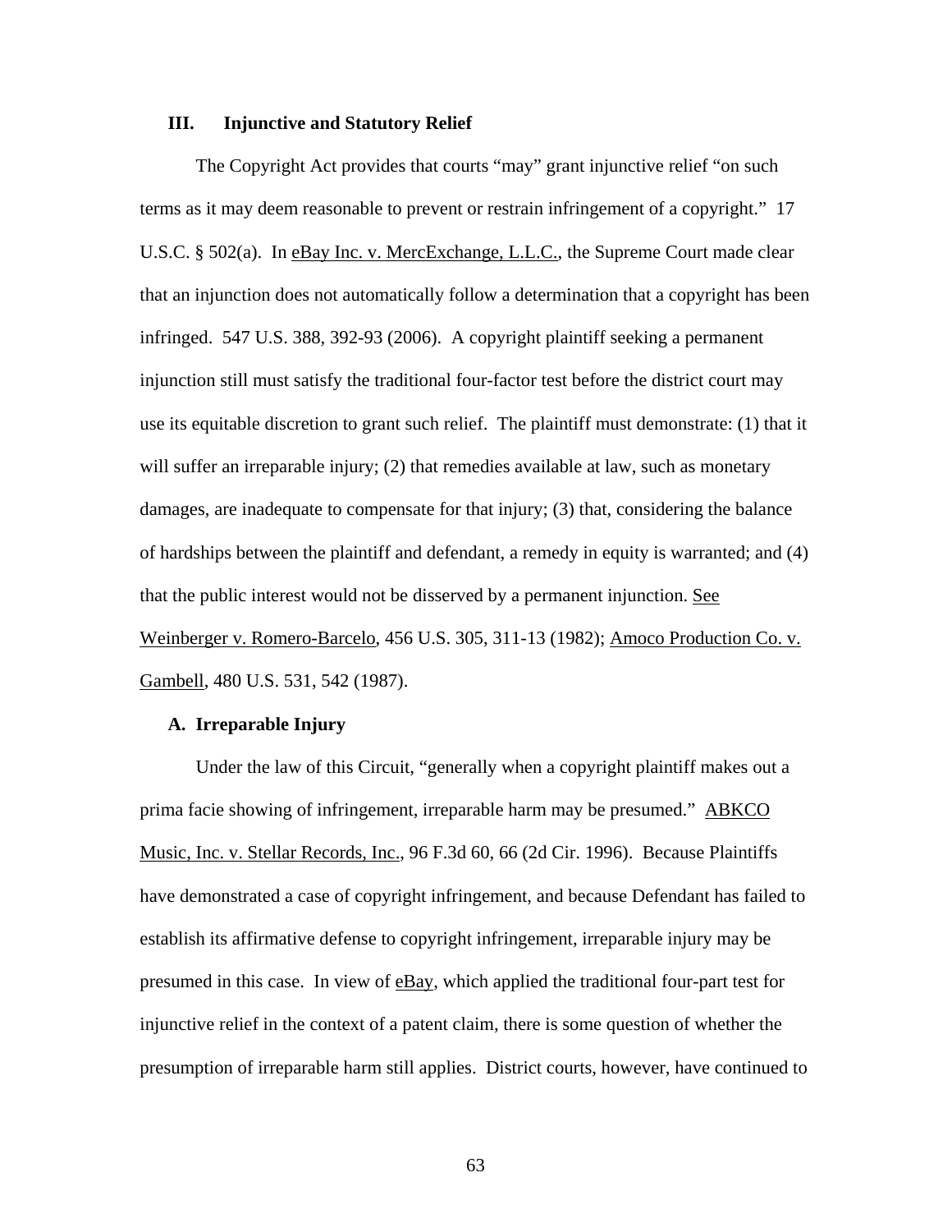## III. Injunctive and Statutory Relief

The Copyright Act provides that courts "may" grant injunctive relief "on such terms as it may deem reasonable to prevent or restrain infringement of a copyright." 17 U.S.C. § 502(a). In eBay Inc. v. MercExchange, L.L.C., the Supreme Court made clear that an injunction does not automatically follow a determination that a copyright has been infringed. 547 U.S. 388, 392-93 (2006). A copyright plaintiff seeking a permanent injunction still must satisfy the traditional four-factor test before the district court may use its equitable discretion to grant such relief. The plaintiff must demonstrate: (1) that it will suffer an irreparable injury; (2) that remedies available at law, such as monetary damages, are inadequate to compensate for that injury; (3) that, considering the balance of hardships between the plaintiff and defendant, a remedy in equity is warranted; and (4) that the public interest would not be disserved by a permanent injunction. See Weinberger v. Romero-Barcelo, 456 U.S. 305, 311-13 (1982); Amoco Production Co. v. Gambell, 480 U.S. 531, 542 (1987).

### A. Irreparable Injury

Under the law of this Circuit, "generally when a copyright plaintiff makes out a prima facie showing of infringement, irreparable harm may be presumed." ABKCO Music, Inc. v. Stellar Records, Inc., 96 F.3d 60, 66 (2d Cir. 1996). Because Plaintiffs have demonstrated a case of copyright infringement, and because Defendant has failed to establish its affirmative defense to copyright infringement, irreparable injury may be presumed in this case. In view of eBay, which applied the traditional four-part test for injunctive relief in the context of a patent claim, there is some question of whether the presumption of irreparable harm still applies. District courts, however, have continued to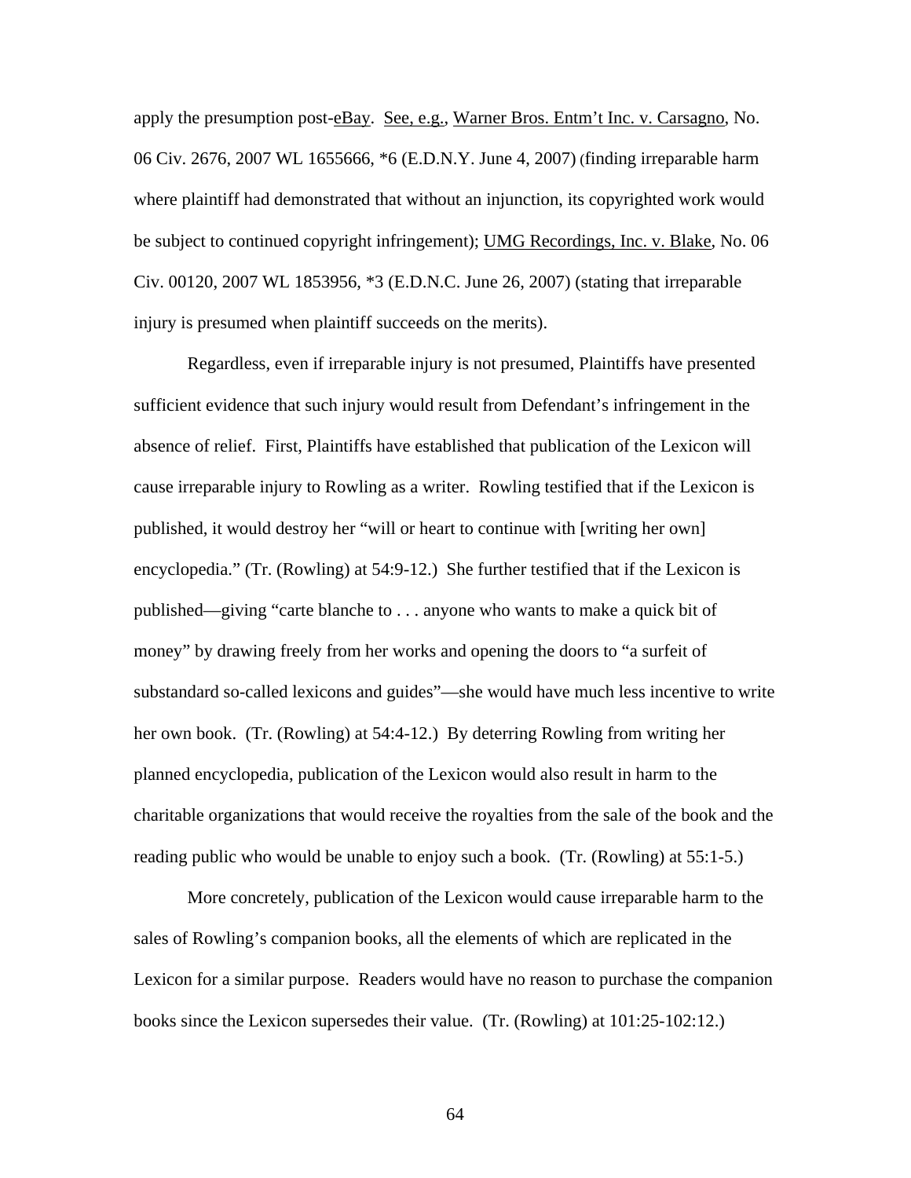apply the presumption post-eBay. See, e.g., Warner Bros. Entm't Inc. v. Carsagno, No. 06 Civ. 2676, 2007 WL 1655666, *6 (E.D.N.Y. June 4, 2007) (finding irreparable harm where plaintiff had demonstrated that without an injunction, its copyrighted work would be subject to continued copyright infringement); UMG Recordings, Inc. v. Blake, No. 06 Civ. 00120, 2007 WL 1853956, *3 (E.D.N.C. June 26, 2007) (stating that irreparable injury is presumed when plaintiff succeeds on the merits).

Regardless, even if irreparable injury is not presumed, Plaintiffs have presented sufficient evidence that such injury would result from Defendant's infringement in the absence of relief. First, Plaintiffs have established that publication of the Lexicon will cause irreparable injury to Rowling as a writer. Rowling testified that if the Lexicon is published, it would destroy her "will or heart to continue with [writing her own] encyclopedia." (Tr. (Rowling) at 54:9-12.) She further testified that if the Lexicon is published—giving "carte blanche to . . . anyone who wants to make a quick bit of money" by drawing freely from her works and opening the doors to "a surfeit of substandard so-called lexicons and guides"—she would have much less incentive to write her own book. (Tr. (Rowling) at 54:4-12.) By deterring Rowling from writing her planned encyclopedia, publication of the Lexicon would also result in harm to the charitable organizations that would receive the royalties from the sale of the book and the reading public who would be unable to enjoy such a book. (Tr. (Rowling) at 55:1-5.)

More concretely, publication of the Lexicon would cause irreparable harm to the sales of Rowling's companion books, all the elements of which are replicated in the Lexicon for a similar purpose. Readers would have no reason to purchase the companion books since the Lexicon supersedes their value. (Tr. (Rowling) at 101:25-102:12.)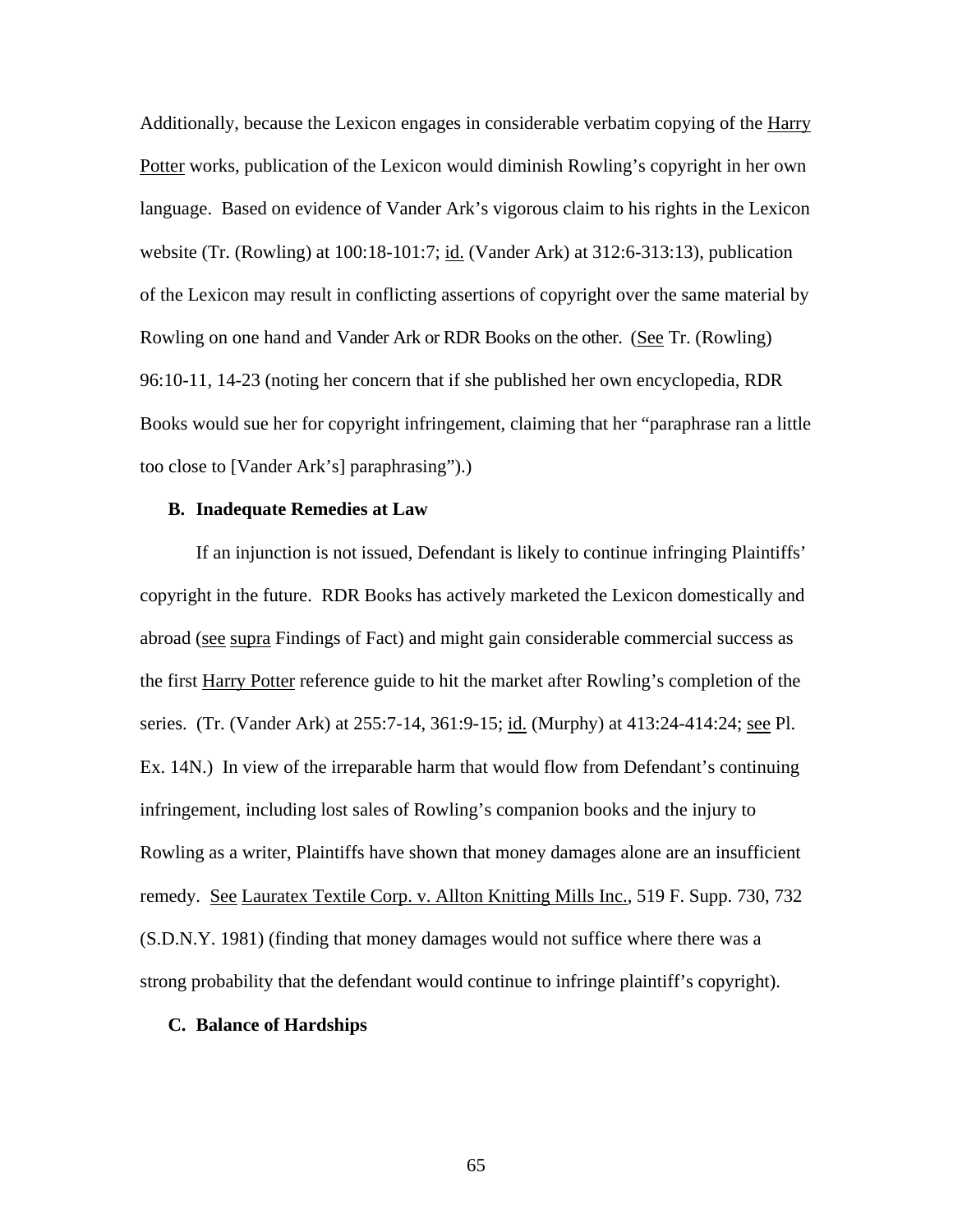Additionally, because the Lexicon engages in considerable verbatim copying of the Harry Potter works, publication of the Lexicon would diminish Rowling's copyright in her own language. Based on evidence of Vander Ark's vigorous claim to his rights in the Lexicon website (Tr. (Rowling) at 100:18-101:7; id. (Vander Ark) at 312:6-313:13), publication of the Lexicon may result in conflicting assertions of copyright over the same material by Rowling on one hand and Vander Ark or RDR Books on the other. (See Tr. (Rowling) 96:10-11, 14-23 (noting her concern that if she published her own encyclopedia, RDR Books would sue her for copyright infringement, claiming that her "paraphrase ran a little too close to [Vander Ark's] paraphrasing").)

**B. Inadequate Remedies at Law**

If an injunction is not issued, Defendant is likely to continue infringing Plaintiffs' copyright in the future. RDR Books has actively marketed the Lexicon domestically and abroad (see supra Findings of Fact) and might gain considerable commercial success as the first Harry Potter reference guide to hit the market after Rowling's completion of the series. (Tr. (Vander Ark) at 255:7-14, 361:9-15; id. (Murphy) at 413:24-414:24; see Pl. Ex. 14N.) In view of the irreparable harm that would flow from Defendant's continuing infringement, including lost sales of Rowling's companion books and the injury to Rowling as a writer, Plaintiffs have shown that money damages alone are an insufficient remedy. See Lauratex Textile Corp. v. Allton Knitting Mills Inc., 519 F. Supp. 730, 732 (S.D.N.Y. 1981) (finding that money damages would not suffice where there was a strong probability that the defendant would continue to infringe plaintiff's copyright).

**C. Balance of Hardships**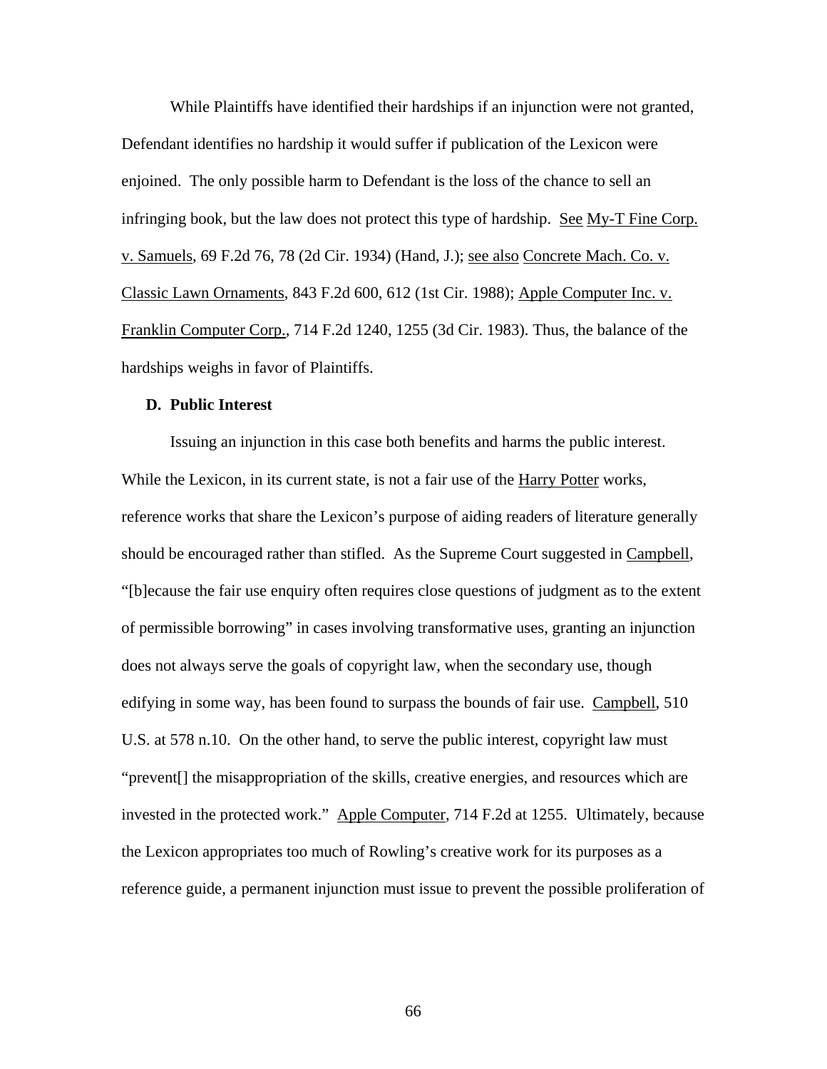While Plaintiffs have identified their hardships if an injunction were not granted, Defendant identifies no hardship it would suffer if publication of the Lexicon were enjoined. The only possible harm to Defendant is the loss of the chance to sell an infringing book, but the law does not protect this type of hardship. See My-T Fine Corp. v. Samuels, 69 F.2d 76, 78 (2d Cir. 1934) (Hand, J.); see also Concrete Mach. Co. v. Classic Lawn Ornaments, 843 F.2d 600, 612 (1st Cir. 1988); Apple Computer Inc. v. Franklin Computer Corp., 714 F.2d 1240, 1255 (3d Cir. 1983). Thus, the balance of the hardships weighs in favor of Plaintiffs.

**D. Public Interest**

Issuing an injunction in this case both benefits and harms the public interest. While the Lexicon, in its current state, is not a fair use of the Harry Potter works, reference works that share the Lexicon's purpose of aiding readers of literature generally should be encouraged rather than stifled. As the Supreme Court suggested in Campbell, "[b]ecause the fair use enquiry often requires close questions of judgment as to the extent of permissible borrowing" in cases involving transformative uses, granting an injunction does not always serve the goals of copyright law, when the secondary use, though edifying in some way, has been found to surpass the bounds of fair use. Campbell, 510 U.S. at 578 n.10. On the other hand, to serve the public interest, copyright law must "prevent[] the misappropriation of the skills, creative energies, and resources which are invested in the protected work." Apple Computer, 714 F.2d at 1255. Ultimately, because the Lexicon appropriates too much of Rowling's creative work for its purposes as a reference guide, a permanent injunction must issue to prevent the possible proliferation of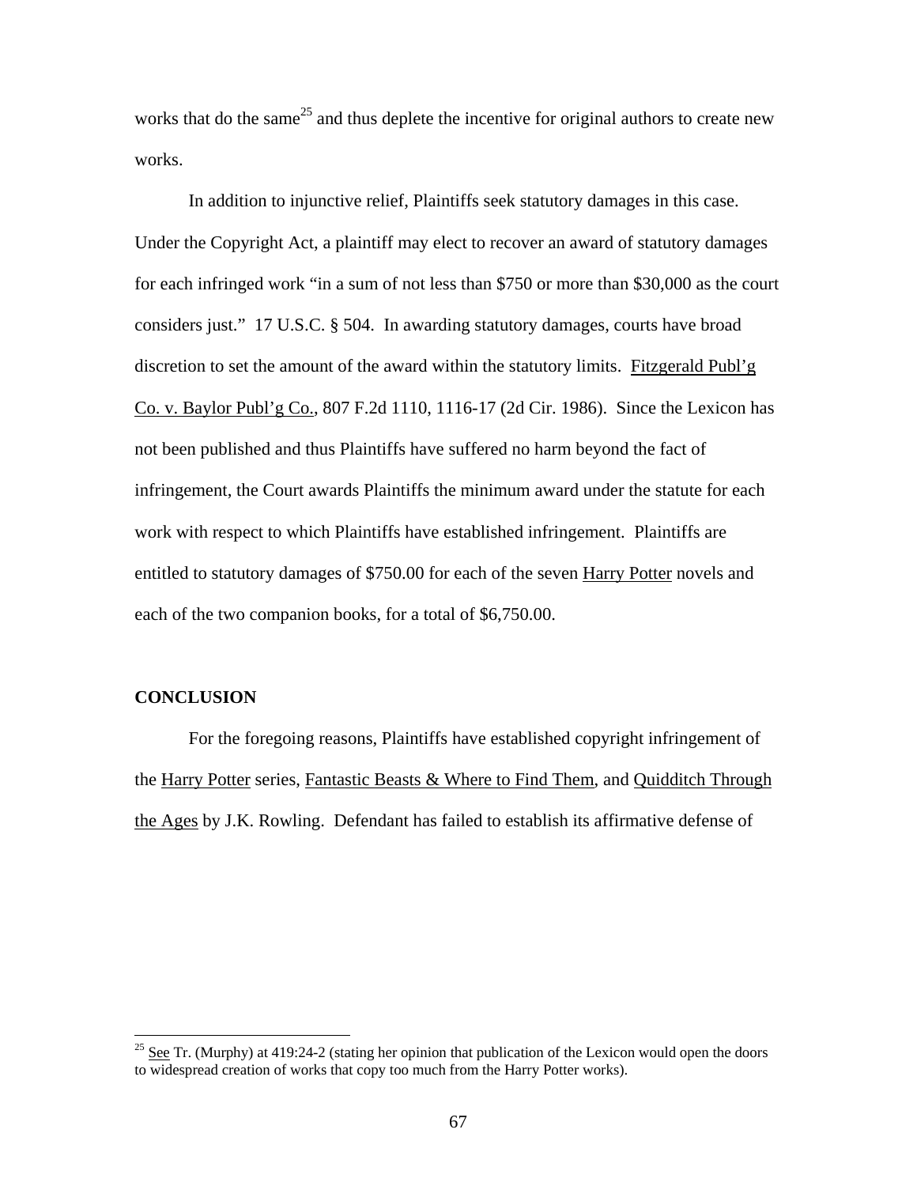works that do the same[25] and thus deplete the incentive for original authors to create new works.

In addition to injunctive relief, Plaintiffs seek statutory damages in this case. Under the Copyright Act, a plaintiff may elect to recover an award of statutory damages for each infringed work "in a sum of not less than $750 or more than $30,000 as the court considers just." 17 U.S.C. § 504. In awarding statutory damages, courts have broad discretion to set the amount of the award within the statutory limits. Fitzgerald Publ'g Co. v. Baylor Publ'g Co., 807 F.2d 1110, 1116-17 (2d Cir. 1986). Since the Lexicon has not been published and thus Plaintiffs have suffered no harm beyond the fact of infringement, the Court awards Plaintiffs the minimum award under the statute for each work with respect to which Plaintiffs have established infringement. Plaintiffs are entitled to statutory damages of $750.00 for each of the seven Harry Potter novels and each of the two companion books, for a total of $6,750.00.

**CONCLUSION**

For the foregoing reasons, Plaintiffs have established copyright infringement of the Harry Potter series, Fantastic Beasts & Where to Find Them, and Quidditch Through the Ages by J.K. Rowling. Defendant has failed to establish its affirmative defense of

---

[25] See Tr. (Murphy) at 419:24-2 (stating her opinion that publication of the Lexicon would open the doors to widespread creation of works that copy too much from the Harry Potter works).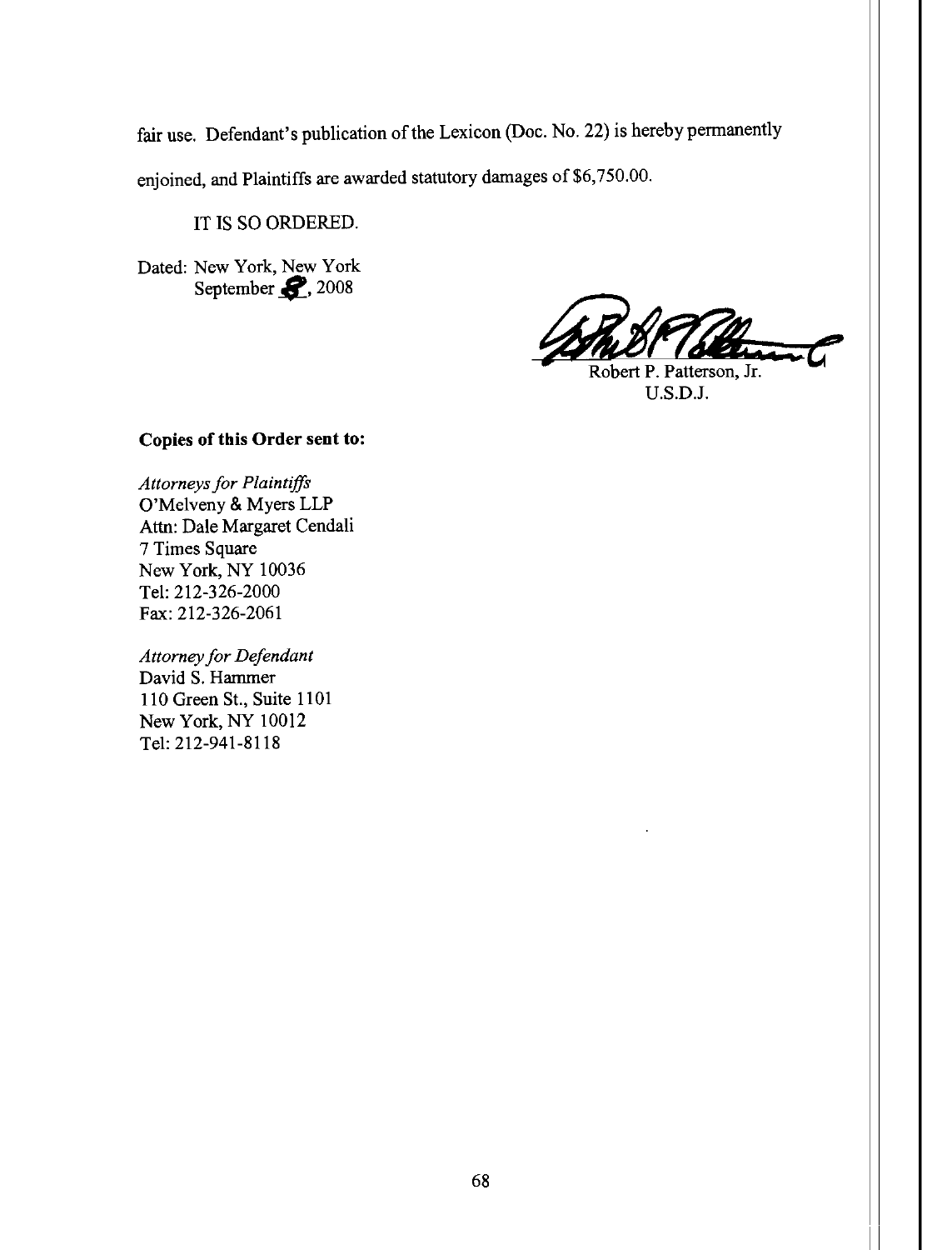fair use. Defendant's publication of the Lexicon (Doc. No. 22) is hereby permanently enjoined, and Plaintiffs are awarded statutory damages of $6,750.00.

IT IS SO ORDERED.

Dated: New York, New York
September 8, 2008

Robert P. Patterson, Jr.
U.S.D.J.

**Copies of this Order sent to:**

*Attorneys for Plaintiffs*
O'Melveny & Myers LLP
Attn: Dale Margaret Cendali
7 Times Square
New York, NY 10036
Tel: 212-326-2000
Fax: 212-326-2061

*Attorney for Defendant*
David S. Hammer
110 Green St., Suite 1101
New York, NY 10012
Tel: 212-941-8118